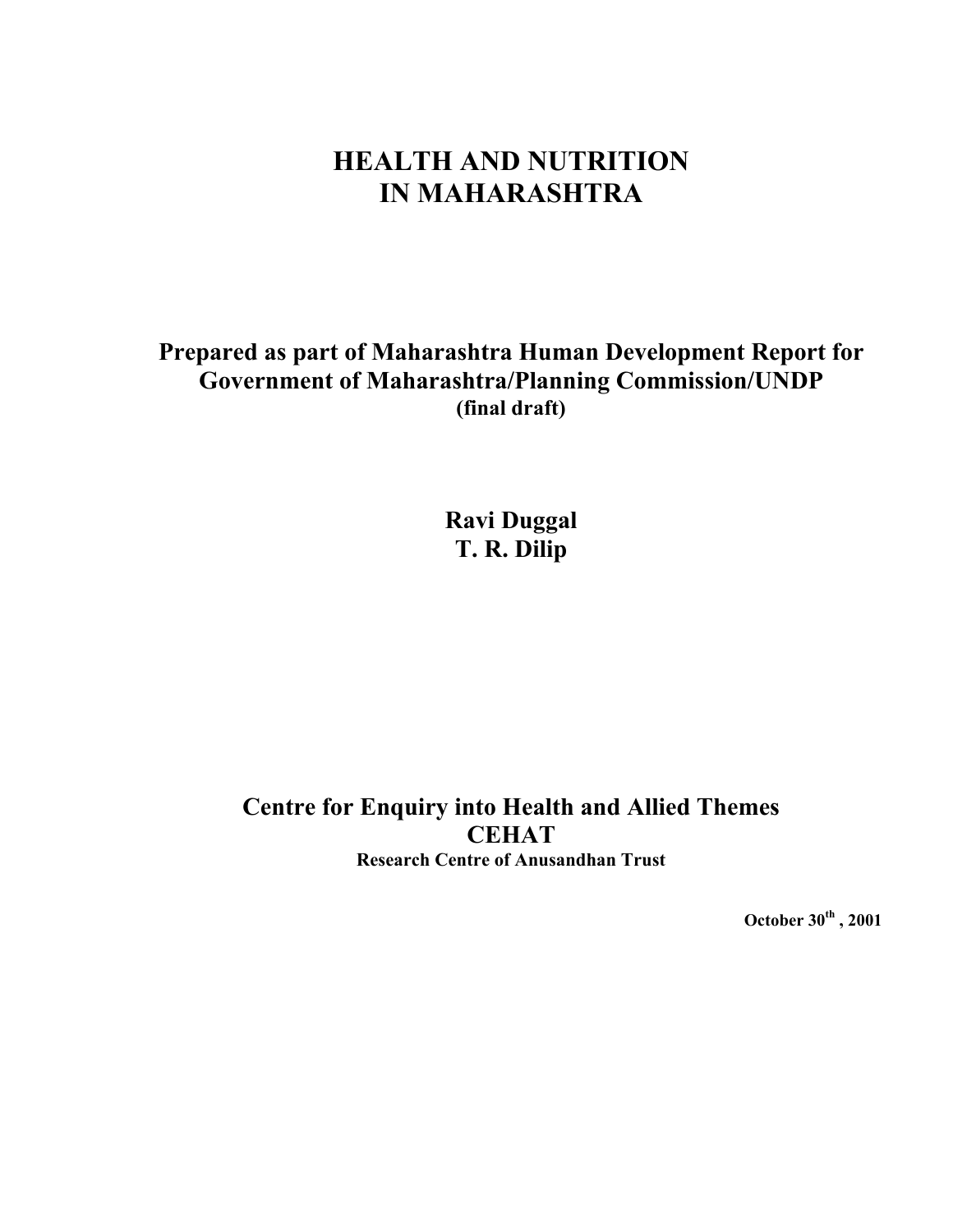# HEALTH AND NUTRITION IN MAHARASHTRA

**Prepared as part of Maharashtra Human Development Report for Government of Maharashtra/Planning Commission/UNDP**
**(final draft)**

**Ravi Duggal**
**T. R. Dilip**

**Centre for Enquiry into Health and Allied Themes**
**CEHAT**
**Research Centre of Anusandhan Trust**

**October 30th , 2001**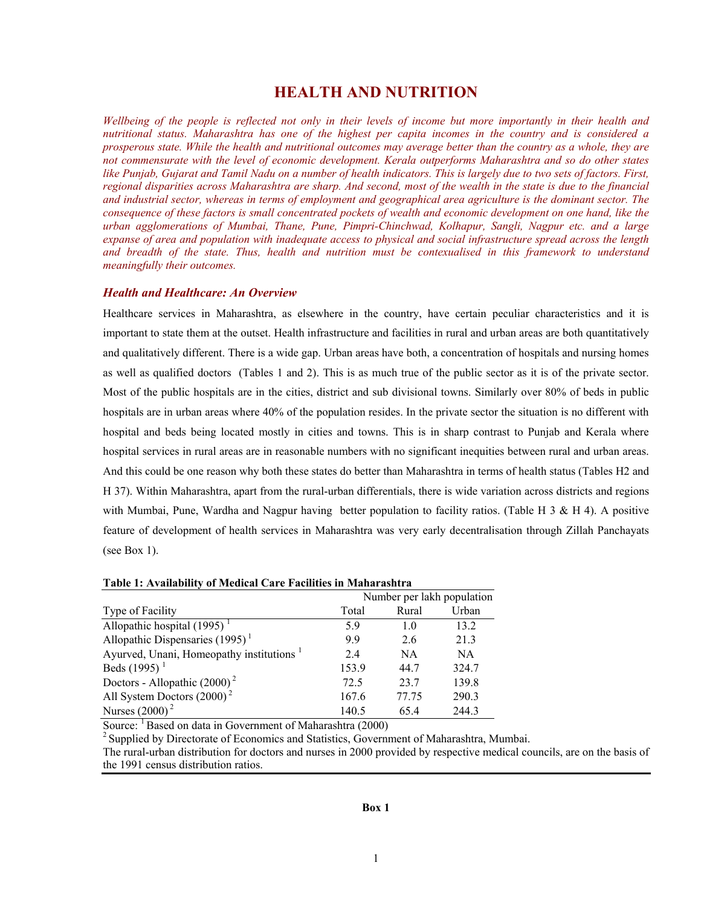# HEALTH AND NUTRITION

*Wellbeing of the people is reflected not only in their levels of income but more importantly in their health and nutritional status. Maharashtra has one of the highest per capita incomes in the country and is considered a prosperous state. While the health and nutritional outcomes may average better than the country as a whole, they are not commensurate with the level of economic development. Kerala outperforms Maharashtra and so do other states like Punjab, Gujarat and Tamil Nadu on a number of health indicators. This is largely due to two sets of factors. First, regional disparities across Maharashtra are sharp. And second, most of the wealth in the state is due to the financial and industrial sector, whereas in terms of employment and geographical area agriculture is the dominant sector. The consequence of these factors is small concentrated pockets of wealth and economic development on one hand, like the urban agglomerations of Mumbai, Thane, Pune, Pimpri-Chinchwad, Kolhapur, Sangli, Nagpur etc. and a large expanse of area and population with inadequate access to physical and social infrastructure spread across the length and breadth of the state. Thus, health and nutrition must be contexualised in this framework to understand meaningfully their outcomes.*

### *Health and Healthcare: An Overview*

Healthcare services in Maharashtra, as elsewhere in the country, have certain peculiar characteristics and it is important to state them at the outset. Health infrastructure and facilities in rural and urban areas are both quantitatively and qualitatively different. There is a wide gap. Urban areas have both, a concentration of hospitals and nursing homes as well as qualified doctors (Tables 1 and 2). This is as much true of the public sector as it is of the private sector. Most of the public hospitals are in the cities, district and sub divisional towns. Similarly over 80% of beds in public hospitals are in urban areas where 40% of the population resides. In the private sector the situation is no different with hospital and beds being located mostly in cities and towns. This is in sharp contrast to Punjab and Kerala where hospital services in rural areas are in reasonable numbers with no significant inequities between rural and urban areas. And this could be one reason why both these states do better than Maharashtra in terms of health status (Tables H2 and H 37). Within Maharashtra, apart from the rural-urban differentials, there is wide variation across districts and regions with Mumbai, Pune, Wardha and Nagpur having better population to facility ratios. (Table H 3 & H 4). A positive feature of development of health services in Maharashtra was very early decentralisation through Zillah Panchayats (see Box 1).

**Table 1: Availability of Medical Care Facilities in Maharashtra**

| | Number per lakh population | | |
|---|---|---|---|
| Type of Facility | Total | Rural | Urban |
| Allopathic hospital (1995) [1] | 5.9 | 1.0 | 13.2 |
| Allopathic Dispensaries (1995) [1] | 9.9 | 2.6 | 21.3 |
| Ayurved, Unani, Homeopathy institutions [1] | 2.4 | NA | NA |
| Beds (1995) [1] | 153.9 | 44.7 | 324.7 |
| Doctors - Allopathic (2000) [2] | 72.5 | 23.7 | 139.8 |
| All System Doctors (2000) [2] | 167.6 | 77.75 | 290.3 |
| Nurses (2000) [2] | 140.5 | 65.4 | 244.3 |

Source: [1] Based on data in Government of Maharashtra (2000)

[2] Supplied by Directorate of Economics and Statistics, Government of Maharashtra, Mumbai.

The rural-urban distribution for doctors and nurses in 2000 provided by respective medical councils, are on the basis of the 1991 census distribution ratios.

**Box 1**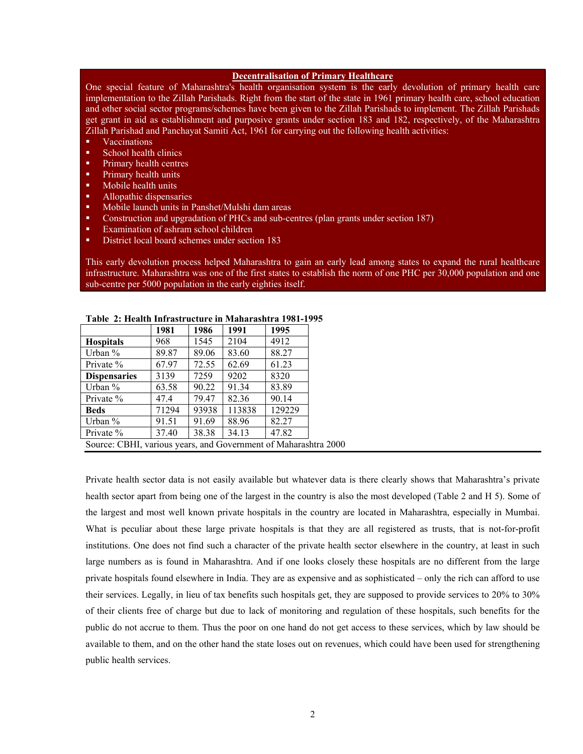**Decentralisation of Primary Healthcare**

One special feature of Maharashtra's health organisation system is the early devolution of primary health care implementation to the Zillah Parishads. Right from the start of the state in 1961 primary health care, school education and other social sector programs/schemes have been given to the Zillah Parishads to implement. The Zillah Parishads get grant in aid as establishment and purposive grants under section 183 and 182, respectively, of the Maharashtra Zillah Parishad and Panchayat Samiti Act, 1961 for carrying out the following health activities:

- Vaccinations
- School health clinics
- Primary health centres
- Primary health units
- Mobile health units
- Allopathic dispensaries
- Mobile launch units in Panshet/Mulshi dam areas
- Construction and upgradation of PHCs and sub-centres (plan grants under section 187)
- Examination of ashram school children
- District local board schemes under section 183

This early devolution process helped Maharashtra to gain an early lead among states to expand the rural healthcare infrastructure. Maharashtra was one of the first states to establish the norm of one PHC per 30,000 population and one sub-centre per 5000 population in the early eighties itself.

**Table 2: Health Infrastructure in Maharashtra 1981-1995**

| | 1981 | 1986 | 1991 | 1995 |
|---|---|---|---|---|
| **Hospitals** | 968 | 1545 | 2104 | 4912 |
| Urban % | 89.87 | 89.06 | 83.60 | 88.27 |
| Private % | 67.97 | 72.55 | 62.69 | 61.23 |
| **Dispensaries** | 3139 | 7259 | 9202 | 8320 |
| Urban % | 63.58 | 90.22 | 91.34 | 83.89 |
| Private % | 47.4 | 79.47 | 82.36 | 90.14 |
| **Beds** | 71294 | 93938 | 113838 | 129229 |
| Urban % | 91.51 | 91.69 | 88.96 | 82.27 |
| Private % | 37.40 | 38.38 | 34.13 | 47.82 |

Source: CBHI, various years, and Government of Maharashtra 2000

Private health sector data is not easily available but whatever data is there clearly shows that Maharashtra's private health sector apart from being one of the largest in the country is also the most developed (Table 2 and H 5). Some of the largest and most well known private hospitals in the country are located in Maharashtra, especially in Mumbai. What is peculiar about these large private hospitals is that they are all registered as trusts, that is not-for-profit institutions. One does not find such a character of the private health sector elsewhere in the country, at least in such large numbers as is found in Maharashtra. And if one looks closely these hospitals are no different from the large private hospitals found elsewhere in India. They are as expensive and as sophisticated – only the rich can afford to use their services. Legally, in lieu of tax benefits such hospitals get, they are supposed to provide services to 20% to 30% of their clients free of charge but due to lack of monitoring and regulation of these hospitals, such benefits for the public do not accrue to them. Thus the poor on one hand do not get access to these services, which by law should be available to them, and on the other hand the state loses out on revenues, which could have been used for strengthening public health services.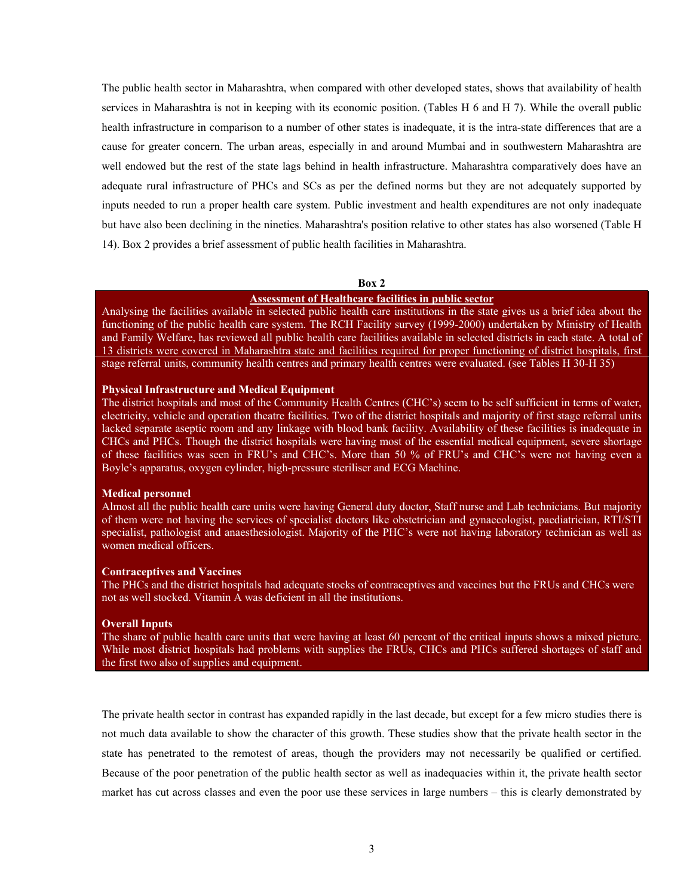The public health sector in Maharashtra, when compared with other developed states, shows that availability of health services in Maharashtra is not in keeping with its economic position. (Tables H 6 and H 7). While the overall public health infrastructure in comparison to a number of other states is inadequate, it is the intra-state differences that are a cause for greater concern. The urban areas, especially in and around Mumbai and in southwestern Maharashtra are well endowed but the rest of the state lags behind in health infrastructure. Maharashtra comparatively does have an adequate rural infrastructure of PHCs and SCs as per the defined norms but they are not adequately supported by inputs needed to run a proper health care system. Public investment and health expenditures are not only inadequate but have also been declining in the nineties. Maharashtra's position relative to other states has also worsened (Table H 14). Box 2 provides a brief assessment of public health facilities in Maharashtra.

**Box 2**

**Assessment of Healthcare facilities in public sector**

Analysing the facilities available in selected public health care institutions in the state gives us a brief idea about the functioning of the public health care system. The RCH Facility survey (1999-2000) undertaken by Ministry of Health and Family Welfare, has reviewed all public health care facilities available in selected districts in each state. A total of 13 districts were covered in Maharashtra state and facilities required for proper functioning of district hospitals, first stage referral units, community health centres and primary health centres were evaluated. (see Tables H 30-H 35)

**Physical Infrastructure and Medical Equipment**

The district hospitals and most of the Community Health Centres (CHC's) seem to be self sufficient in terms of water, electricity, vehicle and operation theatre facilities. Two of the district hospitals and majority of first stage referral units lacked separate aseptic room and any linkage with blood bank facility. Availability of these facilities is inadequate in CHCs and PHCs. Though the district hospitals were having most of the essential medical equipment, severe shortage of these facilities was seen in FRU's and CHC's. More than 50 % of FRU's and CHC's were not having even a Boyle's apparatus, oxygen cylinder, high-pressure steriliser and ECG Machine.

**Medical personnel**

Almost all the public health care units were having General duty doctor, Staff nurse and Lab technicians. But majority of them were not having the services of specialist doctors like obstetrician and gynaecologist, paediatrician, RTI/STI specialist, pathologist and anaesthesiologist. Majority of the PHC's were not having laboratory technician as well as women medical officers.

**Contraceptives and Vaccines**

The PHCs and the district hospitals had adequate stocks of contraceptives and vaccines but the FRUs and CHCs were not as well stocked. Vitamin A was deficient in all the institutions.

**Overall Inputs**

The share of public health care units that were having at least 60 percent of the critical inputs shows a mixed picture. While most district hospitals had problems with supplies the FRUs, CHCs and PHCs suffered shortages of staff and the first two also of supplies and equipment.

The private health sector in contrast has expanded rapidly in the last decade, but except for a few micro studies there is not much data available to show the character of this growth. These studies show that the private health sector in the state has penetrated to the remotest of areas, though the providers may not necessarily be qualified or certified. Because of the poor penetration of the public health sector as well as inadequacies within it, the private health sector market has cut across classes and even the poor use these services in large numbers – this is clearly demonstrated by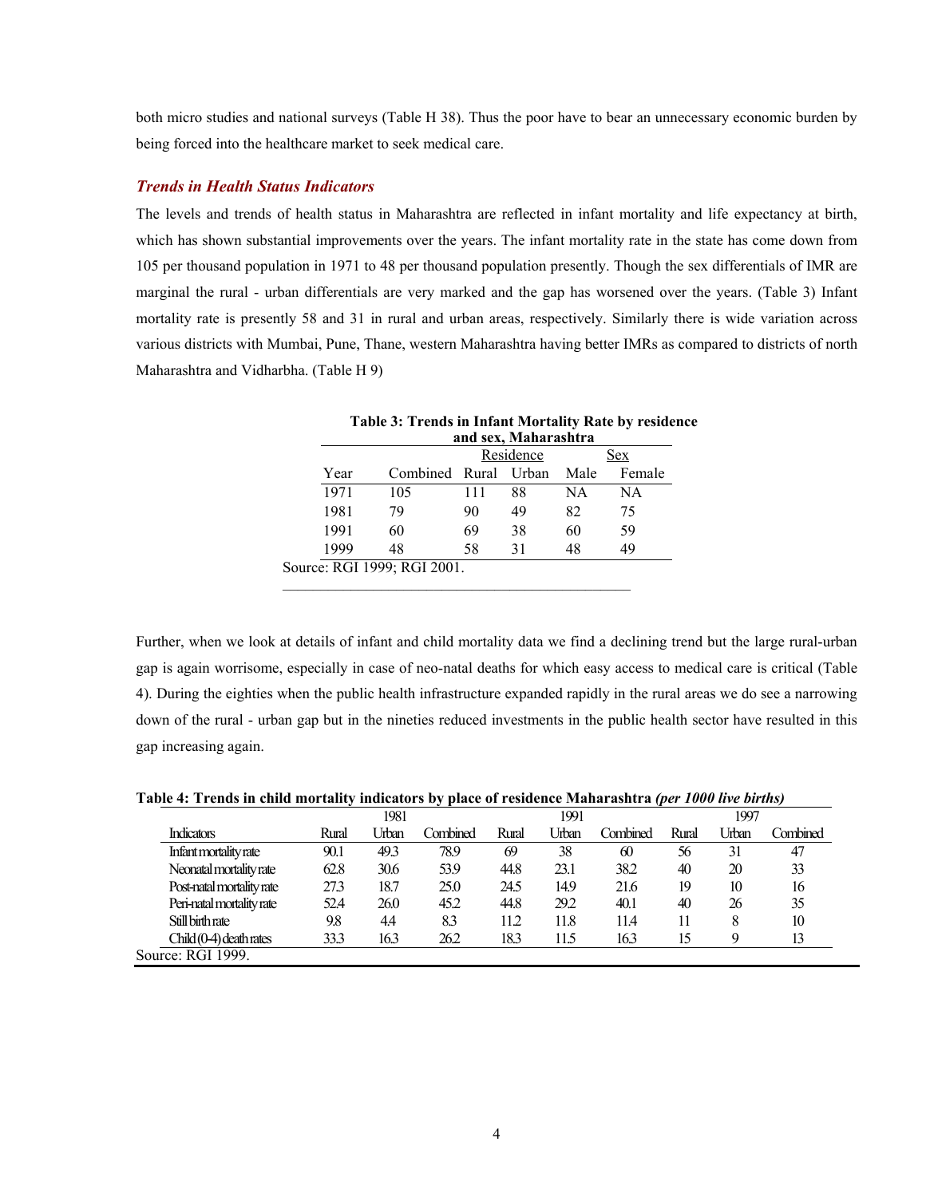both micro studies and national surveys (Table H 38). Thus the poor have to bear an unnecessary economic burden by being forced into the healthcare market to seek medical care.

### *Trends in Health Status Indicators*

The levels and trends of health status in Maharashtra are reflected in infant mortality and life expectancy at birth, which has shown substantial improvements over the years. The infant mortality rate in the state has come down from 105 per thousand population in 1971 to 48 per thousand population presently. Though the sex differentials of IMR are marginal the rural - urban differentials are very marked and the gap has worsened over the years. (Table 3) Infant mortality rate is presently 58 and 31 in rural and urban areas, respectively. Similarly there is wide variation across various districts with Mumbai, Pune, Thane, western Maharashtra having better IMRs as compared to districts of north Maharashtra and Vidharbha. (Table H 9)

**Table 3: Trends in Infant Mortality Rate by residence and sex, Maharashtra**

| Year | Combined | Residence | | Sex | |
|---|---|---|---|---|---|
| | | Rural | Urban | Male | Female |
| 1971 | 105 | 111 | 88 | NA | NA |
| 1981 | 79 | 90 | 49 | 82 | 75 |
| 1991 | 60 | 69 | 38 | 60 | 59 |
| 1999 | 48 | 58 | 31 | 48 | 49 |

Source: RGI 1999; RGI 2001.

Further, when we look at details of infant and child mortality data we find a declining trend but the large rural-urban gap is again worrisome, especially in case of neo-natal deaths for which easy access to medical care is critical (Table 4). During the eighties when the public health infrastructure expanded rapidly in the rural areas we do see a narrowing down of the rural - urban gap but in the nineties reduced investments in the public health sector have resulted in this gap increasing again.

**Table 4: Trends in child mortality indicators by place of residence Maharashtra** ***(per 1000 live births)***

| Indicators | 1981 | | | 1991 | | | 1997 | | |
|---|---|---|---|---|---|---|---|---|---|
| | Rural | Urban | Combined | Rural | Urban | Combined | Rural | Urban | Combined |
| Infant mortality rate | 90.1 | 49.3 | 78.9 | 69 | 38 | 60 | 56 | 31 | 47 |
| Neonatal mortality rate | 62.8 | 30.6 | 53.9 | 44.8 | 23.1 | 38.2 | 40 | 20 | 33 |
| Post-natal mortality rate | 27.3 | 18.7 | 25.0 | 24.5 | 14.9 | 21.6 | 19 | 10 | 16 |
| Peri-natal mortality rate | 52.4 | 26.0 | 45.2 | 44.8 | 29.2 | 40.1 | 40 | 26 | 35 |
| Still birth rate | 9.8 | 4.4 | 8.3 | 11.2 | 11.8 | 11.4 | 11 | 8 | 10 |
| Child (0-4) death rates | 33.3 | 16.3 | 26.2 | 18.3 | 11.5 | 16.3 | 15 | 9 | 13 |

Source: RGI 1999.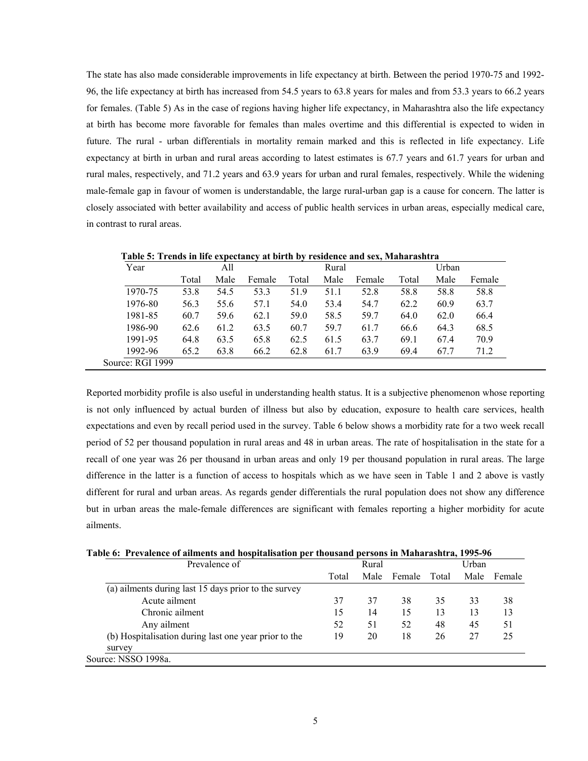The state has also made considerable improvements in life expectancy at birth. Between the period 1970-75 and 1992-96, the life expectancy at birth has increased from 54.5 years to 63.8 years for males and from 53.3 years to 66.2 years for females. (Table 5) As in the case of regions having higher life expectancy, in Maharashtra also the life expectancy at birth has become more favorable for females than males overtime and this differential is expected to widen in future. The rural - urban differentials in mortality remain marked and this is reflected in life expectancy. Life expectancy at birth in urban and rural areas according to latest estimates is 67.7 years and 61.7 years for urban and rural males, respectively, and 71.2 years and 63.9 years for urban and rural females, respectively. While the widening male-female gap in favour of women is understandable, the large rural-urban gap is a cause for concern. The latter is closely associated with better availability and access of public health services in urban areas, especially medical care, in contrast to rural areas.

**Table 5: Trends in life expectancy at birth by residence and sex, Maharashtra**

| Year | All | | | Rural | | | Urban | | |
|---|---|---|---|---|---|---|---|---|---|
| | Total | Male | Female | Total | Male | Female | Total | Male | Female |
| 1970-75 | 53.8 | 54.5 | 53.3 | 51.9 | 51.1 | 52.8 | 58.8 | 58.8 | 58.8 |
| 1976-80 | 56.3 | 55.6 | 57.1 | 54.0 | 53.4 | 54.7 | 62.2 | 60.9 | 63.7 |
| 1981-85 | 60.7 | 59.6 | 62.1 | 59.0 | 58.5 | 59.7 | 64.0 | 62.0 | 66.4 |
| 1986-90 | 62.6 | 61.2 | 63.5 | 60.7 | 59.7 | 61.7 | 66.6 | 64.3 | 68.5 |
| 1991-95 | 64.8 | 63.5 | 65.8 | 62.5 | 61.5 | 63.7 | 69.1 | 67.4 | 70.9 |
| 1992-96 | 65.2 | 63.8 | 66.2 | 62.8 | 61.7 | 63.9 | 69.4 | 67.7 | 71.2 |

Source: RGI 1999

Reported morbidity profile is also useful in understanding health status. It is a subjective phenomenon whose reporting is not only influenced by actual burden of illness but also by education, exposure to health care services, health expectations and even by recall period used in the survey. Table 6 below shows a morbidity rate for a two week recall period of 52 per thousand population in rural areas and 48 in urban areas. The rate of hospitalisation in the state for a recall of one year was 26 per thousand in urban areas and only 19 per thousand population in rural areas. The large difference in the latter is a function of access to hospitals which as we have seen in Table 1 and 2 above is vastly different for rural and urban areas. As regards gender differentials the rural population does not show any difference but in urban areas the male-female differences are significant with females reporting a higher morbidity for acute ailments.

**Table 6: Prevalence of ailments and hospitalisation per thousand persons in Maharashtra, 1995-96**

| Prevalence of | Rural | | | Urban | | |
|---|---|---|---|---|---|---|
| | Total | Male | Female | Total | Male | Female |
| (a) ailments during last 15 days prior to the survey | | | | | | |
| Acute ailment | 37 | 37 | 38 | 35 | 33 | 38 |
| Chronic ailment | 15 | 14 | 15 | 13 | 13 | 13 |
| Any ailment | 52 | 51 | 52 | 48 | 45 | 51 |
| (b) Hospitalisation during last one year prior to the survey | 19 | 20 | 18 | 26 | 27 | 25 |

Source: NSSO 1998a.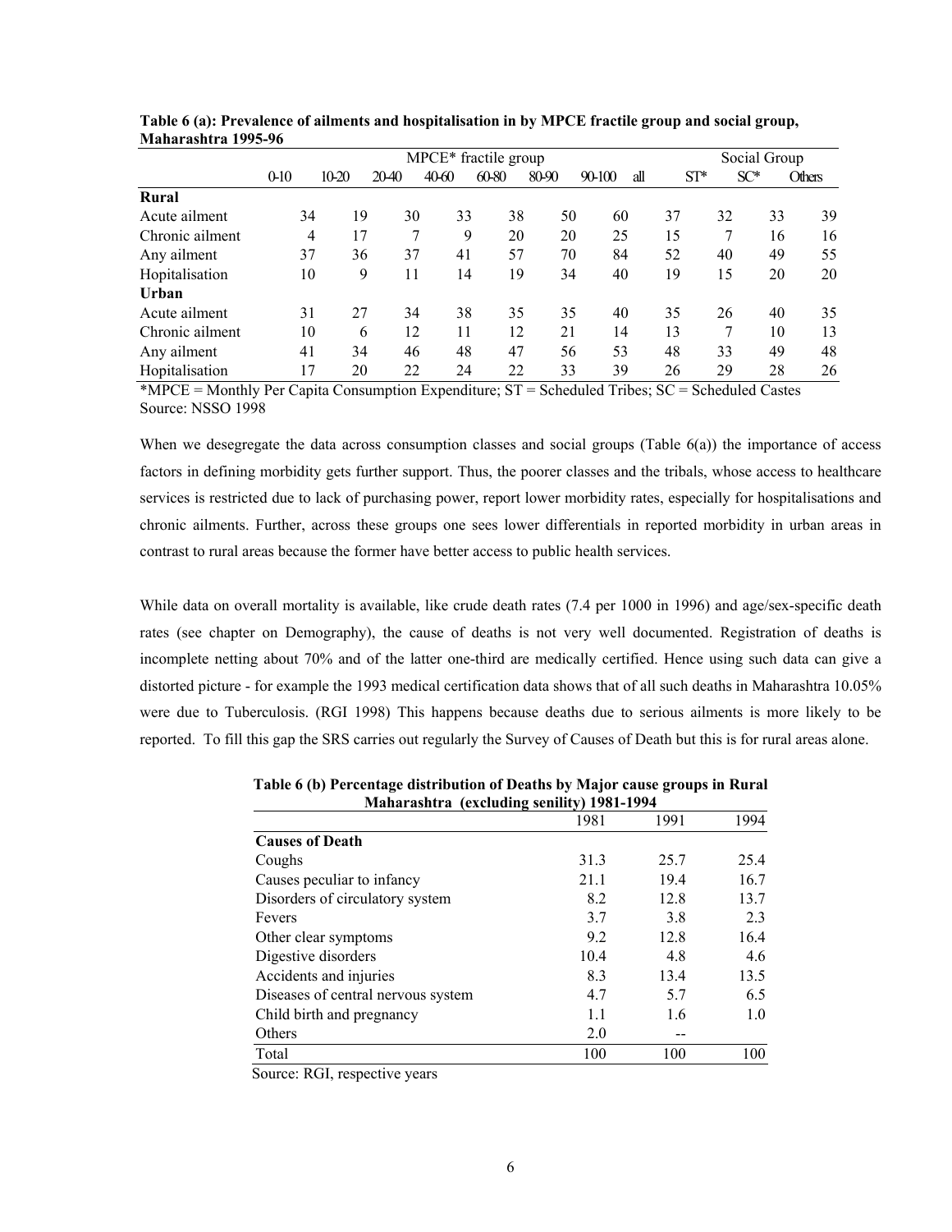**Table 6 (a): Prevalence of ailments and hospitalisation in by MPCE fractile group and social group, Maharashtra 1995-96**

| | MPCE* fractile group | | | | | | | | Social Group | | |
|---|---|---|---|---|---|---|---|---|---|---|---|
| | 0-10 | 10-20 | 20-40 | 40-60 | 60-80 | 80-90 | 90-100 | all | ST* | SC* | Others |
| **Rural** | | | | | | | | | | | |
| Acute ailment | 34 | 19 | 30 | 33 | 38 | 50 | 60 | 37 | 32 | 33 | 39 |
| Chronic ailment | 4 | 17 | 7 | 9 | 20 | 20 | 25 | 15 | 7 | 16 | 16 |
| Any ailment | 37 | 36 | 37 | 41 | 57 | 70 | 84 | 52 | 40 | 49 | 55 |
| Hopitalisation | 10 | 9 | 11 | 14 | 19 | 34 | 40 | 19 | 15 | 20 | 20 |
| **Urban** | | | | | | | | | | | |
| Acute ailment | 31 | 27 | 34 | 38 | 35 | 35 | 40 | 35 | 26 | 40 | 35 |
| Chronic ailment | 10 | 6 | 12 | 11 | 12 | 21 | 14 | 13 | 7 | 10 | 13 |
| Any ailment | 41 | 34 | 46 | 48 | 47 | 56 | 53 | 48 | 33 | 49 | 48 |
| Hopitalisation | 17 | 20 | 22 | 24 | 22 | 33 | 39 | 26 | 29 | 28 | 26 |

*MPCE = Monthly Per Capita Consumption Expenditure; ST = Scheduled Tribes; SC = Scheduled Castes
Source: NSSO 1998

When we desegregate the data across consumption classes and social groups (Table 6(a)) the importance of access factors in defining morbidity gets further support. Thus, the poorer classes and the tribals, whose access to healthcare services is restricted due to lack of purchasing power, report lower morbidity rates, especially for hospitalisations and chronic ailments. Further, across these groups one sees lower differentials in reported morbidity in urban areas in contrast to rural areas because the former have better access to public health services.

While data on overall mortality is available, like crude death rates (7.4 per 1000 in 1996) and age/sex-specific death rates (see chapter on Demography), the cause of deaths is not very well documented. Registration of deaths is incomplete netting about 70% and of the latter one-third are medically certified. Hence using such data can give a distorted picture - for example the 1993 medical certification data shows that of all such deaths in Maharashtra 10.05% were due to Tuberculosis. (RGI 1998) This happens because deaths due to serious ailments is more likely to be reported. To fill this gap the SRS carries out regularly the Survey of Causes of Death but this is for rural areas alone.

**Table 6 (b) Percentage distribution of Deaths by Major cause groups in Rural Maharashtra (excluding senility) 1981-1994**

| | 1981 | 1991 | 1994 |
|---|---|---|---|
| **Causes of Death** | | | |
| Coughs | 31.3 | 25.7 | 25.4 |
| Causes peculiar to infancy | 21.1 | 19.4 | 16.7 |
| Disorders of circulatory system | 8.2 | 12.8 | 13.7 |
| Fevers | 3.7 | 3.8 | 2.3 |
| Other clear symptoms | 9.2 | 12.8 | 16.4 |
| Digestive disorders | 10.4 | 4.8 | 4.6 |
| Accidents and injuries | 8.3 | 13.4 | 13.5 |
| Diseases of central nervous system | 4.7 | 5.7 | 6.5 |
| Child birth and pregnancy | 1.1 | 1.6 | 1.0 |
| Others | 2.0 | -- | |
| Total | 100 | 100 | 100 |

Source: RGI, respective years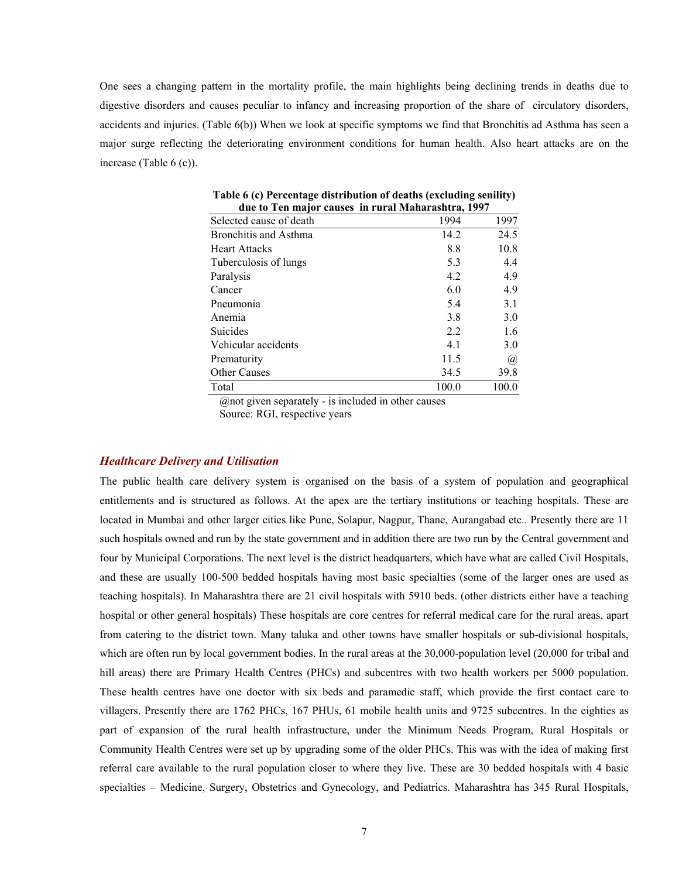One sees a changing pattern in the mortality profile, the main highlights being declining trends in deaths due to digestive disorders and causes peculiar to infancy and increasing proportion of the share of circulatory disorders, accidents and injuries. (Table 6(b)) When we look at specific symptoms we find that Bronchitis ad Asthma has seen a major surge reflecting the deteriorating environment conditions for human health. Also heart attacks are on the increase (Table 6 (c)).

**Table 6 (c) Percentage distribution of deaths (excluding senility) due to Ten major causes in rural Maharashtra, 1997**

| Selected cause of death | 1994 | 1997 |
|---|---|---|
| Bronchitis and Asthma | 14.2 | 24.5 |
| Heart Attacks | 8.8 | 10.8 |
| Tuberculosis of lungs | 5.3 | 4.4 |
| Paralysis | 4.2 | 4.9 |
| Cancer | 6.0 | 4.9 |
| Pneumonia | 5.4 | 3.1 |
| Anemia | 3.8 | 3.0 |
| Suicides | 2.2 | 1.6 |
| Vehicular accidents | 4.1 | 3.0 |
| Prematurity | 11.5 | @ |
| Other Causes | 34.5 | 39.8 |
| Total | 100.0 | 100.0 |

@not given separately - is included in other causes
Source: RGI, respective years

### *Healthcare Delivery and Utilisation*

The public health care delivery system is organised on the basis of a system of population and geographical entitlements and is structured as follows. At the apex are the tertiary institutions or teaching hospitals. These are located in Mumbai and other larger cities like Pune, Solapur, Nagpur, Thane, Aurangabad etc.. Presently there are 11 such hospitals owned and run by the state government and in addition there are two run by the Central government and four by Municipal Corporations. The next level is the district headquarters, which have what are called Civil Hospitals, and these are usually 100-500 bedded hospitals having most basic specialties (some of the larger ones are used as teaching hospitals). In Maharashtra there are 21 civil hospitals with 5910 beds. (other districts either have a teaching hospital or other general hospitals) These hospitals are core centres for referral medical care for the rural areas, apart from catering to the district town. Many taluka and other towns have smaller hospitals or sub-divisional hospitals, which are often run by local government bodies. In the rural areas at the 30,000-population level (20,000 for tribal and hill areas) there are Primary Health Centres (PHCs) and subcentres with two health workers per 5000 population. These health centres have one doctor with six beds and paramedic staff, which provide the first contact care to villagers. Presently there are 1762 PHCs, 167 PHUs, 61 mobile health units and 9725 subcentres. In the eighties as part of expansion of the rural health infrastructure, under the Minimum Needs Program, Rural Hospitals or Community Health Centres were set up by upgrading some of the older PHCs. This was with the idea of making first referral care available to the rural population closer to where they live. These are 30 bedded hospitals with 4 basic specialties – Medicine, Surgery, Obstetrics and Gynecology, and Pediatrics. Maharashtra has 345 Rural Hospitals,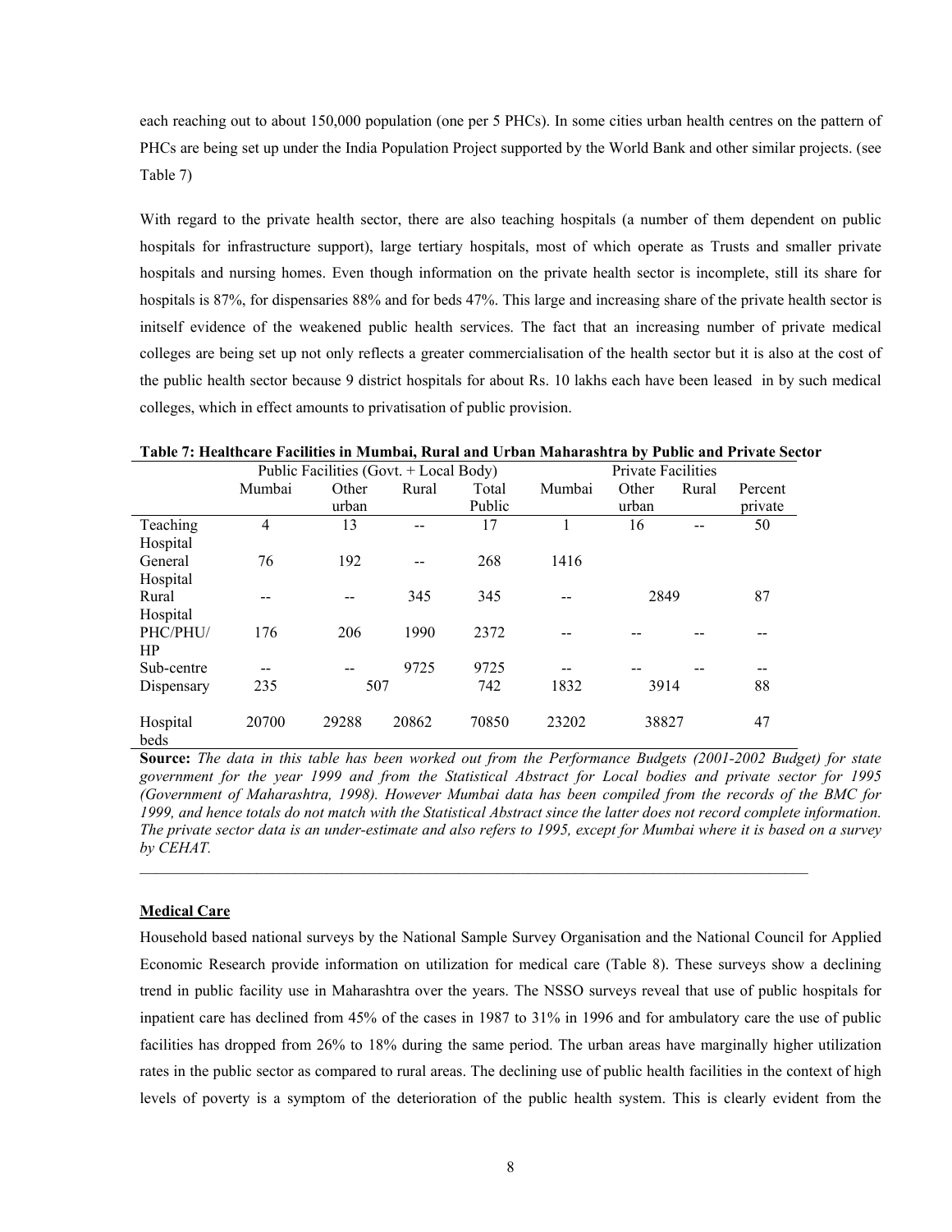each reaching out to about 150,000 population (one per 5 PHCs). In some cities urban health centres on the pattern of PHCs are being set up under the India Population Project supported by the World Bank and other similar projects. (see Table 7)

With regard to the private health sector, there are also teaching hospitals (a number of them dependent on public hospitals for infrastructure support), large tertiary hospitals, most of which operate as Trusts and smaller private hospitals and nursing homes. Even though information on the private health sector is incomplete, still its share for hospitals is 87%, for dispensaries 88% and for beds 47%. This large and increasing share of the private health sector is initself evidence of the weakened public health services. The fact that an increasing number of private medical colleges are being set up not only reflects a greater commercialisation of the health sector but it is also at the cost of the public health sector because 9 district hospitals for about Rs. 10 lakhs each have been leased in by such medical colleges, which in effect amounts to privatisation of public provision.

**Table 7: Healthcare Facilities in Mumbai, Rural and Urban Maharashtra by Public and Private Sector**

| | Public Facilities (Govt. + Local Body) | | | | Private Facilities | | | |
|---|---|---|---|---|---|---|---|---|
| | Mumbai | Other urban | Rural | Total Public | Mumbai | Other urban | Rural | Percent private |
| Teaching Hospital | 4 | 13 | -- | 17 | 1 | 16 | -- | 50 |
| General Hospital | 76 | 192 | -- | 268 | 1416 | | | |
| Rural Hospital | -- | -- | 345 | 345 | -- | 2849 | | 87 |
| PHC/PHU/HP | 176 | 206 | 1990 | 2372 | -- | -- | -- | -- |
| Sub-centre | -- | -- | 9725 | 9725 | -- | -- | -- | -- |
| Dispensary | 235 | 507 | | 742 | 1832 | 3914 | | 88 |
| Hospital beds | 20700 | 29288 | 20862 | 70850 | 23202 | 38827 | | 47 |

**Source:** *The data in this table has been worked out from the Performance Budgets (2001-2002 Budget) for state government for the year 1999 and from the Statistical Abstract for Local bodies and private sector for 1995 (Government of Maharashtra, 1998). However Mumbai data has been compiled from the records of the BMC for 1999, and hence totals do not match with the Statistical Abstract since the latter does not record complete information. The private sector data is an under-estimate and also refers to 1995, except for Mumbai where it is based on a survey by CEHAT.*

## Medical Care

Household based national surveys by the National Sample Survey Organisation and the National Council for Applied Economic Research provide information on utilization for medical care (Table 8). These surveys show a declining trend in public facility use in Maharashtra over the years. The NSSO surveys reveal that use of public hospitals for inpatient care has declined from 45% of the cases in 1987 to 31% in 1996 and for ambulatory care the use of public facilities has dropped from 26% to 18% during the same period. The urban areas have marginally higher utilization rates in the public sector as compared to rural areas. The declining use of public health facilities in the context of high levels of poverty is a symptom of the deterioration of the public health system. This is clearly evident from the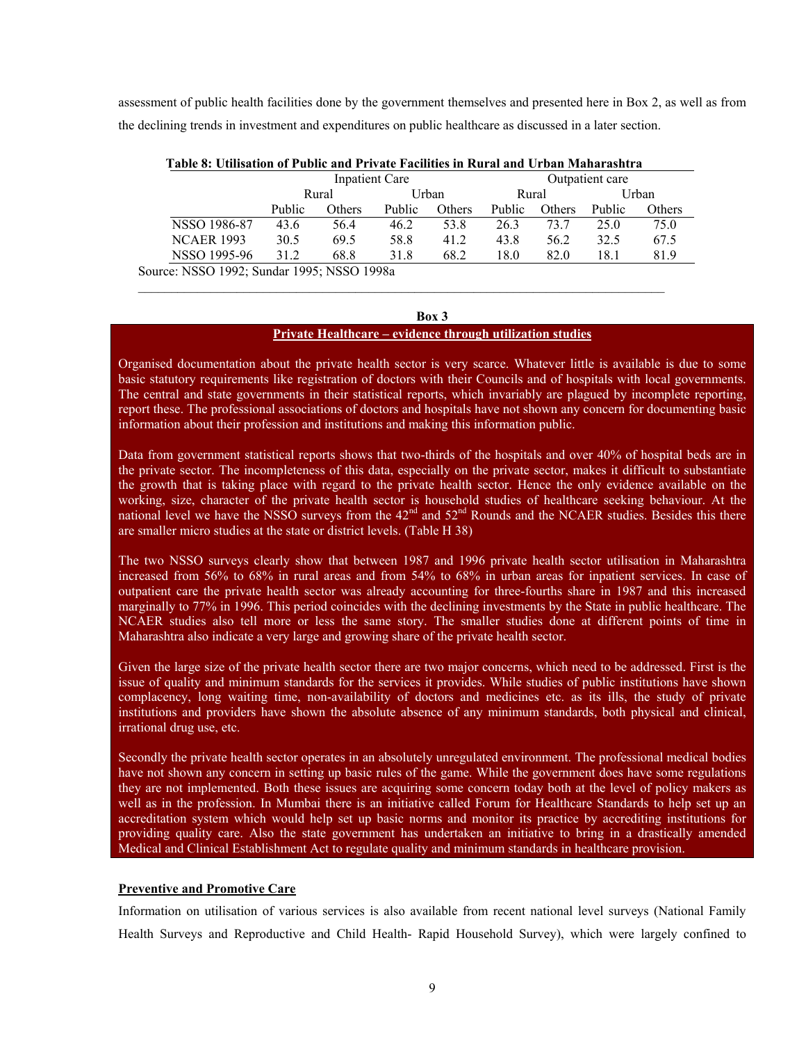assessment of public health facilities done by the government themselves and presented here in Box 2, as well as from the declining trends in investment and expenditures on public healthcare as discussed in a later section.

**Table 8: Utilisation of Public and Private Facilities in Rural and Urban Maharashtra**

| | Inpatient Care | | | | Outpatient care | | | |
|---|---|---|---|---|---|---|---|---|
| | Rural | | Urban | | Rural | | Urban | |
| | Public | Others | Public | Others | Public | Others | Public | Others |
| NSSO 1986-87 | 43.6 | 56.4 | 46.2 | 53.8 | 26.3 | 73.7 | 25.0 | 75.0 |
| NCAER 1993 | 30.5 | 69.5 | 58.8 | 41.2 | 43.8 | 56.2 | 32.5 | 67.5 |
| NSSO 1995-96 | 31.2 | 68.8 | 31.8 | 68.2 | 18.0 | 82.0 | 18.1 | 81.9 |

Source: NSSO 1992; Sundar 1995; NSSO 1998a

**Box 3**

**Private Healthcare – evidence through utilization studies**

Organised documentation about the private health sector is very scarce. Whatever little is available is due to some basic statutory requirements like registration of doctors with their Councils and of hospitals with local governments. The central and state governments in their statistical reports, which invariably are plagued by incomplete reporting, report these. The professional associations of doctors and hospitals have not shown any concern for documenting basic information about their profession and institutions and making this information public.

Data from government statistical reports shows that two-thirds of the hospitals and over 40% of hospital beds are in the private sector. The incompleteness of this data, especially on the private sector, makes it difficult to substantiate the growth that is taking place with regard to the private health sector. Hence the only evidence available on the working, size, character of the private health sector is household studies of healthcare seeking behaviour. At the national level we have the NSSO surveys from the 42nd and 52nd Rounds and the NCAER studies. Besides this there are smaller micro studies at the state or district levels. (Table H 38)

The two NSSO surveys clearly show that between 1987 and 1996 private health sector utilisation in Maharashtra increased from 56% to 68% in rural areas and from 54% to 68% in urban areas for inpatient services. In case of outpatient care the private health sector was already accounting for three-fourths share in 1987 and this increased marginally to 77% in 1996. This period coincides with the declining investments by the State in public healthcare. The NCAER studies also tell more or less the same story. The smaller studies done at different points of time in Maharashtra also indicate a very large and growing share of the private health sector.

Given the large size of the private health sector there are two major concerns, which need to be addressed. First is the issue of quality and minimum standards for the services it provides. While studies of public institutions have shown complacency, long waiting time, non-availability of doctors and medicines etc. as its ills, the study of private institutions and providers have shown the absolute absence of any minimum standards, both physical and clinical, irrational drug use, etc.

Secondly the private health sector operates in an absolutely unregulated environment. The professional medical bodies have not shown any concern in setting up basic rules of the game. While the government does have some regulations they are not implemented. Both these issues are acquiring some concern today both at the level of policy makers as well as in the profession. In Mumbai there is an initiative called Forum for Healthcare Standards to help set up an accreditation system which would help set up basic norms and monitor its practice by accrediting institutions for providing quality care. Also the state government has undertaken an initiative to bring in a drastically amended Medical and Clinical Establishment Act to regulate quality and minimum standards in healthcare provision.

**Preventive and Promotive Care**

Information on utilisation of various services is also available from recent national level surveys (National Family Health Surveys and Reproductive and Child Health- Rapid Household Survey), which were largely confined to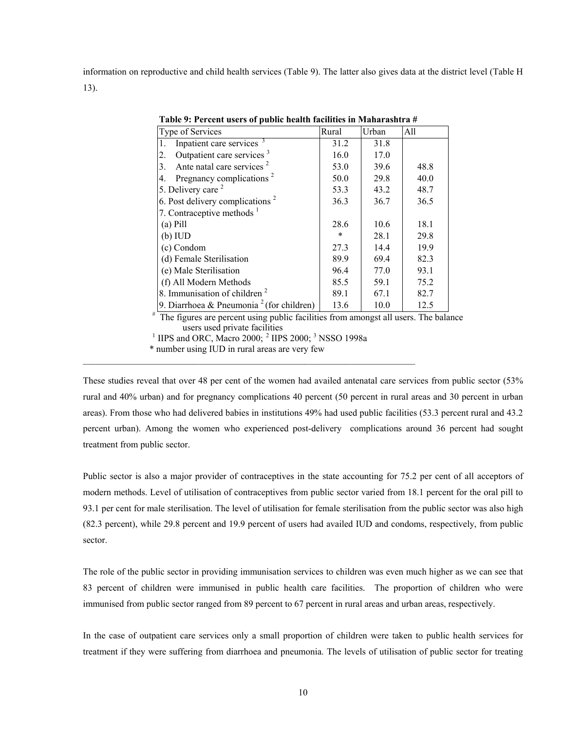information on reproductive and child health services (Table 9). The latter also gives data at the district level (Table H 13).

**Table 9: Percent users of public health facilities in Maharashtra #**

| Type of Services | Rural | Urban | All |
|---|---|---|---|
| 1. Inpatient care services [3] | 31.2 | 31.8 | |
| 2. Outpatient care services [3] | 16.0 | 17.0 | |
| 3. Ante natal care services [2] | 53.0 | 39.6 | 48.8 |
| 4. Pregnancy complications [2] | 50.0 | 29.8 | 40.0 |
| 5. Delivery care [2] | 53.3 | 43.2 | 48.7 |
| 6. Post delivery complications [2] | 36.3 | 36.7 | 36.5 |
| 7. Contraceptive methods [1] | | | |
| (a) Pill | 28.6 | 10.6 | 18.1 |
| (b) IUD | * | 28.1 | 29.8 |
| (c) Condom | 27.3 | 14.4 | 19.9 |
| (d) Female Sterilisation | 89.9 | 69.4 | 82.3 |
| (e) Male Sterilisation | 96.4 | 77.0 | 93.1 |
| (f) All Modern Methods | 85.5 | 59.1 | 75.2 |
| 8. Immunisation of children [2] | 89.1 | 67.1 | 82.7 |
| 9. Diarrhoea & Pneumonia [2] (for children) | 13.6 | 10.0 | 12.5 |

[#] The figures are percent using public facilities from amongst all users. The balance users used private facilities

[1] IIPS and ORC, Macro 2000; [2] IIPS 2000; [3] NSSO 1998a

* number using IUD in rural areas are very few

These studies reveal that over 48 per cent of the women had availed antenatal care services from public sector (53% rural and 40% urban) and for pregnancy complications 40 percent (50 percent in rural areas and 30 percent in urban areas). From those who had delivered babies in institutions 49% had used public facilities (53.3 percent rural and 43.2 percent urban). Among the women who experienced post-delivery complications around 36 percent had sought treatment from public sector.

Public sector is also a major provider of contraceptives in the state accounting for 75.2 per cent of all acceptors of modern methods. Level of utilisation of contraceptives from public sector varied from 18.1 percent for the oral pill to 93.1 per cent for male sterilisation. The level of utilisation for female sterilisation from the public sector was also high (82.3 percent), while 29.8 percent and 19.9 percent of users had availed IUD and condoms, respectively, from public sector.

The role of the public sector in providing immunisation services to children was even much higher as we can see that 83 percent of children were immunised in public health care facilities. The proportion of children who were immunised from public sector ranged from 89 percent to 67 percent in rural areas and urban areas, respectively.

In the case of outpatient care services only a small proportion of children were taken to public health services for treatment if they were suffering from diarrhoea and pneumonia. The levels of utilisation of public sector for treating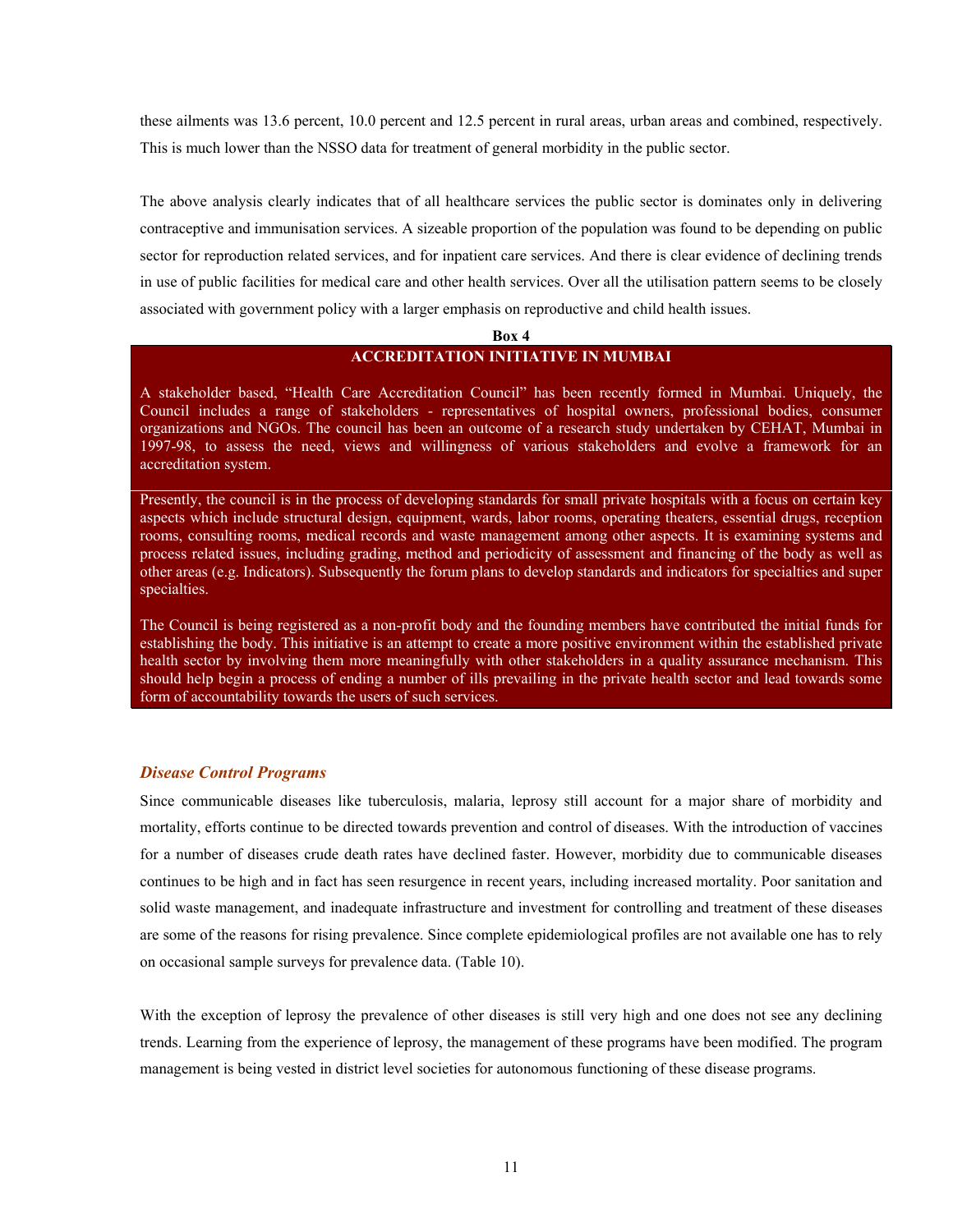these ailments was 13.6 percent, 10.0 percent and 12.5 percent in rural areas, urban areas and combined, respectively. This is much lower than the NSSO data for treatment of general morbidity in the public sector.

The above analysis clearly indicates that of all healthcare services the public sector is dominates only in delivering contraceptive and immunisation services. A sizeable proportion of the population was found to be depending on public sector for reproduction related services, and for inpatient care services. And there is clear evidence of declining trends in use of public facilities for medical care and other health services. Over all the utilisation pattern seems to be closely associated with government policy with a larger emphasis on reproductive and child health issues.

**Box 4**

**ACCREDITATION INITIATIVE IN MUMBAI**

A stakeholder based, "Health Care Accreditation Council" has been recently formed in Mumbai. Uniquely, the Council includes a range of stakeholders - representatives of hospital owners, professional bodies, consumer organizations and NGOs. The council has been an outcome of a research study undertaken by CEHAT, Mumbai in 1997-98, to assess the need, views and willingness of various stakeholders and evolve a framework for an accreditation system.

Presently, the council is in the process of developing standards for small private hospitals with a focus on certain key aspects which include structural design, equipment, wards, labor rooms, operating theaters, essential drugs, reception rooms, consulting rooms, medical records and waste management among other aspects. It is examining systems and process related issues, including grading, method and periodicity of assessment and financing of the body as well as other areas (e.g. Indicators). Subsequently the forum plans to develop standards and indicators for specialties and super specialties.

The Council is being registered as a non-profit body and the founding members have contributed the initial funds for establishing the body. This initiative is an attempt to create a more positive environment within the established private health sector by involving them more meaningfully with other stakeholders in a quality assurance mechanism. This should help begin a process of ending a number of ills prevailing in the private health sector and lead towards some form of accountability towards the users of such services.

### *Disease Control Programs*

Since communicable diseases like tuberculosis, malaria, leprosy still account for a major share of morbidity and mortality, efforts continue to be directed towards prevention and control of diseases. With the introduction of vaccines for a number of diseases crude death rates have declined faster. However, morbidity due to communicable diseases continues to be high and in fact has seen resurgence in recent years, including increased mortality. Poor sanitation and solid waste management, and inadequate infrastructure and investment for controlling and treatment of these diseases are some of the reasons for rising prevalence. Since complete epidemiological profiles are not available one has to rely on occasional sample surveys for prevalence data. (Table 10).

With the exception of leprosy the prevalence of other diseases is still very high and one does not see any declining trends. Learning from the experience of leprosy, the management of these programs have been modified. The program management is being vested in district level societies for autonomous functioning of these disease programs.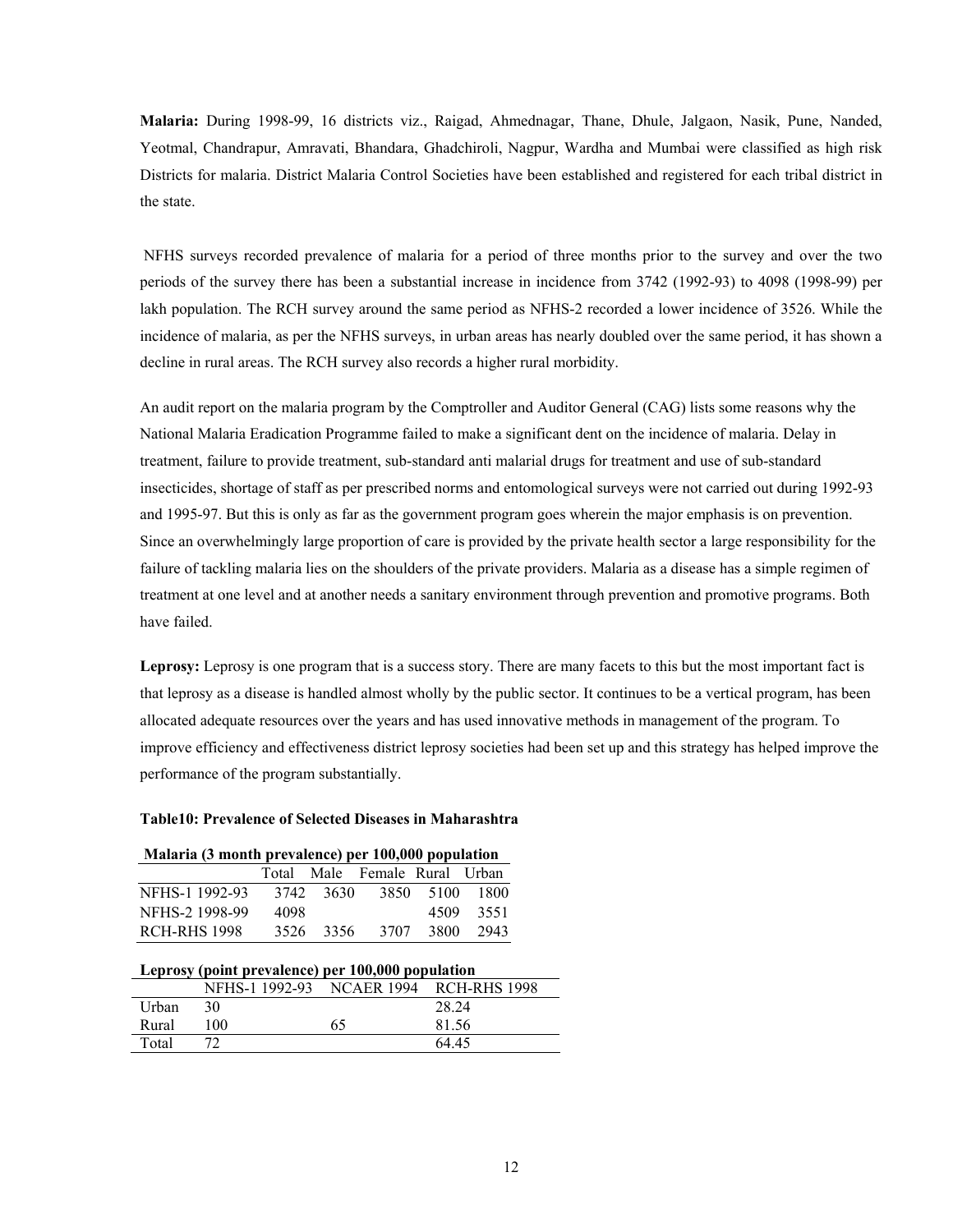**Malaria:** During 1998-99, 16 districts viz., Raigad, Ahmednagar, Thane, Dhule, Jalgaon, Nasik, Pune, Nanded, Yeotmal, Chandrapur, Amravati, Bhandara, Ghadchiroli, Nagpur, Wardha and Mumbai were classified as high risk Districts for malaria. District Malaria Control Societies have been established and registered for each tribal district in the state.

NFHS surveys recorded prevalence of malaria for a period of three months prior to the survey and over the two periods of the survey there has been a substantial increase in incidence from 3742 (1992-93) to 4098 (1998-99) per lakh population. The RCH survey around the same period as NFHS-2 recorded a lower incidence of 3526. While the incidence of malaria, as per the NFHS surveys, in urban areas has nearly doubled over the same period, it has shown a decline in rural areas. The RCH survey also records a higher rural morbidity.

An audit report on the malaria program by the Comptroller and Auditor General (CAG) lists some reasons why the National Malaria Eradication Programme failed to make a significant dent on the incidence of malaria. Delay in treatment, failure to provide treatment, sub-standard anti malarial drugs for treatment and use of sub-standard insecticides, shortage of staff as per prescribed norms and entomological surveys were not carried out during 1992-93 and 1995-97. But this is only as far as the government program goes wherein the major emphasis is on prevention. Since an overwhelmingly large proportion of care is provided by the private health sector a large responsibility for the failure of tackling malaria lies on the shoulders of the private providers. Malaria as a disease has a simple regimen of treatment at one level and at another needs a sanitary environment through prevention and promotive programs. Both have failed.

**Leprosy:** Leprosy is one program that is a success story. There are many facets to this but the most important fact is that leprosy as a disease is handled almost wholly by the public sector. It continues to be a vertical program, has been allocated adequate resources over the years and has used innovative methods in management of the program. To improve efficiency and effectiveness district leprosy societies had been set up and this strategy has helped improve the performance of the program substantially.

**Table10: Prevalence of Selected Diseases in Maharashtra**

**Malaria (3 month prevalence) per 100,000 population**

| | Total | Male | Female | Rural | Urban |
|---|---|---|---|---|---|
| NFHS-1 1992-93 | 3742 | 3630 | 3850 | 5100 | 1800 |
| NFHS-2 1998-99 | 4098 | | | 4509 | 3551 |
| RCH-RHS 1998 | 3526 | 3356 | 3707 | 3800 | 2943 |

**Leprosy (point prevalence) per 100,000 population**

| | NFHS-1 1992-93 | NCAER 1994 | RCH-RHS 1998 |
|---|---|---|---|
| Urban | 30 | | 28.24 |
| Rural | 100 | 65 | 81.56 |
| Total | 72 | | 64.45 |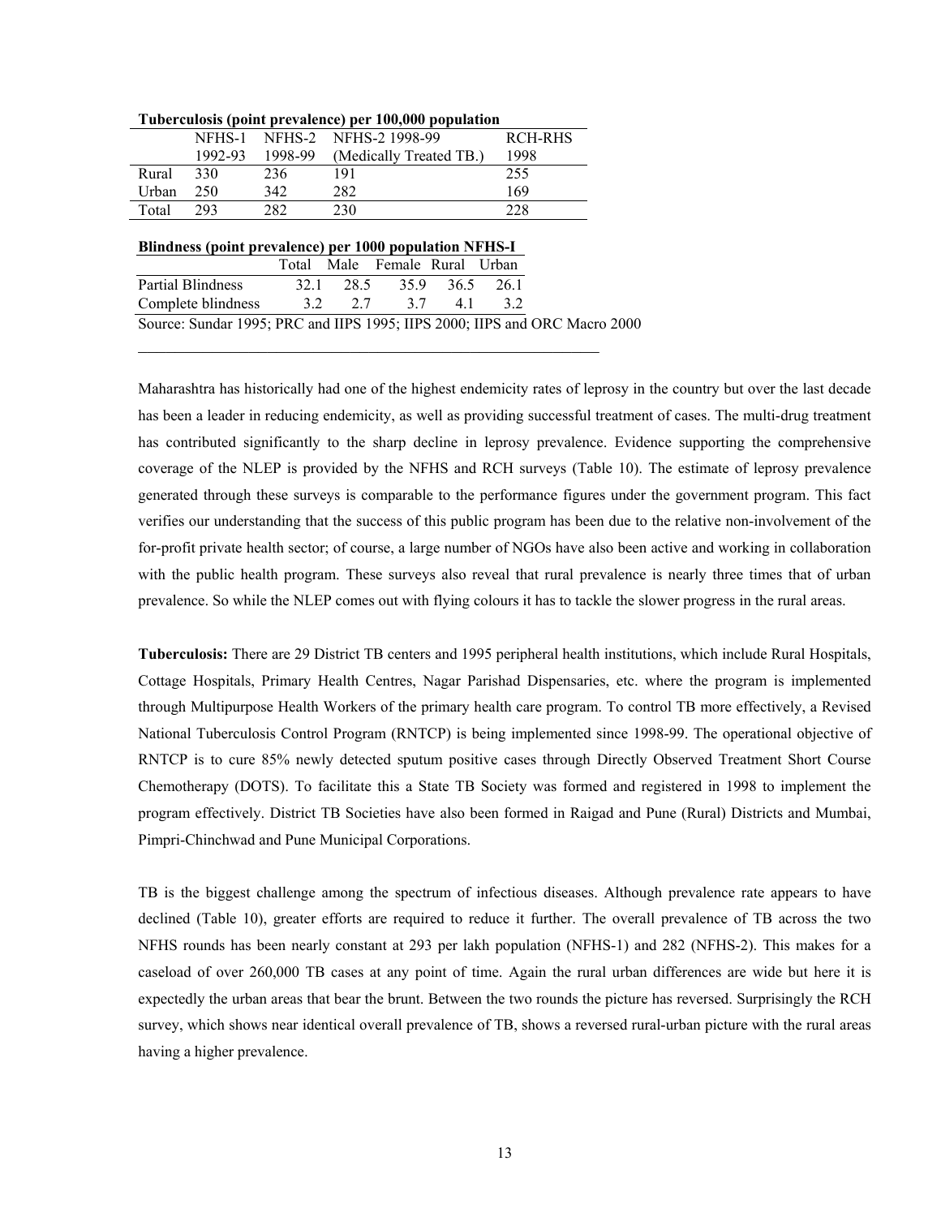**Tuberculosis (point prevalence) per 100,000 population**

| | NFHS-1 1992-93 | NFHS-2 1998-99 | NFHS-2 1998-99 (Medically Treated TB.) | RCH-RHS 1998 |
|---|---|---|---|---|
| Rural | 330 | 236 | 191 | 255 |
| Urban | 250 | 342 | 282 | 169 |
| Total | 293 | 282 | 230 | 228 |

**Blindness (point prevalence) per 1000 population NFHS-I**

| | Total | Male | Female | Rural | Urban |
|---|---|---|---|---|---|
| Partial Blindness | 32.1 | 28.5 | 35.9 | 36.5 | 26.1 |
| Complete blindness | 3.2 | 2.7 | 3.7 | 4.1 | 3.2 |

Source: Sundar 1995; PRC and IIPS 1995; IIPS 2000; IIPS and ORC Macro 2000

Maharashtra has historically had one of the highest endemicity rates of leprosy in the country but over the last decade has been a leader in reducing endemicity, as well as providing successful treatment of cases. The multi-drug treatment has contributed significantly to the sharp decline in leprosy prevalence. Evidence supporting the comprehensive coverage of the NLEP is provided by the NFHS and RCH surveys (Table 10). The estimate of leprosy prevalence generated through these surveys is comparable to the performance figures under the government program. This fact verifies our understanding that the success of this public program has been due to the relative non-involvement of the for-profit private health sector; of course, a large number of NGOs have also been active and working in collaboration with the public health program. These surveys also reveal that rural prevalence is nearly three times that of urban prevalence. So while the NLEP comes out with flying colours it has to tackle the slower progress in the rural areas.

**Tuberculosis:** There are 29 District TB centers and 1995 peripheral health institutions, which include Rural Hospitals, Cottage Hospitals, Primary Health Centres, Nagar Parishad Dispensaries, etc. where the program is implemented through Multipurpose Health Workers of the primary health care program. To control TB more effectively, a Revised National Tuberculosis Control Program (RNTCP) is being implemented since 1998-99. The operational objective of RNTCP is to cure 85% newly detected sputum positive cases through Directly Observed Treatment Short Course Chemotherapy (DOTS). To facilitate this a State TB Society was formed and registered in 1998 to implement the program effectively. District TB Societies have also been formed in Raigad and Pune (Rural) Districts and Mumbai, Pimpri-Chinchwad and Pune Municipal Corporations.

TB is the biggest challenge among the spectrum of infectious diseases. Although prevalence rate appears to have declined (Table 10), greater efforts are required to reduce it further. The overall prevalence of TB across the two NFHS rounds has been nearly constant at 293 per lakh population (NFHS-1) and 282 (NFHS-2). This makes for a caseload of over 260,000 TB cases at any point of time. Again the rural urban differences are wide but here it is expectedly the urban areas that bear the brunt. Between the two rounds the picture has reversed. Surprisingly the RCH survey, which shows near identical overall prevalence of TB, shows a reversed rural-urban picture with the rural areas having a higher prevalence.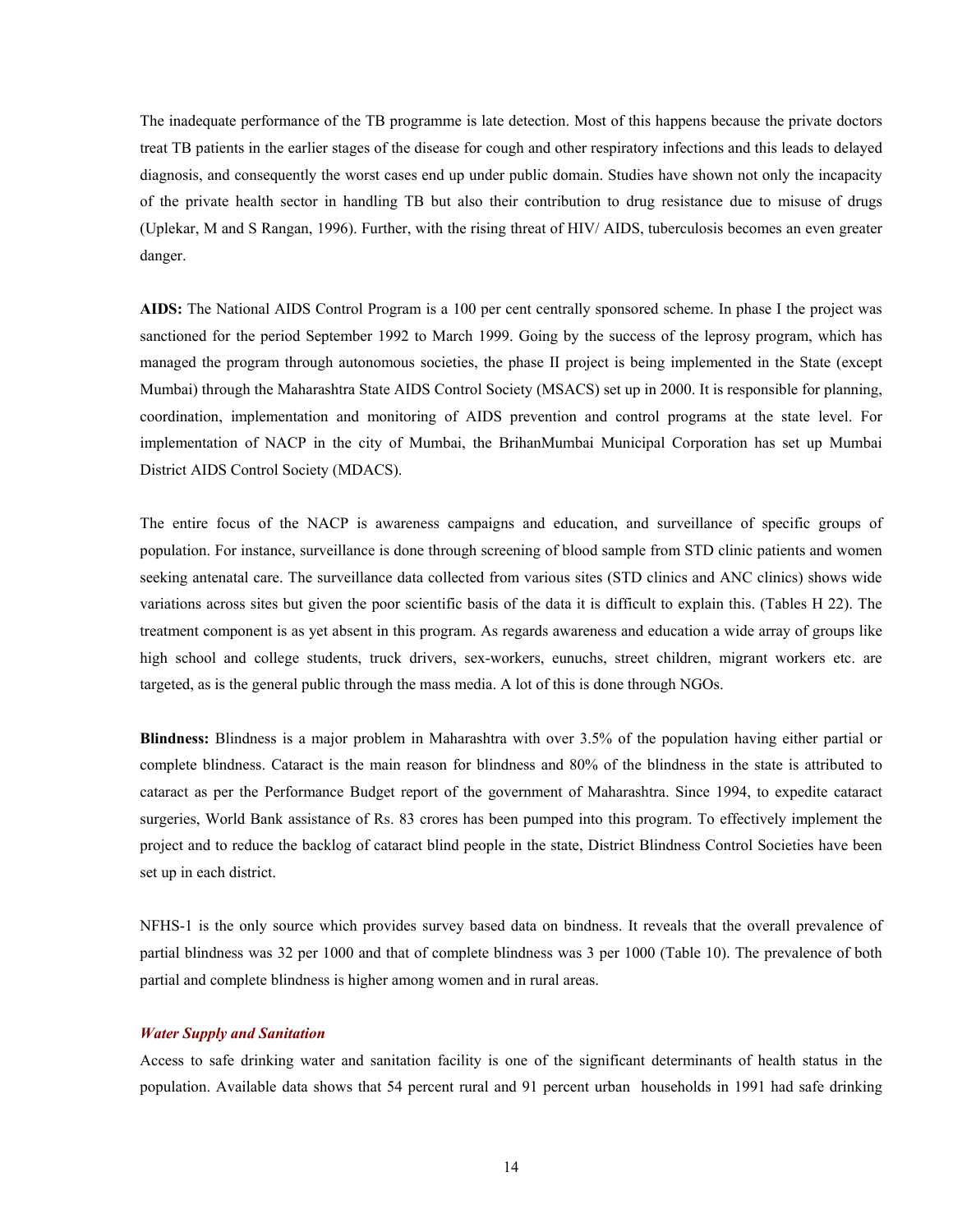The inadequate performance of the TB programme is late detection. Most of this happens because the private doctors treat TB patients in the earlier stages of the disease for cough and other respiratory infections and this leads to delayed diagnosis, and consequently the worst cases end up under public domain. Studies have shown not only the incapacity of the private health sector in handling TB but also their contribution to drug resistance due to misuse of drugs (Uplekar, M and S Rangan, 1996). Further, with the rising threat of HIV/ AIDS, tuberculosis becomes an even greater danger.

**AIDS:** The National AIDS Control Program is a 100 per cent centrally sponsored scheme. In phase I the project was sanctioned for the period September 1992 to March 1999. Going by the success of the leprosy program, which has managed the program through autonomous societies, the phase II project is being implemented in the State (except Mumbai) through the Maharashtra State AIDS Control Society (MSACS) set up in 2000. It is responsible for planning, coordination, implementation and monitoring of AIDS prevention and control programs at the state level. For implementation of NACP in the city of Mumbai, the BrihanMumbai Municipal Corporation has set up Mumbai District AIDS Control Society (MDACS).

The entire focus of the NACP is awareness campaigns and education, and surveillance of specific groups of population. For instance, surveillance is done through screening of blood sample from STD clinic patients and women seeking antenatal care. The surveillance data collected from various sites (STD clinics and ANC clinics) shows wide variations across sites but given the poor scientific basis of the data it is difficult to explain this. (Tables H 22). The treatment component is as yet absent in this program. As regards awareness and education a wide array of groups like high school and college students, truck drivers, sex-workers, eunuchs, street children, migrant workers etc. are targeted, as is the general public through the mass media. A lot of this is done through NGOs.

**Blindness:** Blindness is a major problem in Maharashtra with over 3.5% of the population having either partial or complete blindness. Cataract is the main reason for blindness and 80% of the blindness in the state is attributed to cataract as per the Performance Budget report of the government of Maharashtra. Since 1994, to expedite cataract surgeries, World Bank assistance of Rs. 83 crores has been pumped into this program. To effectively implement the project and to reduce the backlog of cataract blind people in the state, District Blindness Control Societies have been set up in each district.

NFHS-1 is the only source which provides survey based data on bindness. It reveals that the overall prevalence of partial blindness was 32 per 1000 and that of complete blindness was 3 per 1000 (Table 10). The prevalence of both partial and complete blindness is higher among women and in rural areas.

### *Water Supply and Sanitation*

Access to safe drinking water and sanitation facility is one of the significant determinants of health status in the population. Available data shows that 54 percent rural and 91 percent urban households in 1991 had safe drinking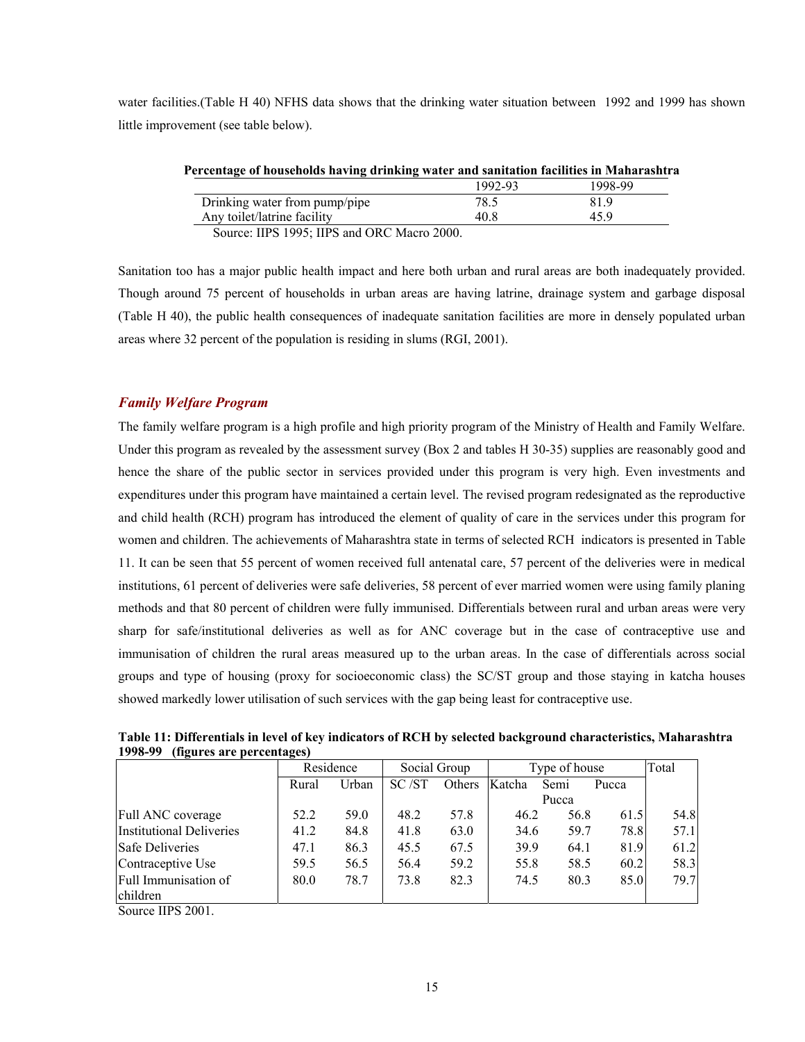water facilities.(Table H 40) NFHS data shows that the drinking water situation between 1992 and 1999 has shown little improvement (see table below).

**Percentage of households having drinking water and sanitation facilities in Maharashtra**

| | 1992-93 | 1998-99 |
|---|---|---|
| Drinking water from pump/pipe | 78.5 | 81.9 |
| Any toilet/latrine facility | 40.8 | 45.9 |

Source: IIPS 1995; IIPS and ORC Macro 2000.

Sanitation too has a major public health impact and here both urban and rural areas are both inadequately provided. Though around 75 percent of households in urban areas are having latrine, drainage system and garbage disposal (Table H 40), the public health consequences of inadequate sanitation facilities are more in densely populated urban areas where 32 percent of the population is residing in slums (RGI, 2001).

### *Family Welfare Program*

The family welfare program is a high profile and high priority program of the Ministry of Health and Family Welfare. Under this program as revealed by the assessment survey (Box 2 and tables H 30-35) supplies are reasonably good and hence the share of the public sector in services provided under this program is very high. Even investments and expenditures under this program have maintained a certain level. The revised program redesignated as the reproductive and child health (RCH) program has introduced the element of quality of care in the services under this program for women and children. The achievements of Maharashtra state in terms of selected RCH indicators is presented in Table 11. It can be seen that 55 percent of women received full antenatal care, 57 percent of the deliveries were in medical institutions, 61 percent of deliveries were safe deliveries, 58 percent of ever married women were using family planing methods and that 80 percent of children were fully immunised. Differentials between rural and urban areas were very sharp for safe/institutional deliveries as well as for ANC coverage but in the case of contraceptive use and immunisation of children the rural areas measured up to the urban areas. In the case of differentials across social groups and type of housing (proxy for socioeconomic class) the SC/ST group and those staying in katcha houses showed markedly lower utilisation of such services with the gap being least for contraceptive use.

**Table 11: Differentials in level of key indicators of RCH by selected background characteristics, Maharashtra 1998-99 (figures are percentages)**

| | Residence | | Social Group | | Type of house | | | Total |
|---|---|---|---|---|---|---|---|---|
| | Rural | Urban | SC /ST | Others | Katcha | Semi Pucca | Pucca | |
| Full ANC coverage | 52.2 | 59.0 | 48.2 | 57.8 | 46.2 | 56.8 | 61.5 | 54.8 |
| Institutional Deliveries | 41.2 | 84.8 | 41.8 | 63.0 | 34.6 | 59.7 | 78.8 | 57.1 |
| Safe Deliveries | 47.1 | 86.3 | 45.5 | 67.5 | 39.9 | 64.1 | 81.9 | 61.2 |
| Contraceptive Use | 59.5 | 56.5 | 56.4 | 59.2 | 55.8 | 58.5 | 60.2 | 58.3 |
| Full Immunisation of children | 80.0 | 78.7 | 73.8 | 82.3 | 74.5 | 80.3 | 85.0 | 79.7 |

Source IIPS 2001.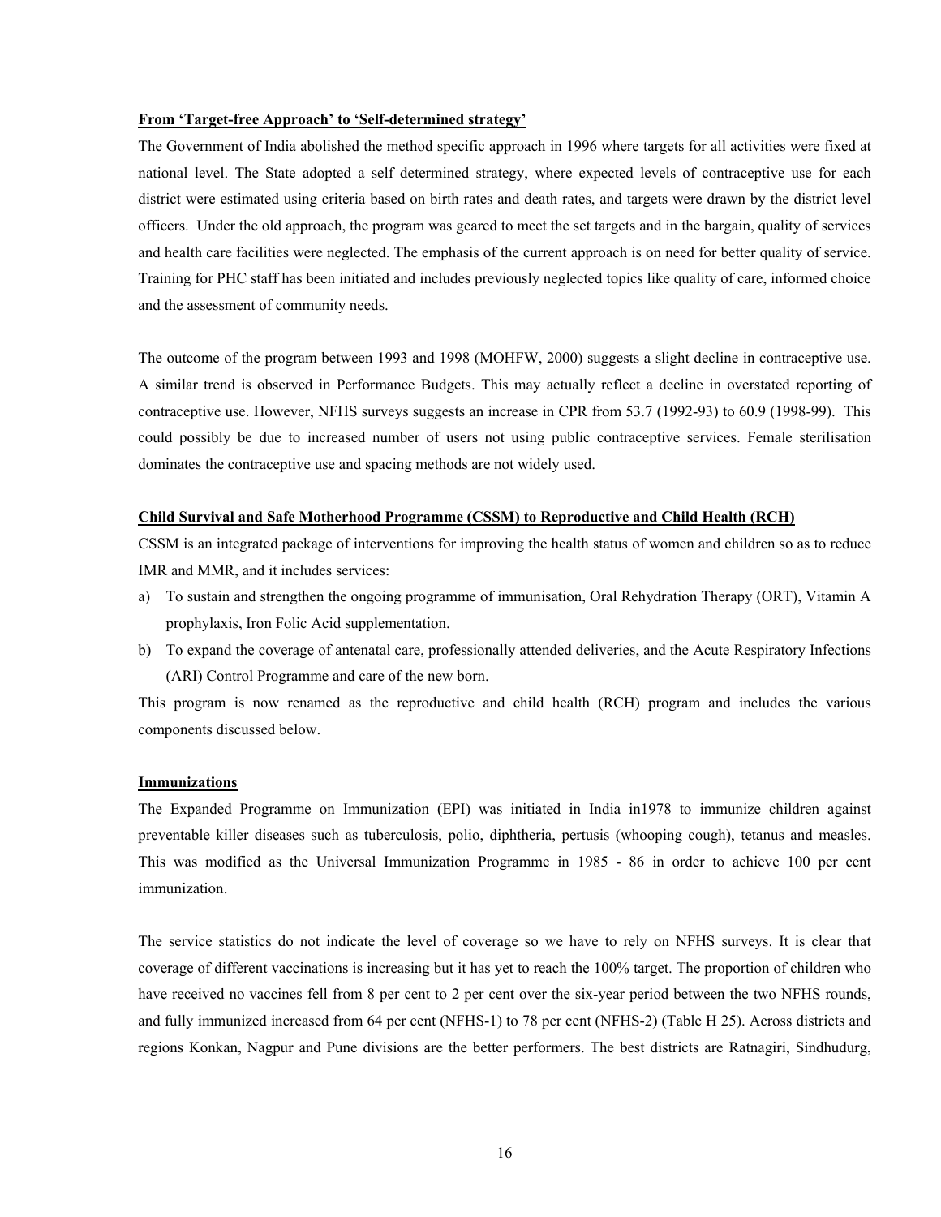**From 'Target-free Approach' to 'Self-determined strategy'**

The Government of India abolished the method specific approach in 1996 where targets for all activities were fixed at national level. The State adopted a self determined strategy, where expected levels of contraceptive use for each district were estimated using criteria based on birth rates and death rates, and targets were drawn by the district level officers. Under the old approach, the program was geared to meet the set targets and in the bargain, quality of services and health care facilities were neglected. The emphasis of the current approach is on need for better quality of service. Training for PHC staff has been initiated and includes previously neglected topics like quality of care, informed choice and the assessment of community needs.

The outcome of the program between 1993 and 1998 (MOHFW, 2000) suggests a slight decline in contraceptive use. A similar trend is observed in Performance Budgets. This may actually reflect a decline in overstated reporting of contraceptive use. However, NFHS surveys suggests an increase in CPR from 53.7 (1992-93) to 60.9 (1998-99). This could possibly be due to increased number of users not using public contraceptive services. Female sterilisation dominates the contraceptive use and spacing methods are not widely used.

**Child Survival and Safe Motherhood Programme (CSSM) to Reproductive and Child Health (RCH)**

CSSM is an integrated package of interventions for improving the health status of women and children so as to reduce IMR and MMR, and it includes services:

a) To sustain and strengthen the ongoing programme of immunisation, Oral Rehydration Therapy (ORT), Vitamin A prophylaxis, Iron Folic Acid supplementation.
b) To expand the coverage of antenatal care, professionally attended deliveries, and the Acute Respiratory Infections (ARI) Control Programme and care of the new born.

This program is now renamed as the reproductive and child health (RCH) program and includes the various components discussed below.

**Immunizations**

The Expanded Programme on Immunization (EPI) was initiated in India in1978 to immunize children against preventable killer diseases such as tuberculosis, polio, diphtheria, pertusis (whooping cough), tetanus and measles. This was modified as the Universal Immunization Programme in 1985 - 86 in order to achieve 100 per cent immunization.

The service statistics do not indicate the level of coverage so we have to rely on NFHS surveys. It is clear that coverage of different vaccinations is increasing but it has yet to reach the 100% target. The proportion of children who have received no vaccines fell from 8 per cent to 2 per cent over the six-year period between the two NFHS rounds, and fully immunized increased from 64 per cent (NFHS-1) to 78 per cent (NFHS-2) (Table H 25). Across districts and regions Konkan, Nagpur and Pune divisions are the better performers. The best districts are Ratnagiri, Sindhudurg,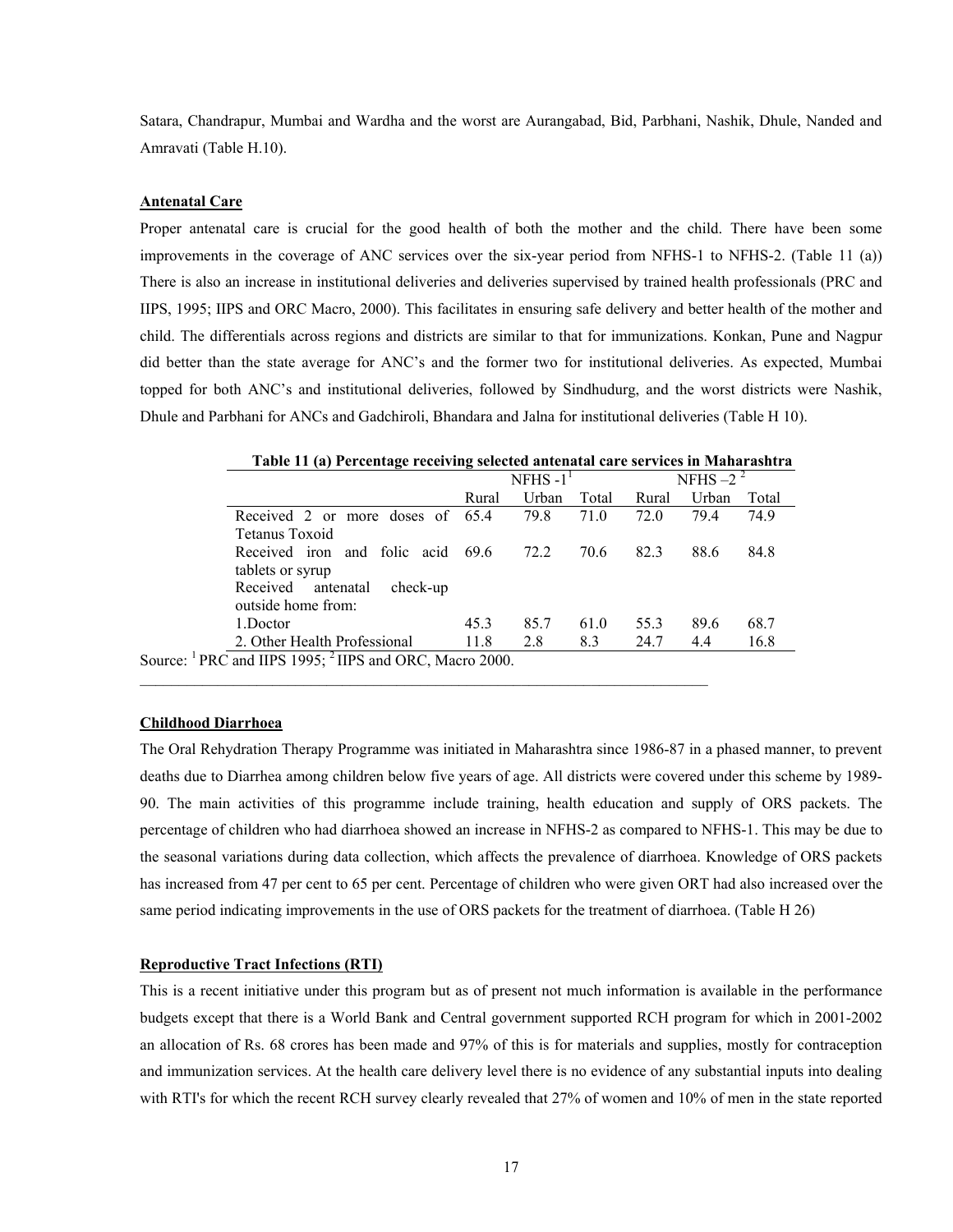Satara, Chandrapur, Mumbai and Wardha and the worst are Aurangabad, Bid, Parbhani, Nashik, Dhule, Nanded and Amravati (Table H.10).

**Antenatal Care**

Proper antenatal care is crucial for the good health of both the mother and the child. There have been some improvements in the coverage of ANC services over the six-year period from NFHS-1 to NFHS-2. (Table 11 (a)) There is also an increase in institutional deliveries and deliveries supervised by trained health professionals (PRC and IIPS, 1995; IIPS and ORC Macro, 2000). This facilitates in ensuring safe delivery and better health of the mother and child. The differentials across regions and districts are similar to that for immunizations. Konkan, Pune and Nagpur did better than the state average for ANC's and the former two for institutional deliveries. As expected, Mumbai topped for both ANC's and institutional deliveries, followed by Sindhudurg, and the worst districts were Nashik, Dhule and Parbhani for ANCs and Gadchiroli, Bhandara and Jalna for institutional deliveries (Table H 10).

**Table 11 (a) Percentage receiving selected antenatal care services in Maharashtra**

| | NFHS -1[1] | | | NFHS –2 [2] | | |
|---|---|---|---|---|---|---|
| | Rural | Urban | Total | Rural | Urban | Total |
| Received 2 or more doses of Tetanus Toxoid | 65.4 | 79.8 | 71.0 | 72.0 | 79.4 | 74.9 |
| Received iron and folic acid tablets or syrup | 69.6 | 72.2 | 70.6 | 82.3 | 88.6 | 84.8 |
| Received antenatal check-up outside home from: | | | | | | |
| 1.Doctor | 45.3 | 85.7 | 61.0 | 55.3 | 89.6 | 68.7 |
| 2. Other Health Professional | 11.8 | 2.8 | 8.3 | 24.7 | 4.4 | 16.8 |

Source: [1] PRC and IIPS 1995; [2] IIPS and ORC, Macro 2000.

**Childhood Diarrhoea**

The Oral Rehydration Therapy Programme was initiated in Maharashtra since 1986-87 in a phased manner, to prevent deaths due to Diarrhea among children below five years of age. All districts were covered under this scheme by 1989-90. The main activities of this programme include training, health education and supply of ORS packets. The percentage of children who had diarrhoea showed an increase in NFHS-2 as compared to NFHS-1. This may be due to the seasonal variations during data collection, which affects the prevalence of diarrhoea. Knowledge of ORS packets has increased from 47 per cent to 65 per cent. Percentage of children who were given ORT had also increased over the same period indicating improvements in the use of ORS packets for the treatment of diarrhoea. (Table H 26)

**Reproductive Tract Infections (RTI)**

This is a recent initiative under this program but as of present not much information is available in the performance budgets except that there is a World Bank and Central government supported RCH program for which in 2001-2002 an allocation of Rs. 68 crores has been made and 97% of this is for materials and supplies, mostly for contraception and immunization services. At the health care delivery level there is no evidence of any substantial inputs into dealing with RTI's for which the recent RCH survey clearly revealed that 27% of women and 10% of men in the state reported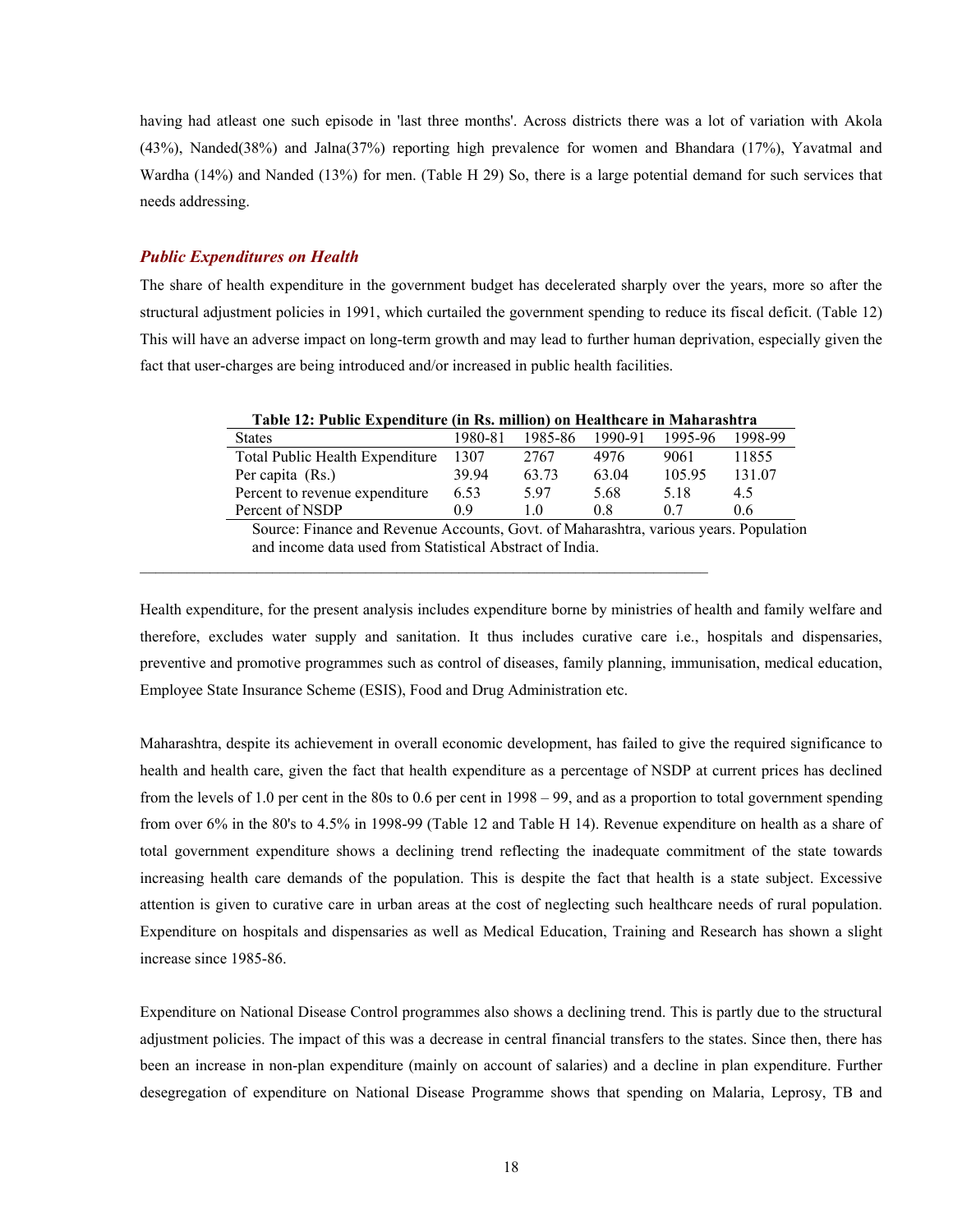having had atleast one such episode in 'last three months'. Across districts there was a lot of variation with Akola (43%), Nanded(38%) and Jalna(37%) reporting high prevalence for women and Bhandara (17%), Yavatmal and Wardha (14%) and Nanded (13%) for men. (Table H 29) So, there is a large potential demand for such services that needs addressing.

### *Public Expenditures on Health*

The share of health expenditure in the government budget has decelerated sharply over the years, more so after the structural adjustment policies in 1991, which curtailed the government spending to reduce its fiscal deficit. (Table 12) This will have an adverse impact on long-term growth and may lead to further human deprivation, especially given the fact that user-charges are being introduced and/or increased in public health facilities.

**Table 12: Public Expenditure (in Rs. million) on Healthcare in Maharashtra**

| States | 1980-81 | 1985-86 | 1990-91 | 1995-96 | 1998-99 |
|---|---|---|---|---|---|
| Total Public Health Expenditure | 1307 | 2767 | 4976 | 9061 | 11855 |
| Per capita (Rs.) | 39.94 | 63.73 | 63.04 | 105.95 | 131.07 |
| Percent to revenue expenditure | 6.53 | 5.97 | 5.68 | 5.18 | 4.5 |
| Percent of NSDP | 0.9 | 1.0 | 0.8 | 0.7 | 0.6 |

Source: Finance and Revenue Accounts, Govt. of Maharashtra, various years. Population and income data used from Statistical Abstract of India.

Health expenditure, for the present analysis includes expenditure borne by ministries of health and family welfare and therefore, excludes water supply and sanitation. It thus includes curative care i.e., hospitals and dispensaries, preventive and promotive programmes such as control of diseases, family planning, immunisation, medical education, Employee State Insurance Scheme (ESIS), Food and Drug Administration etc.

Maharashtra, despite its achievement in overall economic development, has failed to give the required significance to health and health care, given the fact that health expenditure as a percentage of NSDP at current prices has declined from the levels of 1.0 per cent in the 80s to 0.6 per cent in 1998 – 99, and as a proportion to total government spending from over 6% in the 80's to 4.5% in 1998-99 (Table 12 and Table H 14). Revenue expenditure on health as a share of total government expenditure shows a declining trend reflecting the inadequate commitment of the state towards increasing health care demands of the population. This is despite the fact that health is a state subject. Excessive attention is given to curative care in urban areas at the cost of neglecting such healthcare needs of rural population. Expenditure on hospitals and dispensaries as well as Medical Education, Training and Research has shown a slight increase since 1985-86.

Expenditure on National Disease Control programmes also shows a declining trend. This is partly due to the structural adjustment policies. The impact of this was a decrease in central financial transfers to the states. Since then, there has been an increase in non-plan expenditure (mainly on account of salaries) and a decline in plan expenditure. Further desegregation of expenditure on National Disease Programme shows that spending on Malaria, Leprosy, TB and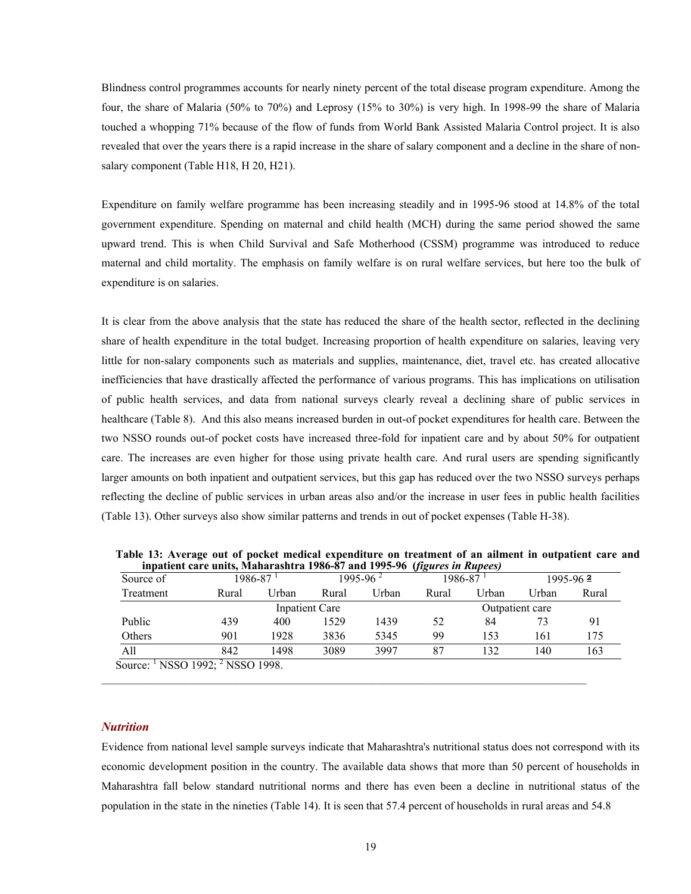Blindness control programmes accounts for nearly ninety percent of the total disease program expenditure. Among the four, the share of Malaria (50% to 70%) and Leprosy (15% to 30%) is very high. In 1998-99 the share of Malaria touched a whopping 71% because of the flow of funds from World Bank Assisted Malaria Control project. It is also revealed that over the years there is a rapid increase in the share of salary component and a decline in the share of non-salary component (Table H18, H 20, H21).

Expenditure on family welfare programme has been increasing steadily and in 1995-96 stood at 14.8% of the total government expenditure. Spending on maternal and child health (MCH) during the same period showed the same upward trend. This is when Child Survival and Safe Motherhood (CSSM) programme was introduced to reduce maternal and child mortality. The emphasis on family welfare is on rural welfare services, but here too the bulk of expenditure is on salaries.

It is clear from the above analysis that the state has reduced the share of the health sector, reflected in the declining share of health expenditure in the total budget. Increasing proportion of health expenditure on salaries, leaving very little for non-salary components such as materials and supplies, maintenance, diet, travel etc. has created allocative inefficiencies that have drastically affected the performance of various programs. This has implications on utilisation of public health services, and data from national surveys clearly reveal a declining share of public services in healthcare (Table 8). And this also means increased burden in out-of pocket expenditures for health care. Between the two NSSO rounds out-of pocket costs have increased three-fold for inpatient care and by about 50% for outpatient care. The increases are even higher for those using private health care. And rural users are spending significantly larger amounts on both inpatient and outpatient services, but this gap has reduced over the two NSSO surveys perhaps reflecting the decline of public services in urban areas also and/or the increase in user fees in public health facilities (Table 13). Other surveys also show similar patterns and trends in out of pocket expenses (Table H-38).

**Table 13: Average out of pocket medical expenditure on treatment of an ailment in outpatient care and inpatient care units, Maharashtra 1986-87 and 1995-96 (*figures in Rupees)***

| Source of | 1986-87 [1] | | 1995-96 [2] | | 1986-87 [1] | | 1995-96 [2] | |
|---|---|---|---|---|---|---|---|---|
| Treatment | Rural | Urban | Rural | Urban | Rural | Urban | Urban | Rural |
| | Inpatient Care | | | | Outpatient care | | | |
| Public | 439 | 400 | 1529 | 1439 | 52 | 84 | 73 | 91 |
| Others | 901 | 1928 | 3836 | 5345 | 99 | 153 | 161 | 175 |
| All | 842 | 1498 | 3089 | 3997 | 87 | 132 | 140 | 163 |

Source: [1] NSSO 1992; [2] NSSO 1998.

### *Nutrition*

Evidence from national level sample surveys indicate that Maharashtra's nutritional status does not correspond with its economic development position in the country. The available data shows that more than 50 percent of households in Maharashtra fall below standard nutritional norms and there has even been a decline in nutritional status of the population in the state in the nineties (Table 14). It is seen that 57.4 percent of households in rural areas and 54.8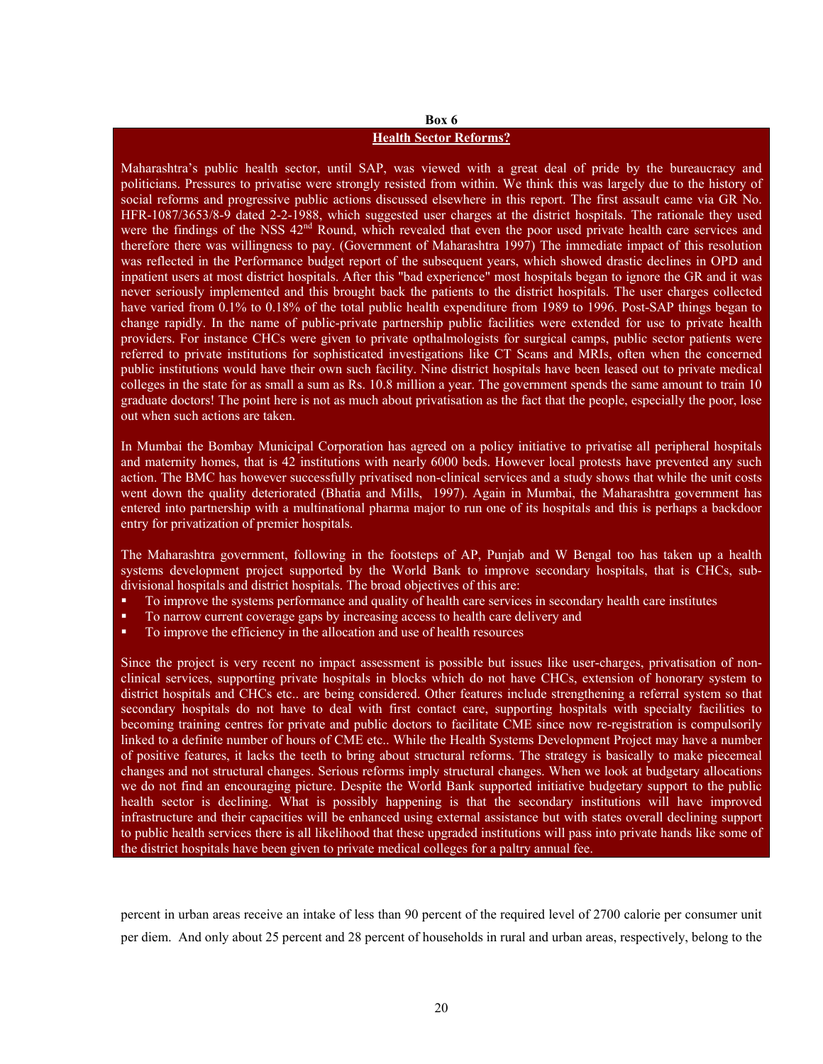**Box 6**

**Health Sector Reforms?**

Maharashtra's public health sector, until SAP, was viewed with a great deal of pride by the bureaucracy and politicians. Pressures to privatise were strongly resisted from within. We think this was largely due to the history of social reforms and progressive public actions discussed elsewhere in this report. The first assault came via GR No. HFR-1087/3653/8-9 dated 2-2-1988, which suggested user charges at the district hospitals. The rationale they used were the findings of the NSS 42[nd] Round, which revealed that even the poor used private health care services and therefore there was willingness to pay. (Government of Maharashtra 1997) The immediate impact of this resolution was reflected in the Performance budget report of the subsequent years, which showed drastic declines in OPD and inpatient users at most district hospitals. After this "bad experience" most hospitals began to ignore the GR and it was never seriously implemented and this brought back the patients to the district hospitals. The user charges collected have varied from 0.1% to 0.18% of the total public health expenditure from 1989 to 1996. Post-SAP things began to change rapidly. In the name of public-private partnership public facilities were extended for use to private health providers. For instance CHCs were given to private opthalmologists for surgical camps, public sector patients were referred to private institutions for sophisticated investigations like CT Scans and MRIs, often when the concerned public institutions would have their own such facility. Nine district hospitals have been leased out to private medical colleges in the state for as small a sum as Rs. 10.8 million a year. The government spends the same amount to train 10 graduate doctors! The point here is not as much about privatisation as the fact that the people, especially the poor, lose out when such actions are taken.

In Mumbai the Bombay Municipal Corporation has agreed on a policy initiative to privatise all peripheral hospitals and maternity homes, that is 42 institutions with nearly 6000 beds. However local protests have prevented any such action. The BMC has however successfully privatised non-clinical services and a study shows that while the unit costs went down the quality deteriorated (Bhatia and Mills, 1997). Again in Mumbai, the Maharashtra government has entered into partnership with a multinational pharma major to run one of its hospitals and this is perhaps a backdoor entry for privatization of premier hospitals.

The Maharashtra government, following in the footsteps of AP, Punjab and W Bengal too has taken up a health systems development project supported by the World Bank to improve secondary hospitals, that is CHCs, sub-divisional hospitals and district hospitals. The broad objectives of this are:

- To improve the systems performance and quality of health care services in secondary health care institutes
- To narrow current coverage gaps by increasing access to health care delivery and
- To improve the efficiency in the allocation and use of health resources

Since the project is very recent no impact assessment is possible but issues like user-charges, privatisation of non-clinical services, supporting private hospitals in blocks which do not have CHCs, extension of honorary system to district hospitals and CHCs etc.. are being considered. Other features include strengthening a referral system so that secondary hospitals do not have to deal with first contact care, supporting hospitals with specialty facilities to becoming training centres for private and public doctors to facilitate CME since now re-registration is compulsorily linked to a definite number of hours of CME etc.. While the Health Systems Development Project may have a number of positive features, it lacks the teeth to bring about structural reforms. The strategy is basically to make piecemeal changes and not structural changes. Serious reforms imply structural changes. When we look at budgetary allocations we do not find an encouraging picture. Despite the World Bank supported initiative budgetary support to the public health sector is declining. What is possibly happening is that the secondary institutions will have improved infrastructure and their capacities will be enhanced using external assistance but with states overall declining support to public health services there is all likelihood that these upgraded institutions will pass into private hands like some of the district hospitals have been given to private medical colleges for a paltry annual fee.

percent in urban areas receive an intake of less than 90 percent of the required level of 2700 calorie per consumer unit per diem. And only about 25 percent and 28 percent of households in rural and urban areas, respectively, belong to the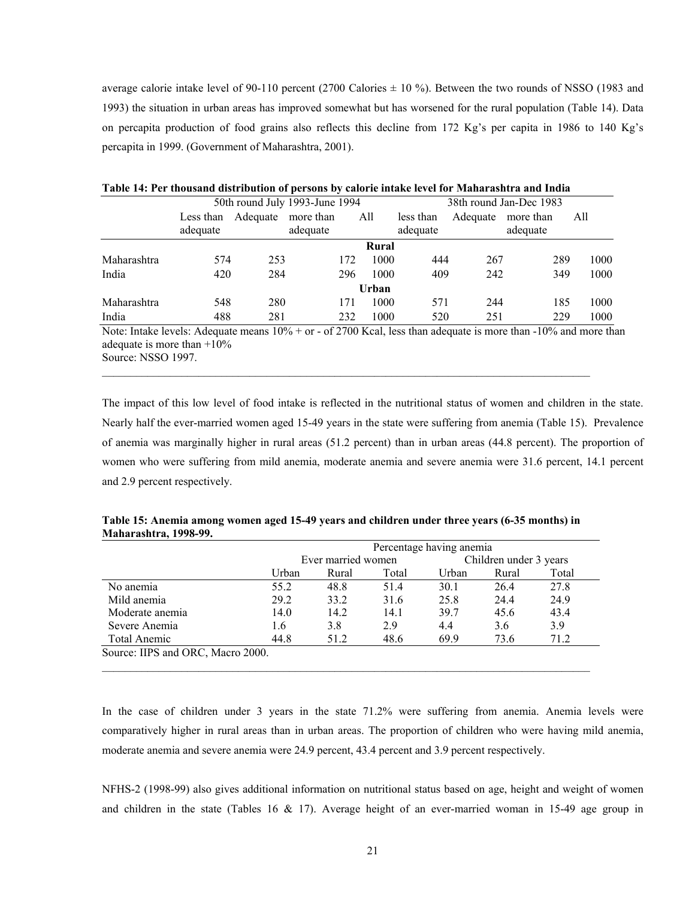average calorie intake level of 90-110 percent (2700 Calories ± 10 %). Between the two rounds of NSSO (1983 and 1993) the situation in urban areas has improved somewhat but has worsened for the rural population (Table 14). Data on percapita production of food grains also reflects this decline from 172 Kg's per capita in 1986 to 140 Kg's percapita in 1999. (Government of Maharashtra, 2001).

**Table 14: Per thousand distribution of persons by calorie intake level for Maharashtra and India**

| | 50th round July 1993-June 1994 | | | | 38th round Jan-Dec 1983 | | | |
|---|---|---|---|---|---|---|---|---|
| | Less than adequate | Adequate | more than adequate | All | less than adequate | Adequate | more than adequate | All |
| | | | | **Rural** | | | | |
| Maharashtra | 574 | 253 | 172 | 1000 | 444 | 267 | 289 | 1000 |
| India | 420 | 284 | 296 | 1000 | 409 | 242 | 349 | 1000 |
| | | | | **Urban** | | | | |
| Maharashtra | 548 | 280 | 171 | 1000 | 571 | 244 | 185 | 1000 |
| India | 488 | 281 | 232 | 1000 | 520 | 251 | 229 | 1000 |

Note: Intake levels: Adequate means 10% + or - of 2700 Kcal, less than adequate is more than -10% and more than adequate is more than +10%
Source: NSSO 1997.

The impact of this low level of food intake is reflected in the nutritional status of women and children in the state. Nearly half the ever-married women aged 15-49 years in the state were suffering from anemia (Table 15). Prevalence of anemia was marginally higher in rural areas (51.2 percent) than in urban areas (44.8 percent). The proportion of women who were suffering from mild anemia, moderate anemia and severe anemia were 31.6 percent, 14.1 percent and 2.9 percent respectively.

**Table 15: Anemia among women aged 15-49 years and children under three years (6-35 months) in Maharashtra, 1998-99.**

| | Percentage having anemia | | | | | |
|---|---|---|---|---|---|---|
| | Ever married women | | | Children under 3 years | | |
| | Urban | Rural | Total | Urban | Rural | Total |
| No anemia | 55.2 | 48.8 | 51.4 | 30.1 | 26.4 | 27.8 |
| Mild anemia | 29.2 | 33.2 | 31.6 | 25.8 | 24.4 | 24.9 |
| Moderate anemia | 14.0 | 14.2 | 14.1 | 39.7 | 45.6 | 43.4 |
| Severe Anemia | 1.6 | 3.8 | 2.9 | 4.4 | 3.6 | 3.9 |
| Total Anemic | 44.8 | 51.2 | 48.6 | 69.9 | 73.6 | 71.2 |

Source: IIPS and ORC, Macro 2000.

In the case of children under 3 years in the state 71.2% were suffering from anemia. Anemia levels were comparatively higher in rural areas than in urban areas. The proportion of children who were having mild anemia, moderate anemia and severe anemia were 24.9 percent, 43.4 percent and 3.9 percent respectively.

NFHS-2 (1998-99) also gives additional information on nutritional status based on age, height and weight of women and children in the state (Tables 16 & 17). Average height of an ever-married woman in 15-49 age group in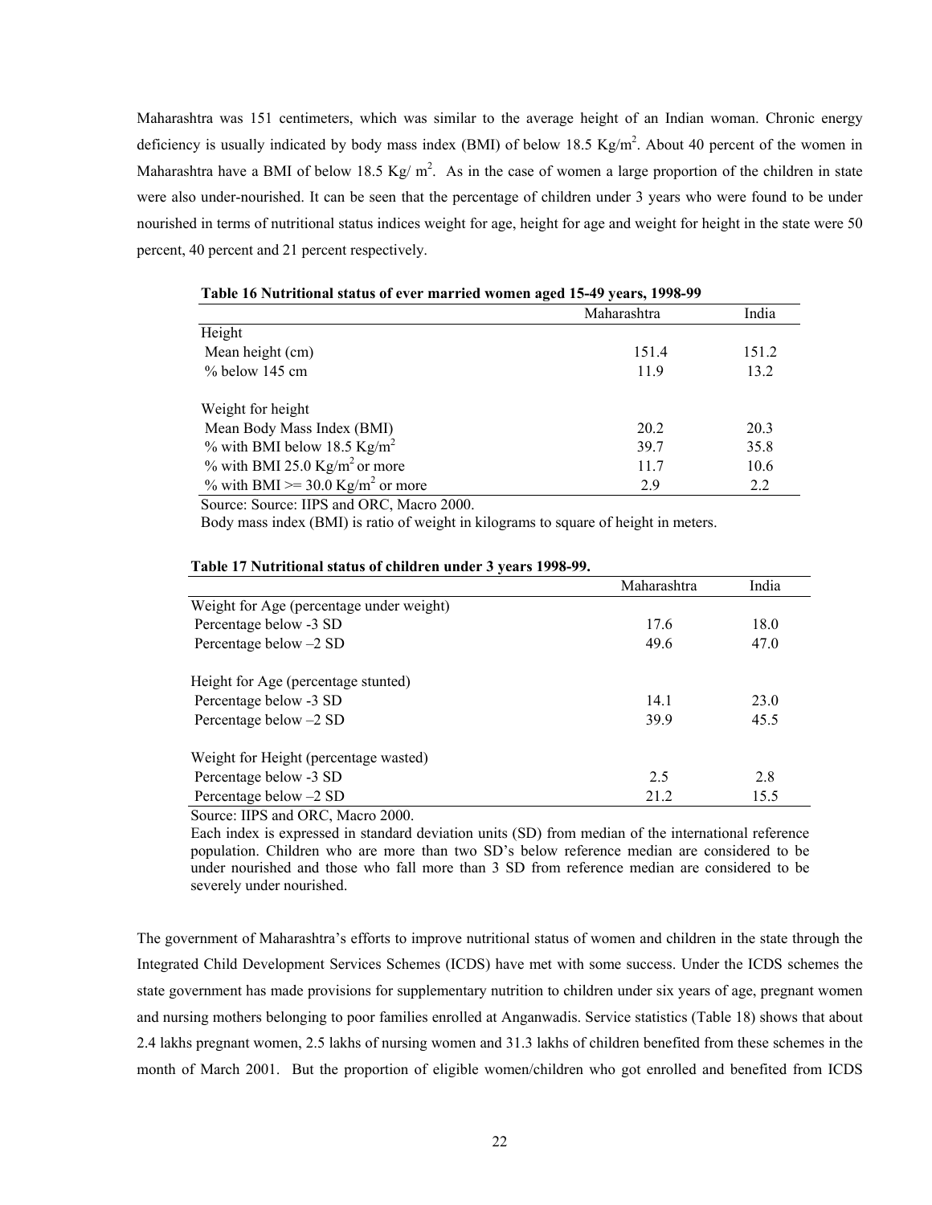Maharashtra was 151 centimeters, which was similar to the average height of an Indian woman. Chronic energy deficiency is usually indicated by body mass index (BMI) of below 18.5 $Kg/m^2$. About 40 percent of the women in Maharashtra have a BMI of below 18.5 $Kg/m^2$. As in the case of women a large proportion of the children in state were also under-nourished. It can be seen that the percentage of children under 3 years who were found to be under nourished in terms of nutritional status indices weight for age, height for age and weight for height in the state were 50 percent, 40 percent and 21 percent respectively.

**Table 16 Nutritional status of ever married women aged 15-49 years, 1998-99**

| | Maharashtra | India |
|---|---|---|
| Height | | |
| Mean height (cm) | 151.4 | 151.2 |
| % below 145 cm | 11.9 | 13.2 |
| Weight for height | | |
| Mean Body Mass Index (BMI) | 20.2 | 20.3 |
| % with BMI below 18.5 $Kg/m^2$ | 39.7 | 35.8 |
| % with BMI 25.0 $Kg/m^2$ or more | 11.7 | 10.6 |
| % with BMI >= 30.0 $Kg/m^2$ or more | 2.9 | 2.2 |

Source: Source: IIPS and ORC, Macro 2000.

Body mass index (BMI) is ratio of weight in kilograms to square of height in meters.

**Table 17 Nutritional status of children under 3 years 1998-99.**

| | Maharashtra | India |
|---|---|---|
| Weight for Age (percentage under weight) | | |
| Percentage below -3 SD | 17.6 | 18.0 |
| Percentage below –2 SD | 49.6 | 47.0 |
| Height for Age (percentage stunted) | | |
| Percentage below -3 SD | 14.1 | 23.0 |
| Percentage below –2 SD | 39.9 | 45.5 |
| Weight for Height (percentage wasted) | | |
| Percentage below -3 SD | 2.5 | 2.8 |
| Percentage below –2 SD | 21.2 | 15.5 |

Source: IIPS and ORC, Macro 2000.

Each index is expressed in standard deviation units (SD) from median of the international reference population. Children who are more than two SD's below reference median are considered to be under nourished and those who fall more than 3 SD from reference median are considered to be severely under nourished.

The government of Maharashtra's efforts to improve nutritional status of women and children in the state through the Integrated Child Development Services Schemes (ICDS) have met with some success. Under the ICDS schemes the state government has made provisions for supplementary nutrition to children under six years of age, pregnant women and nursing mothers belonging to poor families enrolled at Anganwadis. Service statistics (Table 18) shows that about 2.4 lakhs pregnant women, 2.5 lakhs of nursing women and 31.3 lakhs of children benefited from these schemes in the month of March 2001. But the proportion of eligible women/children who got enrolled and benefited from ICDS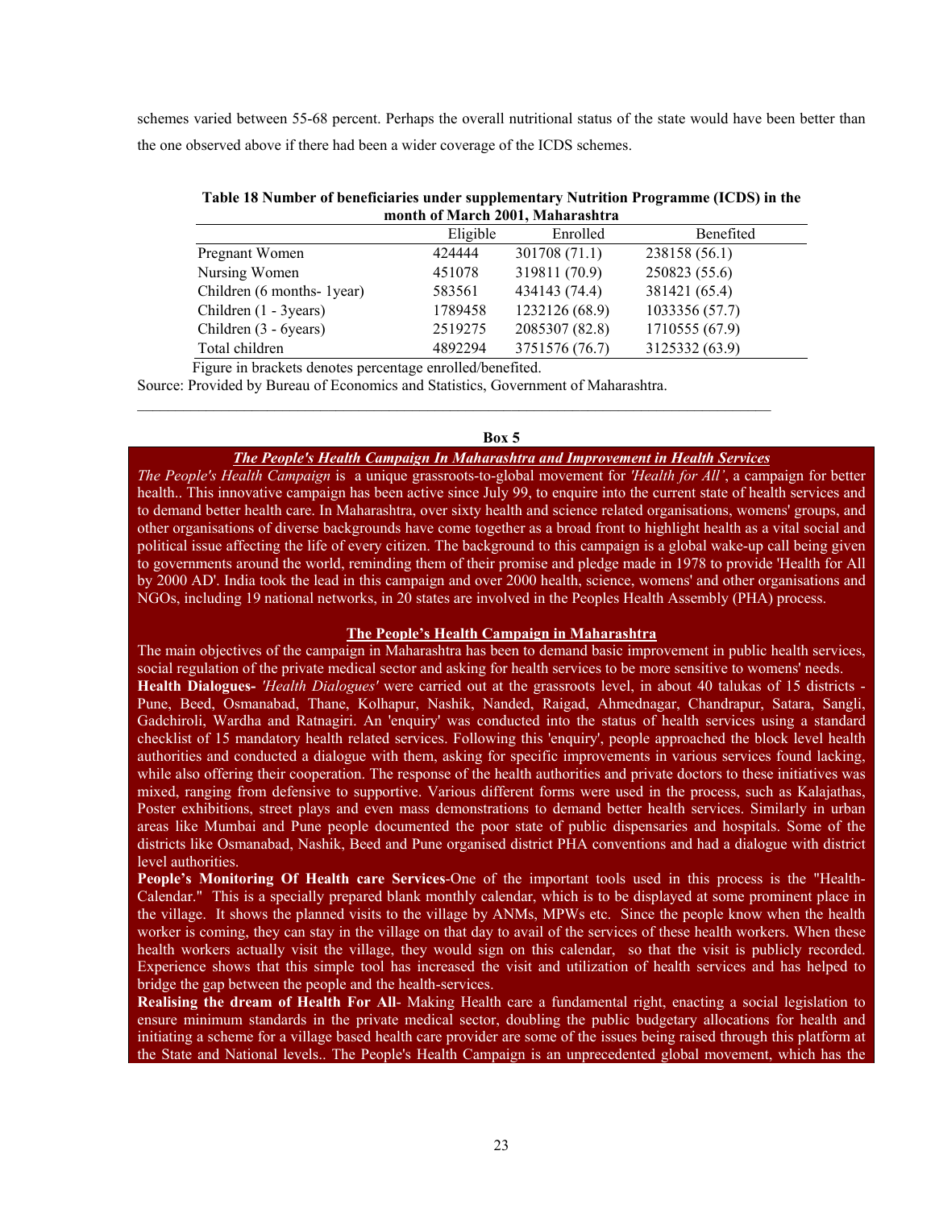schemes varied between 55-68 percent. Perhaps the overall nutritional status of the state would have been better than the one observed above if there had been a wider coverage of the ICDS schemes.

**Table 18 Number of beneficiaries under supplementary Nutrition Programme (ICDS) in the month of March 2001, Maharashtra**

| | Eligible | Enrolled | Benefited |
|---|---|---|---|
| Pregnant Women | 424444 | 301708 (71.1) | 238158 (56.1) |
| Nursing Women | 451078 | 319811 (70.9) | 250823 (55.6) |
| Children (6 months- 1year) | 583561 | 434143 (74.4) | 381421 (65.4) |
| Children (1 - 3years) | 1789458 | 1232126 (68.9) | 1033356 (57.7) |
| Children (3 - 6years) | 2519275 | 2085307 (82.8) | 1710555 (67.9) |
| Total children | 4892294 | 3751576 (76.7) | 3125332 (63.9) |

Figure in brackets denotes percentage enrolled/benefited.

Source: Provided by Bureau of Economics and Statistics, Government of Maharashtra.

**Box 5**

***The People's Health Campaign In Maharashtra and Improvement in Health Services***

*The People's Health Campaign* is a unique grassroots-to-global movement for *'Health for All'*, a campaign for better health.. This innovative campaign has been active since July 99, to enquire into the current state of health services and to demand better health care. In Maharashtra, over sixty health and science related organisations, womens' groups, and other organisations of diverse backgrounds have come together as a broad front to highlight health as a vital social and political issue affecting the life of every citizen. The background to this campaign is a global wake-up call being given to governments around the world, reminding them of their promise and pledge made in 1978 to provide 'Health for All by 2000 AD'. India took the lead in this campaign and over 2000 health, science, womens' and other organisations and NGOs, including 19 national networks, in 20 states are involved in the Peoples Health Assembly (PHA) process.

**The People's Health Campaign in Maharashtra**

The main objectives of the campaign in Maharashtra has been to demand basic improvement in public health services, social regulation of the private medical sector and asking for health services to be more sensitive to womens' needs.

**Health Dialogues-** *'Health Dialogues'* were carried out at the grassroots level, in about 40 talukas of 15 districts - Pune, Beed, Osmanabad, Thane, Kolhapur, Nashik, Nanded, Raigad, Ahmednagar, Chandrapur, Satara, Sangli, Gadchiroli, Wardha and Ratnagiri. An 'enquiry' was conducted into the status of health services using a standard checklist of 15 mandatory health related services. Following this 'enquiry', people approached the block level health authorities and conducted a dialogue with them, asking for specific improvements in various services found lacking, while also offering their cooperation. The response of the health authorities and private doctors to these initiatives was mixed, ranging from defensive to supportive. Various different forms were used in the process, such as Kalajathas, Poster exhibitions, street plays and even mass demonstrations to demand better health services. Similarly in urban areas like Mumbai and Pune people documented the poor state of public dispensaries and hospitals. Some of the districts like Osmanabad, Nashik, Beed and Pune organised district PHA conventions and had a dialogue with district level authorities.

**People's Monitoring Of Health care Services**-One of the important tools used in this process is the "Health-Calendar." This is a specially prepared blank monthly calendar, which is to be displayed at some prominent place in the village. It shows the planned visits to the village by ANMs, MPWs etc. Since the people know when the health worker is coming, they can stay in the village on that day to avail of the services of these health workers. When these health workers actually visit the village, they would sign on this calendar, so that the visit is publicly recorded. Experience shows that this simple tool has increased the visit and utilization of health services and has helped to bridge the gap between the people and the health-services.

**Realising the dream of Health For All**- Making Health care a fundamental right, enacting a social legislation to ensure minimum standards in the private medical sector, doubling the public budgetary allocations for health and initiating a scheme for a village based health care provider are some of the issues being raised through this platform at the State and National levels.. The People's Health Campaign is an unprecedented global movement, which has the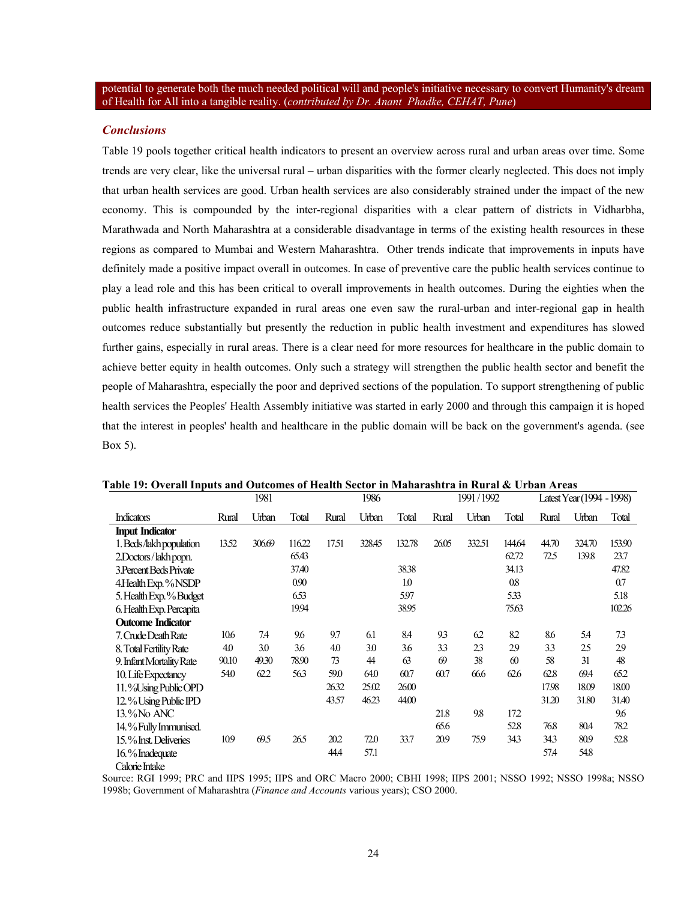potential to generate both the much needed political will and people's initiative necessary to convert Humanity's dream of Health for All into a tangible reality. (*contributed by Dr. Anant Phadke, CEHAT, Pune*)

### *Conclusions*

Table 19 pools together critical health indicators to present an overview across rural and urban areas over time. Some trends are very clear, like the universal rural – urban disparities with the former clearly neglected. This does not imply that urban health services are good. Urban health services are also considerably strained under the impact of the new economy. This is compounded by the inter-regional disparities with a clear pattern of districts in Vidharbha, Marathwada and North Maharashtra at a considerable disadvantage in terms of the existing health resources in these regions as compared to Mumbai and Western Maharashtra. Other trends indicate that improvements in inputs have definitely made a positive impact overall in outcomes. In case of preventive care the public health services continue to play a lead role and this has been critical to overall improvements in health outcomes. During the eighties when the public health infrastructure expanded in rural areas one even saw the rural-urban and inter-regional gap in health outcomes reduce substantially but presently the reduction in public health investment and expenditures has slowed further gains, especially in rural areas. There is a clear need for more resources for healthcare in the public domain to achieve better equity in health outcomes. Only such a strategy will strengthen the public health sector and benefit the people of Maharashtra, especially the poor and deprived sections of the population. To support strengthening of public health services the Peoples' Health Assembly initiative was started in early 2000 and through this campaign it is hoped that the interest in peoples' health and healthcare in the public domain will be back on the government's agenda. (see Box 5).

**Table 19: Overall Inputs and Outcomes of Health Sector in Maharashtra in Rural & Urban Areas**

| | 1981 | | | 1986 | | | 1991 / 1992 | | | Latest Year (1994 - 1998) | | |
|---|---|---|---|---|---|---|---|---|---|---|---|---|
| Indicators | Rural | Urban | Total | Rural | Urban | Total | Rural | Urban | Total | Rural | Urban | Total |
| **Input Indicator** | | | | | | | | | | | | |
| 1. Beds /lakh population | 13.52 | 306.69 | 116.22 | 17.51 | 328.45 | 132.78 | 26.05 | 332.51 | 144.64 | 44.70 | 324.70 | 153.90 |
| 2.Doctors / lakh popn. | | | 65.43 | | | | | | 62.72 | 72.5 | 139.8 | 23.7 |
| 3.Percent Beds Private | | | 37.40 | | | 38.38 | | | 34.13 | | | 47.82 |
| 4.Health Exp. % NSDP | | | 0.90 | | | 1.0 | | | 0.8 | | | 0.7 |
| 5. Health Exp. % Budget | | | 6.53 | | | 5.97 | | | 5.33 | | | 5.18 |
| 6. Health Exp. Percapita | | | 19.94 | | | 38.95 | | | 75.63 | | | 102.26 |
| **Outcome Indicator** | | | | | | | | | | | | |
| 7. Crude Death Rate | 10.6 | 7.4 | 9.6 | 9.7 | 6.1 | 8.4 | 9.3 | 6.2 | 8.2 | 8.6 | 5.4 | 7.3 |
| 8. Total Fertility Rate | 4.0 | 3.0 | 3.6 | 4.0 | 3.0 | 3.6 | 3.3 | 2.3 | 2.9 | 3.3 | 2.5 | 2.9 |
| 9. Infant Mortality Rate | 90.10 | 49.30 | 78.90 | 73 | 44 | 63 | 69 | 38 | 60 | 58 | 31 | 48 |
| 10. Life Expectancy | 54.0 | 62.2 | 56.3 | 59.0 | 64.0 | 60.7 | 60.7 | 66.6 | 62.6 | 62.8 | 69.4 | 65.2 |
| 11. % Using Public OPD | | | | 26.32 | 25.02 | 26.00 | | | | 17.98 | 18.09 | 18.00 |
| 12. % Using Public IPD | | | | 43.57 | 46.23 | 44.00 | | | | 31.20 | 31.80 | 31.40 |
| 13. % No ANC | | | | | | | 21.8 | 9.8 | 17.2 | | | 9.6 |
| 14. % Fully Immunised. | | | | | | | 65.6 | | 52.8 | 76.8 | 80.4 | 78.2 |
| 15. % Inst. Deliveries | 10.9 | 69.5 | 26.5 | 20.2 | 72.0 | 33.7 | 20.9 | 75.9 | 34.3 | 34.3 | 80.9 | 52.8 |
| 16. % Inadequate Calorie Intake | | | | 44.4 | 57.1 | | | | | 57.4 | 54.8 | |

Source: RGI 1999; PRC and IIPS 1995; IIPS and ORC Macro 2000; CBHI 1998; IIPS 2001; NSSO 1992; NSSO 1998a; NSSO 1998b; Government of Maharashtra (*Finance and Accounts* various years); CSO 2000.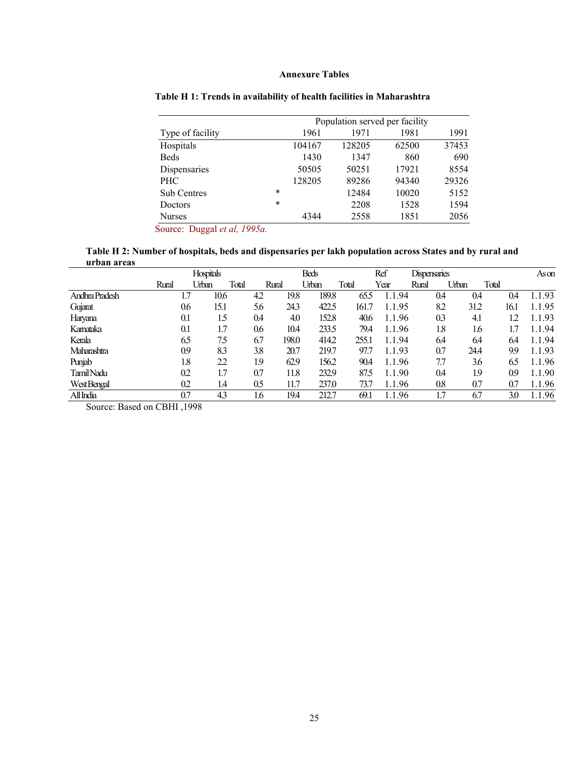**Annexure Tables**

**Table H 1: Trends in availability of health facilities in Maharashtra**

| Type of facility | Population served per facility | | | |
|---|---|---|---|---|
| | 1961 | 1971 | 1981 | 1991 |
| Hospitals | 104167 | 128205 | 62500 | 37453 |
| Beds | 1430 | 1347 | 860 | 690 |
| Dispensaries | 50505 | 50251 | 17921 | 8554 |
| PHC | 128205 | 89286 | 94340 | 29326 |
| Sub Centres | * | 12484 | 10020 | 5152 |
| Doctors | * | 2208 | 1528 | 1594 |
| Nurses | 4344 | 2558 | 1851 | 2056 |

Source: Duggal *et al, 1995a.*

**Table H 2: Number of hospitals, beds and dispensaries per lakh population across States and by rural and urban areas**

| | Hospitals | | | Beds | | | Ref | Dispensaries | | | As on |
|---|---|---|---|---|---|---|---|---|---|---|---|
| | Rural | Urban | Total | Rural | Urban | Total | Year | Rural | Urban | Total | |
| Andhra Pradesh | 1.7 | 10.6 | 4.2 | 19.8 | 189.8 | 65.5 | 1.1.94 | 0.4 | 0.4 | 0.4 | 1.1.93 |
| Gujarat | 0.6 | 15.1 | 5.6 | 24.3 | 422.5 | 161.7 | 1.1.95 | 8.2 | 31.2 | 16.1 | 1.1.95 |
| Haryana | 0.1 | 1.5 | 0.4 | 4.0 | 152.8 | 40.6 | 1.1.96 | 0.3 | 4.1 | 1.2 | 1.1.93 |
| Karnataka | 0.1 | 1.7 | 0.6 | 10.4 | 233.5 | 79.4 | 1.1.96 | 1.8 | 1.6 | 1.7 | 1.1.94 |
| Kerala | 6.5 | 7.5 | 6.7 | 198.0 | 414.2 | 255.1 | 1.1.94 | 6.4 | 6.4 | 6.4 | 1.1.94 |
| Maharashtra | 0.9 | 8.3 | 3.8 | 20.7 | 219.7 | 97.7 | 1.1.93 | 0.7 | 24.4 | 9.9 | 1.1.93 |
| Punjab | 1.8 | 2.2 | 1.9 | 62.9 | 156.2 | 90.4 | 1.1.96 | 7.7 | 3.6 | 6.5 | 1.1.96 |
| Tamil Nadu | 0.2 | 1.7 | 0.7 | 11.8 | 232.9 | 87.5 | 1.1.90 | 0.4 | 1.9 | 0.9 | 1.1.90 |
| West Bengal | 0.2 | 1.4 | 0.5 | 11.7 | 237.0 | 73.7 | 1.1.96 | 0.8 | 0.7 | 0.7 | 1.1.96 |
| All India | 0.7 | 4.3 | 1.6 | 19.4 | 212.7 | 69.1 | 1.1.96 | 1.7 | 6.7 | 3.0 | 1.1.96 |

Source: Based on CBHI ,1998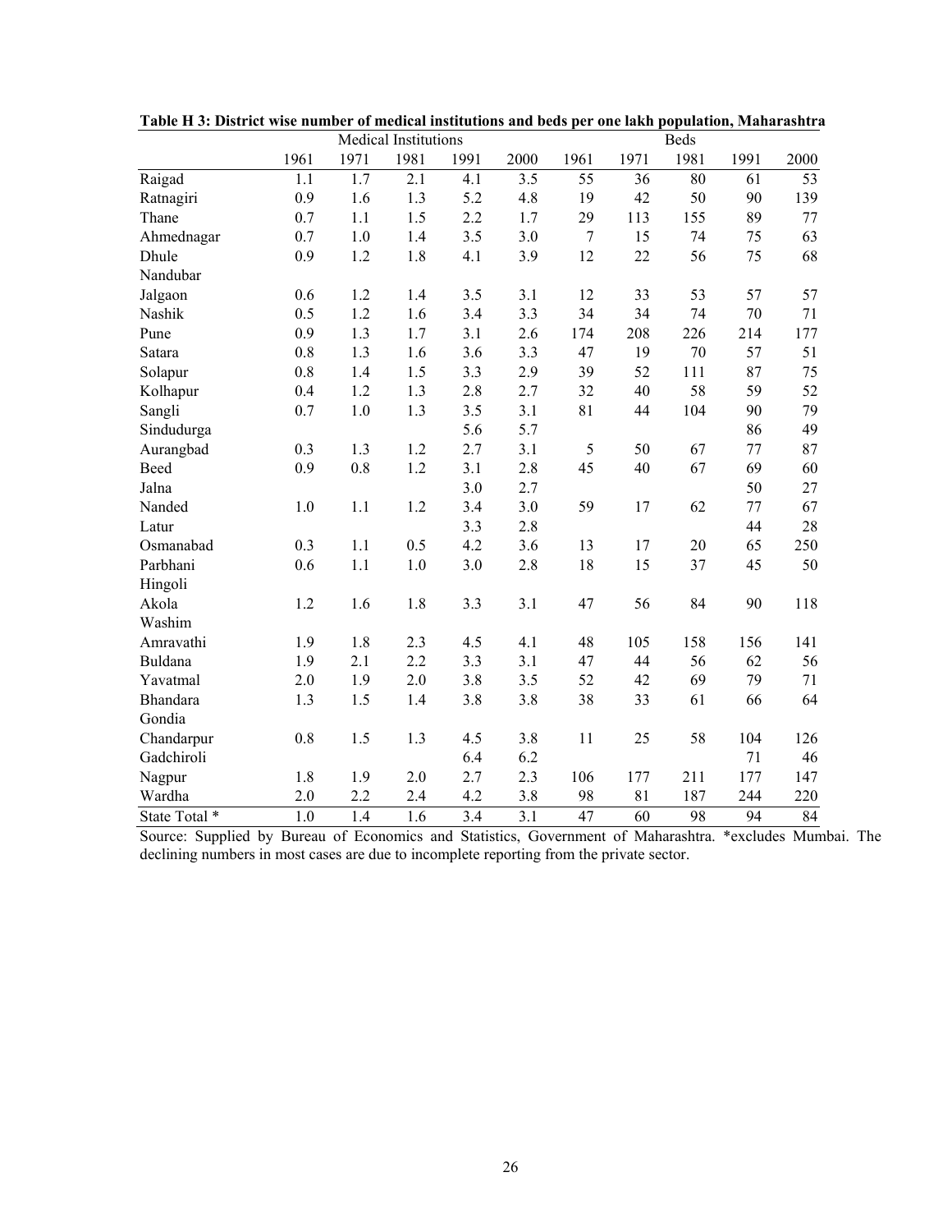**Table H 3: District wise number of medical institutions and beds per one lakh population, Maharashtra**

| | Medical Institutions | | | | | Beds | | | | |
|---|---|---|---|---|---|---|---|---|---|---|
| | 1961 | 1971 | 1981 | 1991 | 2000 | 1961 | 1971 | 1981 | 1991 | 2000 |
| Raigad | 1.1 | 1.7 | 2.1 | 4.1 | 3.5 | 55 | 36 | 80 | 61 | 53 |
| Ratnagiri | 0.9 | 1.6 | 1.3 | 5.2 | 4.8 | 19 | 42 | 50 | 90 | 139 |
| Thane | 0.7 | 1.1 | 1.5 | 2.2 | 1.7 | 29 | 113 | 155 | 89 | 77 |
| Ahmednagar | 0.7 | 1.0 | 1.4 | 3.5 | 3.0 | 7 | 15 | 74 | 75 | 63 |
| Dhule | 0.9 | 1.2 | 1.8 | 4.1 | 3.9 | 12 | 22 | 56 | 75 | 68 |
| Nandubar | | | | | | | | | | |
| Jalgaon | 0.6 | 1.2 | 1.4 | 3.5 | 3.1 | 12 | 33 | 53 | 57 | 57 |
| Nashik | 0.5 | 1.2 | 1.6 | 3.4 | 3.3 | 34 | 34 | 74 | 70 | 71 |
| Pune | 0.9 | 1.3 | 1.7 | 3.1 | 2.6 | 174 | 208 | 226 | 214 | 177 |
| Satara | 0.8 | 1.3 | 1.6 | 3.6 | 3.3 | 47 | 19 | 70 | 57 | 51 |
| Solapur | 0.8 | 1.4 | 1.5 | 3.3 | 2.9 | 39 | 52 | 111 | 87 | 75 |
| Kolhapur | 0.4 | 1.2 | 1.3 | 2.8 | 2.7 | 32 | 40 | 58 | 59 | 52 |
| Sangli | 0.7 | 1.0 | 1.3 | 3.5 | 3.1 | 81 | 44 | 104 | 90 | 79 |
| Sindudurga | | | | 5.6 | 5.7 | | | | 86 | 49 |
| Aurangbad | 0.3 | 1.3 | 1.2 | 2.7 | 3.1 | 5 | 50 | 67 | 77 | 87 |
| Beed | 0.9 | 0.8 | 1.2 | 3.1 | 2.8 | 45 | 40 | 67 | 69 | 60 |
| Jalna | | | | 3.0 | 2.7 | | | | 50 | 27 |
| Nanded | 1.0 | 1.1 | 1.2 | 3.4 | 3.0 | 59 | 17 | 62 | 77 | 67 |
| Latur | | | | 3.3 | 2.8 | | | | 44 | 28 |
| Osmanabad | 0.3 | 1.1 | 0.5 | 4.2 | 3.6 | 13 | 17 | 20 | 65 | 250 |
| Parbhani | 0.6 | 1.1 | 1.0 | 3.0 | 2.8 | 18 | 15 | 37 | 45 | 50 |
| Hingoli | | | | | | | | | | |
| Akola | 1.2 | 1.6 | 1.8 | 3.3 | 3.1 | 47 | 56 | 84 | 90 | 118 |
| Washim | | | | | | | | | | |
| Amravathi | 1.9 | 1.8 | 2.3 | 4.5 | 4.1 | 48 | 105 | 158 | 156 | 141 |
| Buldana | 1.9 | 2.1 | 2.2 | 3.3 | 3.1 | 47 | 44 | 56 | 62 | 56 |
| Yavatmal | 2.0 | 1.9 | 2.0 | 3.8 | 3.5 | 52 | 42 | 69 | 79 | 71 |
| Bhandara | 1.3 | 1.5 | 1.4 | 3.8 | 3.8 | 38 | 33 | 61 | 66 | 64 |
| Gondia | | | | | | | | | | |
| Chandarpur | 0.8 | 1.5 | 1.3 | 4.5 | 3.8 | 11 | 25 | 58 | 104 | 126 |
| Gadchiroli | | | | 6.4 | 6.2 | | | | 71 | 46 |
| Nagpur | 1.8 | 1.9 | 2.0 | 2.7 | 2.3 | 106 | 177 | 211 | 177 | 147 |
| Wardha | 2.0 | 2.2 | 2.4 | 4.2 | 3.8 | 98 | 81 | 187 | 244 | 220 |
| State Total * | 1.0 | 1.4 | 1.6 | 3.4 | 3.1 | 47 | 60 | 98 | 94 | 84 |

Source: Supplied by Bureau of Economics and Statistics, Government of Maharashtra. *excludes Mumbai. The declining numbers in most cases are due to incomplete reporting from the private sector.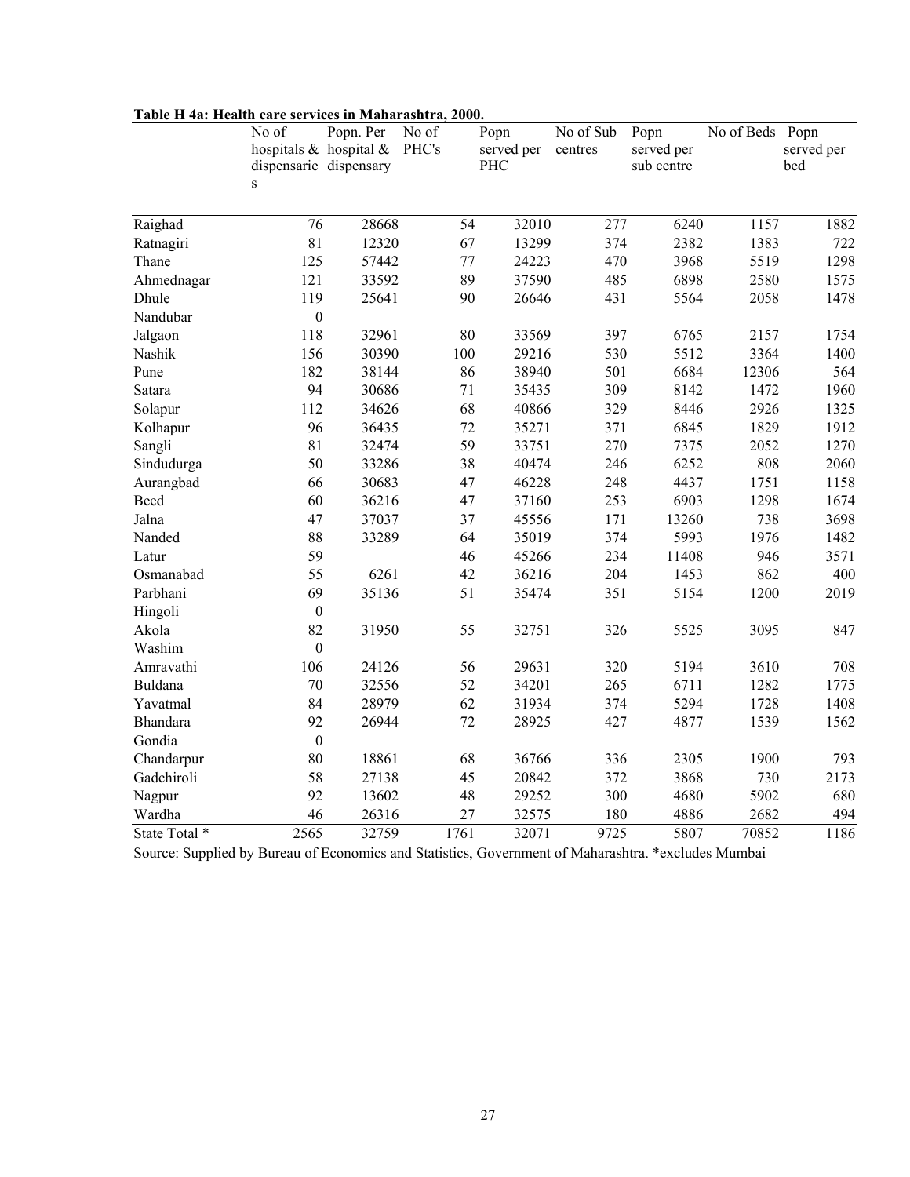**Table H 4a: Health care services in Maharashtra, 2000.**

| | No of hospitals & dispensaries | Popn. Per hospital & dispensary | No of PHC's | Popn served per PHC | No of Sub centres | Popn served per sub centre | No of Beds | Popn served per bed |
|---|---|---|---|---|---|---|---|---|
| Raighad | 76 | 28668 | 54 | 32010 | 277 | 6240 | 1157 | 1882 |
| Ratnagiri | 81 | 12320 | 67 | 13299 | 374 | 2382 | 1383 | 722 |
| Thane | 125 | 57442 | 77 | 24223 | 470 | 3968 | 5519 | 1298 |
| Ahmednagar | 121 | 33592 | 89 | 37590 | 485 | 6898 | 2580 | 1575 |
| Dhule | 119 | 25641 | 90 | 26646 | 431 | 5564 | 2058 | 1478 |
| Nandubar | 0 | | | | | | | |
| Jalgaon | 118 | 32961 | 80 | 33569 | 397 | 6765 | 2157 | 1754 |
| Nashik | 156 | 30390 | 100 | 29216 | 530 | 5512 | 3364 | 1400 |
| Pune | 182 | 38144 | 86 | 38940 | 501 | 6684 | 12306 | 564 |
| Satara | 94 | 30686 | 71 | 35435 | 309 | 8142 | 1472 | 1960 |
| Solapur | 112 | 34626 | 68 | 40866 | 329 | 8446 | 2926 | 1325 |
| Kolhapur | 96 | 36435 | 72 | 35271 | 371 | 6845 | 1829 | 1912 |
| Sangli | 81 | 32474 | 59 | 33751 | 270 | 7375 | 2052 | 1270 |
| Sindudurga | 50 | 33286 | 38 | 40474 | 246 | 6252 | 808 | 2060 |
| Aurangbad | 66 | 30683 | 47 | 46228 | 248 | 4437 | 1751 | 1158 |
| Beed | 60 | 36216 | 47 | 37160 | 253 | 6903 | 1298 | 1674 |
| Jalna | 47 | 37037 | 37 | 45556 | 171 | 13260 | 738 | 3698 |
| Nanded | 88 | 33289 | 64 | 35019 | 374 | 5993 | 1976 | 1482 |
| Latur | 59 | | 46 | 45266 | 234 | 11408 | 946 | 3571 |
| Osmanabad | 55 | 6261 | 42 | 36216 | 204 | 1453 | 862 | 400 |
| Parbhani | 69 | 35136 | 51 | 35474 | 351 | 5154 | 1200 | 2019 |
| Hingoli | 0 | | | | | | | |
| Akola | 82 | 31950 | 55 | 32751 | 326 | 5525 | 3095 | 847 |
| Washim | 0 | | | | | | | |
| Amravathi | 106 | 24126 | 56 | 29631 | 320 | 5194 | 3610 | 708 |
| Buldana | 70 | 32556 | 52 | 34201 | 265 | 6711 | 1282 | 1775 |
| Yavatmal | 84 | 28979 | 62 | 31934 | 374 | 5294 | 1728 | 1408 |
| Bhandara | 92 | 26944 | 72 | 28925 | 427 | 4877 | 1539 | 1562 |
| Gondia | 0 | | | | | | | |
| Chandarpur | 80 | 18861 | 68 | 36766 | 336 | 2305 | 1900 | 793 |
| Gadchiroli | 58 | 27138 | 45 | 20842 | 372 | 3868 | 730 | 2173 |
| Nagpur | 92 | 13602 | 48 | 29252 | 300 | 4680 | 5902 | 680 |
| Wardha | 46 | 26316 | 27 | 32575 | 180 | 4886 | 2682 | 494 |
| State Total * | 2565 | 32759 | 1761 | 32071 | 9725 | 5807 | 70852 | 1186 |

Source: Supplied by Bureau of Economics and Statistics, Government of Maharashtra. *excludes Mumbai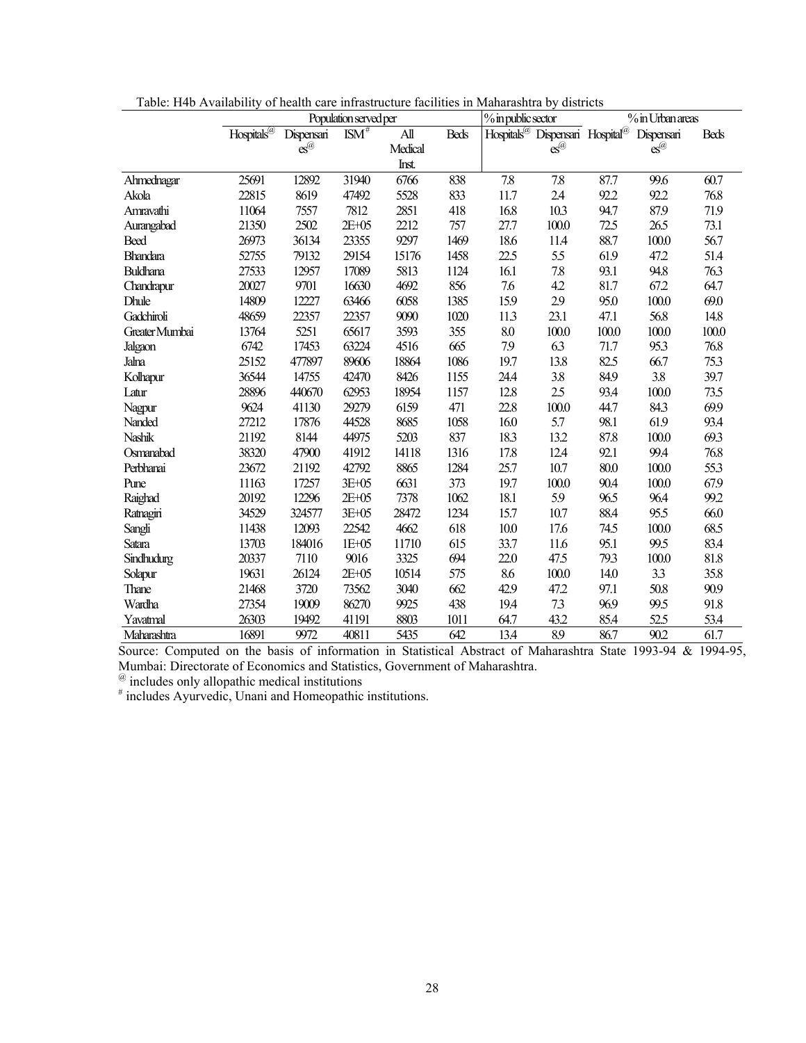Table: H4b Availability of health care infrastructure facilities in Maharashtra by districts

| | Population served per | | | | | % in public sector | | % in Urban areas | | |
|---|---|---|---|---|---|---|---|---|---|---|
| | Hospitals[@] | Dispensaries[@] | ISM[#] | All Medical Inst. | Beds | Hospitals[@] | Dispensaries[@] | Hospital[@] | Dispensaries[@] | Beds |
| Ahmednagar | 25691 | 12892 | 31940 | 6766 | 838 | 7.8 | 7.8 | 87.7 | 99.6 | 60.7 |
| Akola | 22815 | 8619 | 47492 | 5528 | 833 | 11.7 | 2.4 | 92.2 | 92.2 | 76.8 |
| Amravathi | 11064 | 7557 | 7812 | 2851 | 418 | 16.8 | 10.3 | 94.7 | 87.9 | 71.9 |
| Aurangabad | 21350 | 2502 | 2E+05 | 2212 | 757 | 27.7 | 100.0 | 72.5 | 26.5 | 73.1 |
| Beed | 26973 | 36134 | 23355 | 9297 | 1469 | 18.6 | 11.4 | 88.7 | 100.0 | 56.7 |
| Bhandara | 52755 | 79132 | 29154 | 15176 | 1458 | 22.5 | 5.5 | 61.9 | 47.2 | 51.4 |
| Buldhana | 27533 | 12957 | 17089 | 5813 | 1124 | 16.1 | 7.8 | 93.1 | 94.8 | 76.3 |
| Chandrapur | 20027 | 9701 | 16630 | 4692 | 856 | 7.6 | 4.2 | 81.7 | 67.2 | 64.7 |
| Dhule | 14809 | 12227 | 63466 | 6058 | 1385 | 15.9 | 2.9 | 95.0 | 100.0 | 69.0 |
| Gadchiroli | 48659 | 22357 | 22357 | 9090 | 1020 | 11.3 | 23.1 | 47.1 | 56.8 | 14.8 |
| Greater Mumbai | 13764 | 5251 | 65617 | 3593 | 355 | 8.0 | 100.0 | 100.0 | 100.0 | 100.0 |
| Jalgaon | 6742 | 17453 | 63224 | 4516 | 665 | 7.9 | 6.3 | 71.7 | 95.3 | 76.8 |
| Jalna | 25152 | 477897 | 89606 | 18864 | 1086 | 19.7 | 13.8 | 82.5 | 66.7 | 75.3 |
| Kolhapur | 36544 | 14755 | 42470 | 8426 | 1155 | 24.4 | 3.8 | 84.9 | 3.8 | 39.7 |
| Latur | 28896 | 440670 | 62953 | 18954 | 1157 | 12.8 | 2.5 | 93.4 | 100.0 | 73.5 |
| Nagpur | 9624 | 41130 | 29279 | 6159 | 471 | 22.8 | 100.0 | 44.7 | 84.3 | 69.9 |
| Nanded | 27212 | 17876 | 44528 | 8685 | 1058 | 16.0 | 5.7 | 98.1 | 61.9 | 93.4 |
| Nashik | 21192 | 8144 | 44975 | 5203 | 837 | 18.3 | 13.2 | 87.8 | 100.0 | 69.3 |
| Osmanabad | 38320 | 47900 | 41912 | 14118 | 1316 | 17.8 | 12.4 | 92.1 | 99.4 | 76.8 |
| Perbhanai | 23672 | 21192 | 42792 | 8865 | 1284 | 25.7 | 10.7 | 80.0 | 100.0 | 55.3 |
| Pune | 11163 | 17257 | 3E+05 | 6631 | 373 | 19.7 | 100.0 | 90.4 | 100.0 | 67.9 |
| Raighad | 20192 | 12296 | 2E+05 | 7378 | 1062 | 18.1 | 5.9 | 96.5 | 96.4 | 99.2 |
| Ratnagiri | 34529 | 324577 | 3E+05 | 28472 | 1234 | 15.7 | 10.7 | 88.4 | 95.5 | 66.0 |
| Sangli | 11438 | 12093 | 22542 | 4662 | 618 | 10.0 | 17.6 | 74.5 | 100.0 | 68.5 |
| Satara | 13703 | 184016 | 1E+05 | 11710 | 615 | 33.7 | 11.6 | 95.1 | 99.5 | 83.4 |
| Sindhudurg | 20337 | 7110 | 9016 | 3325 | 694 | 22.0 | 47.5 | 79.3 | 100.0 | 81.8 |
| Solapur | 19631 | 26124 | 2E+05 | 10514 | 575 | 8.6 | 100.0 | 14.0 | 3.3 | 35.8 |
| Thane | 21468 | 3720 | 73562 | 3040 | 662 | 42.9 | 47.2 | 97.1 | 50.8 | 90.9 |
| Wardha | 27354 | 19009 | 86270 | 9925 | 438 | 19.4 | 7.3 | 96.9 | 99.5 | 91.8 |
| Yavatmal | 26303 | 19492 | 41191 | 8803 | 1011 | 64.7 | 43.2 | 85.4 | 52.5 | 53.4 |
| Maharashtra | 16891 | 9972 | 40811 | 5435 | 642 | 13.4 | 8.9 | 86.7 | 90.2 | 61.7 |

Source: Computed on the basis of information in Statistical Abstract of Maharashtra State 1993-94 & 1994-95, Mumbai: Directorate of Economics and Statistics, Government of Maharashtra.

@ includes only allopathic medical institutions

# includes Ayurvedic, Unani and Homeopathic institutions.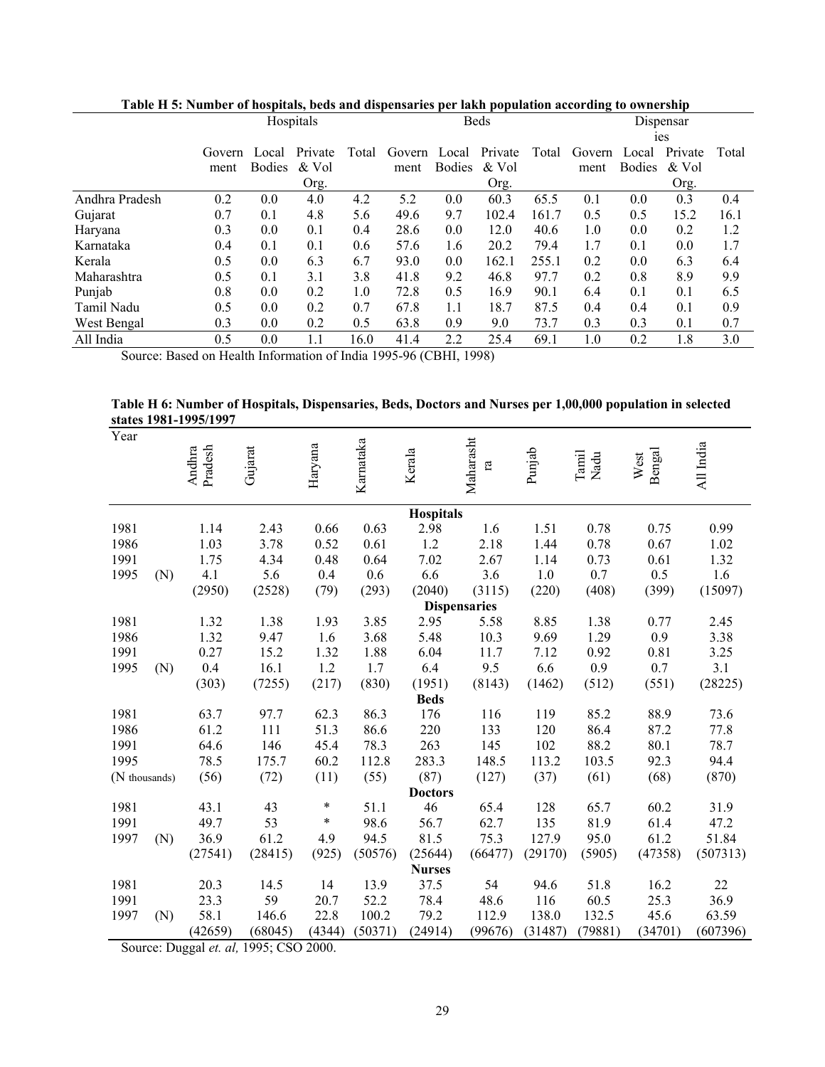**Table H 5: Number of hospitals, beds and dispensaries per lakh population according to ownership**

| | Hospitals | | | | Beds | | | | Dispensaries | | | |
|---|---|---|---|---|---|---|---|---|---|---|---|---|
| | Government | Local Bodies | Private & Vol Org. | Total | Government | Local Bodies | Private & Vol Org. | Total | Government | Local Bodies | Private & Vol Org. | Total |
| Andhra Pradesh | 0.2 | 0.0 | 4.0 | 4.2 | 5.2 | 0.0 | 60.3 | 65.5 | 0.1 | 0.0 | 0.3 | 0.4 |
| Gujarat | 0.7 | 0.1 | 4.8 | 5.6 | 49.6 | 9.7 | 102.4 | 161.7 | 0.5 | 0.5 | 15.2 | 16.1 |
| Haryana | 0.3 | 0.0 | 0.1 | 0.4 | 28.6 | 0.0 | 12.0 | 40.6 | 1.0 | 0.0 | 0.2 | 1.2 |
| Karnataka | 0.4 | 0.1 | 0.1 | 0.6 | 57.6 | 1.6 | 20.2 | 79.4 | 1.7 | 0.1 | 0.0 | 1.7 |
| Kerala | 0.5 | 0.0 | 6.3 | 6.7 | 93.0 | 0.0 | 162.1 | 255.1 | 0.2 | 0.0 | 6.3 | 6.4 |
| Maharashtra | 0.5 | 0.1 | 3.1 | 3.8 | 41.8 | 9.2 | 46.8 | 97.7 | 0.2 | 0.8 | 8.9 | 9.9 |
| Punjab | 0.8 | 0.0 | 0.2 | 1.0 | 72.8 | 0.5 | 16.9 | 90.1 | 6.4 | 0.1 | 0.1 | 6.5 |
| Tamil Nadu | 0.5 | 0.0 | 0.2 | 0.7 | 67.8 | 1.1 | 18.7 | 87.5 | 0.4 | 0.4 | 0.1 | 0.9 |
| West Bengal | 0.3 | 0.0 | 0.2 | 0.5 | 63.8 | 0.9 | 9.0 | 73.7 | 0.3 | 0.3 | 0.1 | 0.7 |
| All India | 0.5 | 0.0 | 1.1 | 16.0 | 41.4 | 2.2 | 25.4 | 69.1 | 1.0 | 0.2 | 1.8 | 3.0 |

Source: Based on Health Information of India 1995-96 (CBHI, 1998)

**Table H 6: Number of Hospitals, Dispensaries, Beds, Doctors and Nurses per 1,00,000 population in selected states 1981-1995/1997**

| Year | | Andhra Pradesh | Gujarat | Haryana | Karnataka | Kerala | Maharashtra | Punjab | Tamil Nadu | West Bengal | All India |
|---|---|---|---|---|---|---|---|---|---|---|---|
| | | | | | | **Hospitals** | | | | | |
| 1981 | | 1.14 | 2.43 | 0.66 | 0.63 | 2.98 | 1.6 | 1.51 | 0.78 | 0.75 | 0.99 |
| 1986 | | 1.03 | 3.78 | 0.52 | 0.61 | 1.2 | 2.18 | 1.44 | 0.78 | 0.67 | 1.02 |
| 1991 | | 1.75 | 4.34 | 0.48 | 0.64 | 7.02 | 2.67 | 1.14 | 0.73 | 0.61 | 1.32 |
| 1995 | (N) | 4.1 | 5.6 | 0.4 | 0.6 | 6.6 | 3.6 | 1.0 | 0.7 | 0.5 | 1.6 |
| | | (2950) | (2528) | (79) | (293) | (2040) | (3115) | (220) | (408) | (399) | (15097) |
| | | | | | | **Dispensaries** | | | | | |
| 1981 | | 1.32 | 1.38 | 1.93 | 3.85 | 2.95 | 5.58 | 8.85 | 1.38 | 0.77 | 2.45 |
| 1986 | | 1.32 | 9.47 | 1.6 | 3.68 | 5.48 | 10.3 | 9.69 | 1.29 | 0.9 | 3.38 |
| 1991 | | 0.27 | 15.2 | 1.32 | 1.88 | 6.04 | 11.7 | 7.12 | 0.92 | 0.81 | 3.25 |
| 1995 | (N) | 0.4 | 16.1 | 1.2 | 1.7 | 6.4 | 9.5 | 6.6 | 0.9 | 0.7 | 3.1 |
| | | (303) | (7255) | (217) | (830) | (1951) | (8143) | (1462) | (512) | (551) | (28225) |
| | | | | | | **Beds** | | | | | |
| 1981 | | 63.7 | 97.7 | 62.3 | 86.3 | 176 | 116 | 119 | 85.2 | 88.9 | 73.6 |
| 1986 | | 61.2 | 111 | 51.3 | 86.6 | 220 | 133 | 120 | 86.4 | 87.2 | 77.8 |
| 1991 | | 64.6 | 146 | 45.4 | 78.3 | 263 | 145 | 102 | 88.2 | 80.1 | 78.7 |
| 1995 | | 78.5 | 175.7 | 60.2 | 112.8 | 283.3 | 148.5 | 113.2 | 103.5 | 92.3 | 94.4 |
| (N thousands) | | (56) | (72) | (11) | (55) | (87) | (127) | (37) | (61) | (68) | (870) |
| | | | | | | **Doctors** | | | | | |
| 1981 | | 43.1 | 43 | * | 51.1 | 46 | 65.4 | 128 | 65.7 | 60.2 | 31.9 |
| 1991 | | 49.7 | 53 | * | 98.6 | 56.7 | 62.7 | 135 | 81.9 | 61.4 | 47.2 |
| 1997 | (N) | 36.9 | 61.2 | 4.9 | 94.5 | 81.5 | 75.3 | 127.9 | 95.0 | 61.2 | 51.84 |
| | | (27541) | (28415) | (925) | (50576) | (25644) | (66477) | (29170) | (5905) | (47358) | (507313) |
| | | | | | | **Nurses** | | | | | |
| 1981 | | 20.3 | 14.5 | 14 | 13.9 | 37.5 | 54 | 94.6 | 51.8 | 16.2 | 22 |
| 1991 | | 23.3 | 59 | 20.7 | 52.2 | 78.4 | 48.6 | 116 | 60.5 | 25.3 | 36.9 |
| 1997 | (N) | 58.1 | 146.6 | 22.8 | 100.2 | 79.2 | 112.9 | 138.0 | 132.5 | 45.6 | 63.59 |
| | | (42659) | (68045) | (4344) | (50371) | (24914) | (99676) | (31487) | (79881) | (34701) | (607396) |

Source: Duggal *et. al,* 1995; CSO 2000.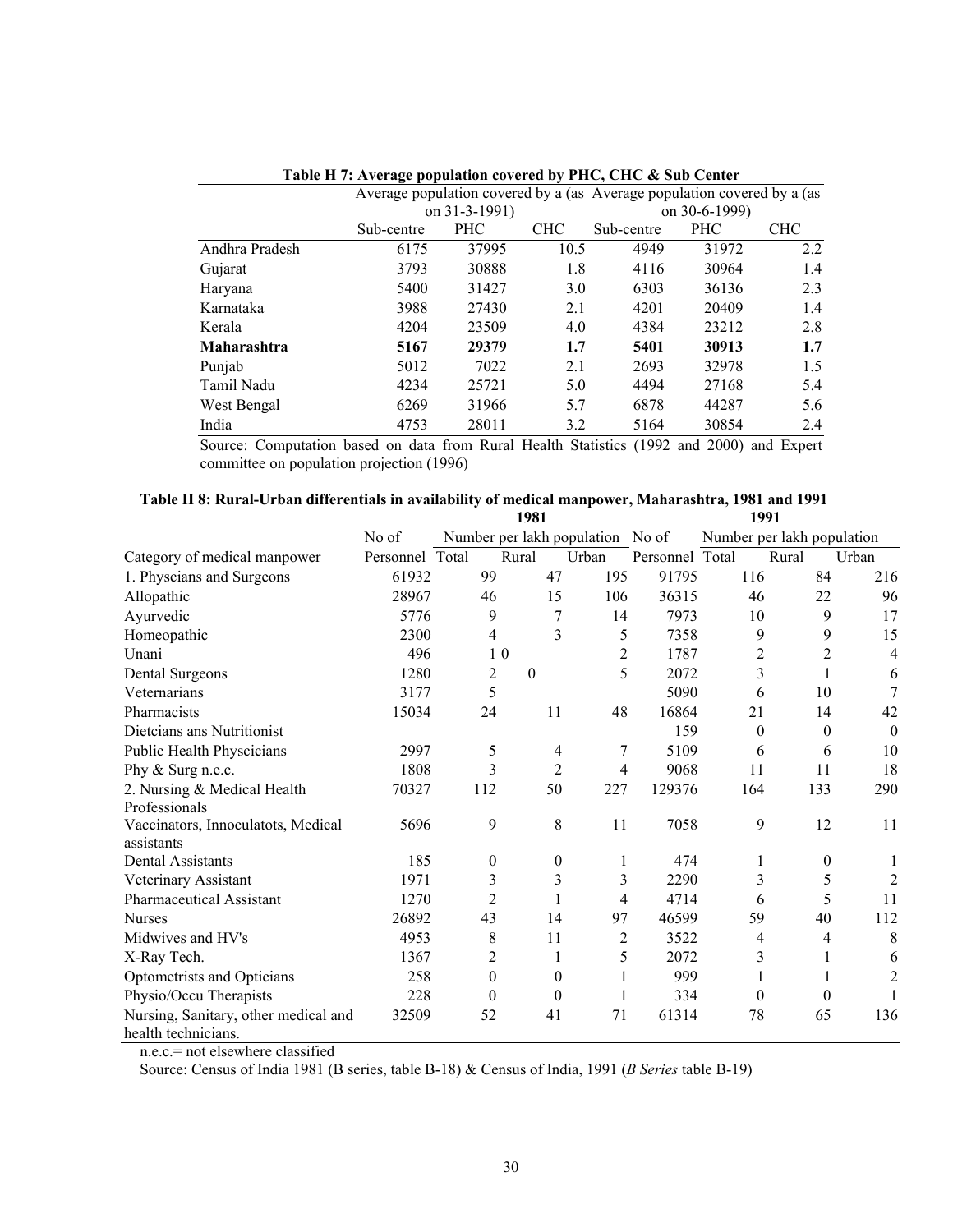**Table H 7: Average population covered by PHC, CHC & Sub Center**

| | Average population covered by a (as on 31-3-1991) | | | Average population covered by a (as on 30-6-1999) | | |
|---|---|---|---|---|---|---|
| | Sub-centre | PHC | CHC | Sub-centre | PHC | CHC |
| Andhra Pradesh | 6175 | 37995 | 10.5 | 4949 | 31972 | 2.2 |
| Gujarat | 3793 | 30888 | 1.8 | 4116 | 30964 | 1.4 |
| Haryana | 5400 | 31427 | 3.0 | 6303 | 36136 | 2.3 |
| Karnataka | 3988 | 27430 | 2.1 | 4201 | 20409 | 1.4 |
| Kerala | 4204 | 23509 | 4.0 | 4384 | 23212 | 2.8 |
| **Maharashtra** | **5167** | **29379** | **1.7** | **5401** | **30913** | **1.7** |
| Punjab | 5012 | 7022 | 2.1 | 2693 | 32978 | 1.5 |
| Tamil Nadu | 4234 | 25721 | 5.0 | 4494 | 27168 | 5.4 |
| West Bengal | 6269 | 31966 | 5.7 | 6878 | 44287 | 5.6 |
| India | 4753 | 28011 | 3.2 | 5164 | 30854 | 2.4 |

Source: Computation based on data from Rural Health Statistics (1992 and 2000) and Expert committee on population projection (1996)

**Table H 8: Rural-Urban differentials in availability of medical manpower, Maharashtra, 1981 and 1991**

| | 1981 | | | | 1991 | | | |
|---|---|---|---|---|---|---|---|---|
| | No of | Number per lakh population | | | No of | Number per lakh population | | |
| Category of medical manpower | Personnel | Total | Rural | Urban | Personnel | Total | Rural | Urban |
| 1. Physcians and Surgeons | 61932 | 99 | 47 | 195 | 91795 | 116 | 84 | 216 |
| Allopathic | 28967 | 46 | 15 | 106 | 36315 | 46 | 22 | 96 |
| Ayurvedic | 5776 | 9 | 7 | 14 | 7973 | 10 | 9 | 17 |
| Homeopathic | 2300 | 4 | 3 | 5 | 7358 | 9 | 9 | 15 |
| Unani | 496 | 1 0 | | 2 | 1787 | 2 | 2 | 4 |
| Dental Surgeons | 1280 | 2 | 0 | 5 | 2072 | 3 | 1 | 6 |
| Veternarians | 3177 | 5 | | | 5090 | 6 | 10 | 7 |
| Pharmacists | 15034 | 24 | 11 | 48 | 16864 | 21 | 14 | 42 |
| Dietcians ans Nutritionist | | | | | 159 | 0 | 0 | 0 |
| Public Health Physcicians | 2997 | 5 | 4 | 7 | 5109 | 6 | 6 | 10 |
| Phy & Surg n.e.c. | 1808 | 3 | 2 | 4 | 9068 | 11 | 11 | 18 |
| 2. Nursing & Medical Health Professionals | 70327 | 112 | 50 | 227 | 129376 | 164 | 133 | 290 |
| Vaccinators, Innoculatots, Medical assistants | 5696 | 9 | 8 | 11 | 7058 | 9 | 12 | 11 |
| Dental Assistants | 185 | 0 | 0 | 1 | 474 | 1 | 0 | 1 |
| Veterinary Assistant | 1971 | 3 | 3 | 3 | 2290 | 3 | 5 | 2 |
| Pharmaceutical Assistant | 1270 | 2 | 1 | 4 | 4714 | 6 | 5 | 11 |
| Nurses | 26892 | 43 | 14 | 97 | 46599 | 59 | 40 | 112 |
| Midwives and HV's | 4953 | 8 | 11 | 2 | 3522 | 4 | 4 | 8 |
| X-Ray Tech. | 1367 | 2 | 1 | 5 | 2072 | 3 | 1 | 6 |
| Optometrists and Opticians | 258 | 0 | 0 | 1 | 999 | 1 | 1 | 2 |
| Physio/Occu Therapists | 228 | 0 | 0 | 1 | 334 | 0 | 0 | 1 |
| Nursing, Sanitary, other medical and health technicians. | 32509 | 52 | 41 | 71 | 61314 | 78 | 65 | 136 |

n.e.c.= not elsewhere classified

Source: Census of India 1981 (B series, table B-18) & Census of India, 1991 (*B Series* table B-19)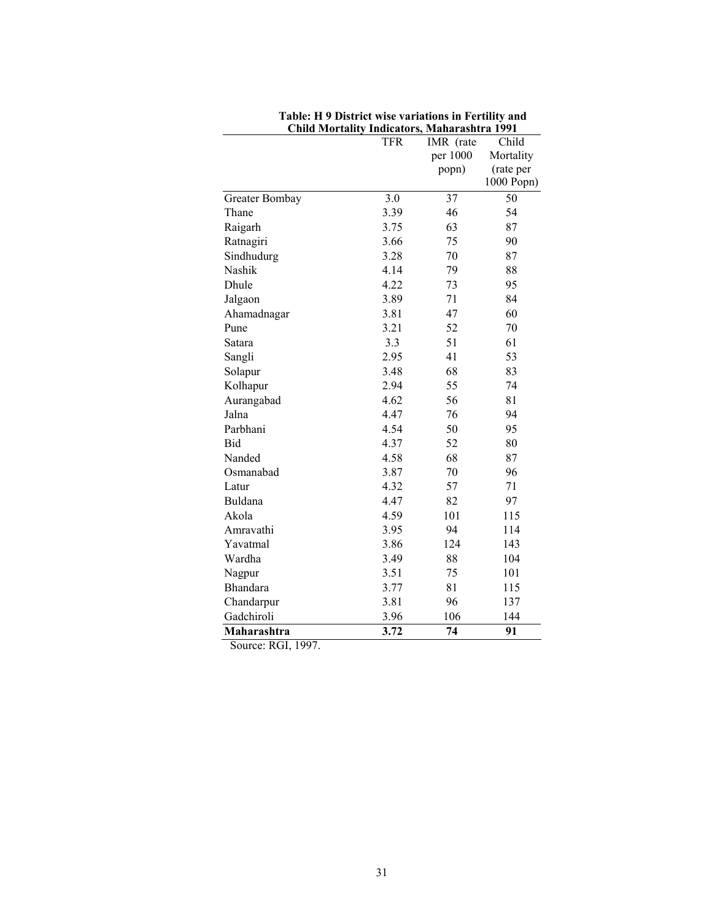**Table: H 9 District wise variations in Fertility and Child Mortality Indicators, Maharashtra 1991**

| | TFR | IMR (rate per 1000 popn) | Child Mortality (rate per 1000 Popn) |
|---|---|---|---|
| Greater Bombay | 3.0 | 37 | 50 |
| Thane | 3.39 | 46 | 54 |
| Raigarh | 3.75 | 63 | 87 |
| Ratnagiri | 3.66 | 75 | 90 |
| Sindhudurg | 3.28 | 70 | 87 |
| Nashik | 4.14 | 79 | 88 |
| Dhule | 4.22 | 73 | 95 |
| Jalgaon | 3.89 | 71 | 84 |
| Ahamadnagar | 3.81 | 47 | 60 |
| Pune | 3.21 | 52 | 70 |
| Satara | 3.3 | 51 | 61 |
| Sangli | 2.95 | 41 | 53 |
| Solapur | 3.48 | 68 | 83 |
| Kolhapur | 2.94 | 55 | 74 |
| Aurangabad | 4.62 | 56 | 81 |
| Jalna | 4.47 | 76 | 94 |
| Parbhani | 4.54 | 50 | 95 |
| Bid | 4.37 | 52 | 80 |
| Nanded | 4.58 | 68 | 87 |
| Osmanabad | 3.87 | 70 | 96 |
| Latur | 4.32 | 57 | 71 |
| Buldana | 4.47 | 82 | 97 |
| Akola | 4.59 | 101 | 115 |
| Amravathi | 3.95 | 94 | 114 |
| Yavatmal | 3.86 | 124 | 143 |
| Wardha | 3.49 | 88 | 104 |
| Nagpur | 3.51 | 75 | 101 |
| Bhandara | 3.77 | 81 | 115 |
| Chandarpur | 3.81 | 96 | 137 |
| Gadchiroli | 3.96 | 106 | 144 |
| **Maharashtra** | **3.72** | **74** | **91** |

Source: RGI, 1997.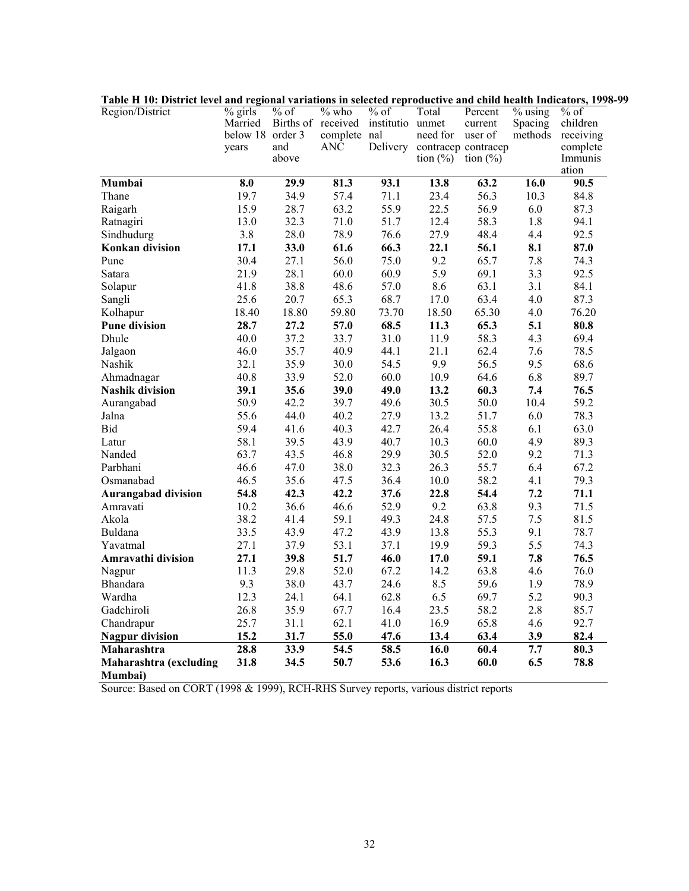**Table H 10: District level and regional variations in selected reproductive and child health Indicators, 1998-99**

| Region/District | % girls Married below 18 years | % of Births of order 3 and above | % who received complete ANC | % of institutional Delivery | Total unmet need for contraception (%) | Percent current user of contraception (%) | % using Spacing methods | % of children receiving complete Immunisation |
|---|---|---|---|---|---|---|---|---|
| **Mumbai** | **8.0** | **29.9** | **81.3** | **93.1** | **13.8** | **63.2** | **16.0** | **90.5** |
| Thane | 19.7 | 34.9 | 57.4 | 71.1 | 23.4 | 56.3 | 10.3 | 84.8 |
| Raigarh | 15.9 | 28.7 | 63.2 | 55.9 | 22.5 | 56.9 | 6.0 | 87.3 |
| Ratnagiri | 13.0 | 32.3 | 71.0 | 51.7 | 12.4 | 58.3 | 1.8 | 94.1 |
| Sindhudurg | 3.8 | 28.0 | 78.9 | 76.6 | 27.9 | 48.4 | 4.4 | 92.5 |
| **Konkan division** | **17.1** | **33.0** | **61.6** | **66.3** | **22.1** | **56.1** | **8.1** | **87.0** |
| Pune | 30.4 | 27.1 | 56.0 | 75.0 | 9.2 | 65.7 | 7.8 | 74.3 |
| Satara | 21.9 | 28.1 | 60.0 | 60.9 | 5.9 | 69.1 | 3.3 | 92.5 |
| Solapur | 41.8 | 38.8 | 48.6 | 57.0 | 8.6 | 63.1 | 3.1 | 84.1 |
| Sangli | 25.6 | 20.7 | 65.3 | 68.7 | 17.0 | 63.4 | 4.0 | 87.3 |
| Kolhapur | 18.40 | 18.80 | 59.80 | 73.70 | 18.50 | 65.30 | 4.0 | 76.20 |
| **Pune division** | **28.7** | **27.2** | **57.0** | **68.5** | **11.3** | **65.3** | **5.1** | **80.8** |
| Dhule | 40.0 | 37.2 | 33.7 | 31.0 | 11.9 | 58.3 | 4.3 | 69.4 |
| Jalgaon | 46.0 | 35.7 | 40.9 | 44.1 | 21.1 | 62.4 | 7.6 | 78.5 |
| Nashik | 32.1 | 35.9 | 30.0 | 54.5 | 9.9 | 56.5 | 9.5 | 68.6 |
| Ahmadnagar | 40.8 | 33.9 | 52.0 | 60.0 | 10.9 | 64.6 | 6.8 | 89.7 |
| **Nashik division** | **39.1** | **35.6** | **39.0** | **49.0** | **13.2** | **60.3** | **7.4** | **76.5** |
| Aurangabad | 50.9 | 42.2 | 39.7 | 49.6 | 30.5 | 50.0 | 10.4 | 59.2 |
| Jalna | 55.6 | 44.0 | 40.2 | 27.9 | 13.2 | 51.7 | 6.0 | 78.3 |
| Bid | 59.4 | 41.6 | 40.3 | 42.7 | 26.4 | 55.8 | 6.1 | 63.0 |
| Latur | 58.1 | 39.5 | 43.9 | 40.7 | 10.3 | 60.0 | 4.9 | 89.3 |
| Nanded | 63.7 | 43.5 | 46.8 | 29.9 | 30.5 | 52.0 | 9.2 | 71.3 |
| Parbhani | 46.6 | 47.0 | 38.0 | 32.3 | 26.3 | 55.7 | 6.4 | 67.2 |
| Osmanabad | 46.5 | 35.6 | 47.5 | 36.4 | 10.0 | 58.2 | 4.1 | 79.3 |
| **Aurangabad division** | **54.8** | **42.3** | **42.2** | **37.6** | **22.8** | **54.4** | **7.2** | **71.1** |
| Amravati | 10.2 | 36.6 | 46.6 | 52.9 | 9.2 | 63.8 | 9.3 | 71.5 |
| Akola | 38.2 | 41.4 | 59.1 | 49.3 | 24.8 | 57.5 | 7.5 | 81.5 |
| Buldana | 33.5 | 43.9 | 47.2 | 43.9 | 13.8 | 55.3 | 9.1 | 78.7 |
| Yavatmal | 27.1 | 37.9 | 53.1 | 37.1 | 19.9 | 59.3 | 5.5 | 74.3 |
| **Amravathi division** | **27.1** | **39.8** | **51.7** | **46.0** | **17.0** | **59.1** | **7.8** | **76.5** |
| Nagpur | 11.3 | 29.8 | 52.0 | 67.2 | 14.2 | 63.8 | 4.6 | 76.0 |
| Bhandara | 9.3 | 38.0 | 43.7 | 24.6 | 8.5 | 59.6 | 1.9 | 78.9 |
| Wardha | 12.3 | 24.1 | 64.1 | 62.8 | 6.5 | 69.7 | 5.2 | 90.3 |
| Gadchiroli | 26.8 | 35.9 | 67.7 | 16.4 | 23.5 | 58.2 | 2.8 | 85.7 |
| Chandrapur | 25.7 | 31.1 | 62.1 | 41.0 | 16.9 | 65.8 | 4.6 | 92.7 |
| **Nagpur division** | **15.2** | **31.7** | **55.0** | **47.6** | **13.4** | **63.4** | **3.9** | **82.4** |
| **Maharashtra** | **28.8** | **33.9** | **54.5** | **58.5** | **16.0** | **60.4** | **7.7** | **80.3** |
| **Maharashtra (excluding Mumbai)** | **31.8** | **34.5** | **50.7** | **53.6** | **16.3** | **60.0** | **6.5** | **78.8** |

Source: Based on CORT (1998 & 1999), RCH-RHS Survey reports, various district reports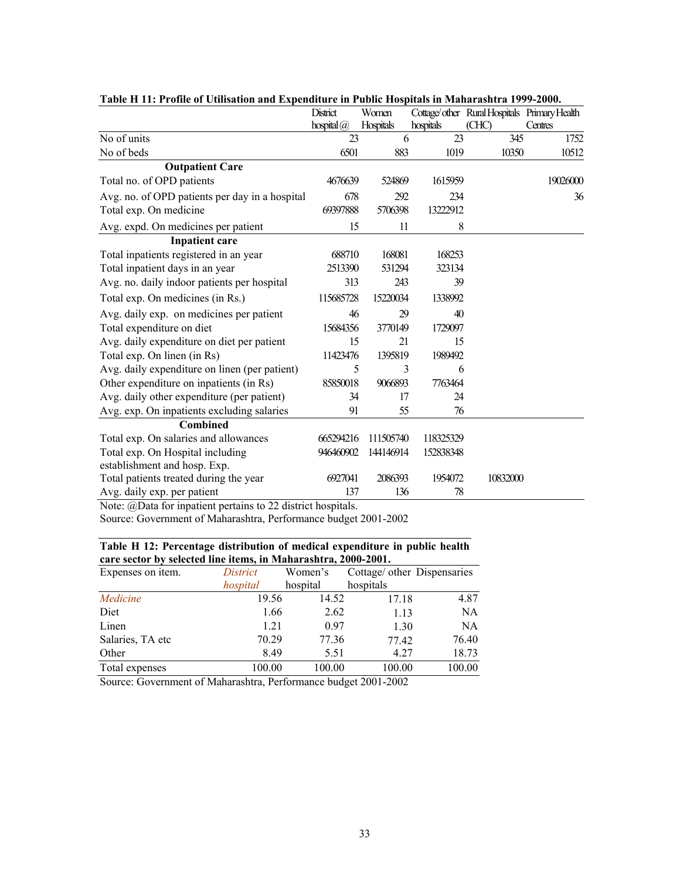**Table H 11: Profile of Utilisation and Expenditure in Public Hospitals in Maharashtra 1999-2000.**

| | District hospital @ | Women Hospitals | Cottage/ other hospitals | Rural Hospitals (CHC) | Primary Health Centres |
|---|---|---|---|---|---|
| No of units | 23 | 6 | 23 | 345 | 1752 |
| No of beds | 6501 | 883 | 1019 | 10350 | 10512 |
| **Outpatient Care** | | | | | |
| Total no. of OPD patients | 4676639 | 524869 | 1615959 | | 19026000 |
| Avg. no. of OPD patients per day in a hospital | 678 | 292 | 234 | | 36 |
| Total exp. On medicine | 69397888 | 5706398 | 13222912 | | |
| Avg. expd. On medicines per patient | 15 | 11 | 8 | | |
| **Inpatient care** | | | | | |
| Total inpatients registered in an year | 688710 | 168081 | 168253 | | |
| Total inpatient days in an year | 2513390 | 531294 | 323134 | | |
| Avg. no. daily indoor patients per hospital | 313 | 243 | 39 | | |
| Total exp. On medicines (in Rs.) | 115685728 | 15220034 | 1338992 | | |
| Avg. daily exp. on medicines per patient | 46 | 29 | 40 | | |
| Total expenditure on diet | 15684356 | 3770149 | 1729097 | | |
| Avg. daily expenditure on diet per patient | 15 | 21 | 15 | | |
| Total exp. On linen (in Rs) | 11423476 | 1395819 | 1989492 | | |
| Avg. daily expenditure on linen (per patient) | 5 | 3 | 6 | | |
| Other expenditure on inpatients (in Rs) | 85850018 | 9066893 | 7763464 | | |
| Avg. daily other expenditure (per patient) | 34 | 17 | 24 | | |
| Avg. exp. On inpatients excluding salaries | 91 | 55 | 76 | | |
| **Combined** | | | | | |
| Total exp. On salaries and allowances | 665294216 | 111505740 | 118325329 | | |
| Total exp. On Hospital including establishment and hosp. Exp. | 946460902 | 144146914 | 152838348 | | |
| Total patients treated during the year | 6927041 | 2086393 | 1954072 | 10832000 | |
| Avg. daily exp. per patient | 137 | 136 | 78 | | |

Note: @Data for inpatient pertains to 22 district hospitals.
Source: Government of Maharashtra, Performance budget 2001-2002

**Table H 12: Percentage distribution of medical expenditure in public health care sector by selected line items, in Maharashtra, 2000-2001.**

| Expenses on item. | *District hospital* | Women's hospital | Cottage/ other hospitals | Dispensaries |
|---|---|---|---|---|
| *Medicine* | 19.56 | 14.52 | 17.18 | 4.87 |
| Diet | 1.66 | 2.62 | 1.13 | NA |
| Linen | 1.21 | 0.97 | 1.30 | NA |
| Salaries, TA etc | 70.29 | 77.36 | 77.42 | 76.40 |
| Other | 8.49 | 5.51 | 4.27 | 18.73 |
| Total expenses | 100.00 | 100.00 | 100.00 | 100.00 |

Source: Government of Maharashtra, Performance budget 2001-2002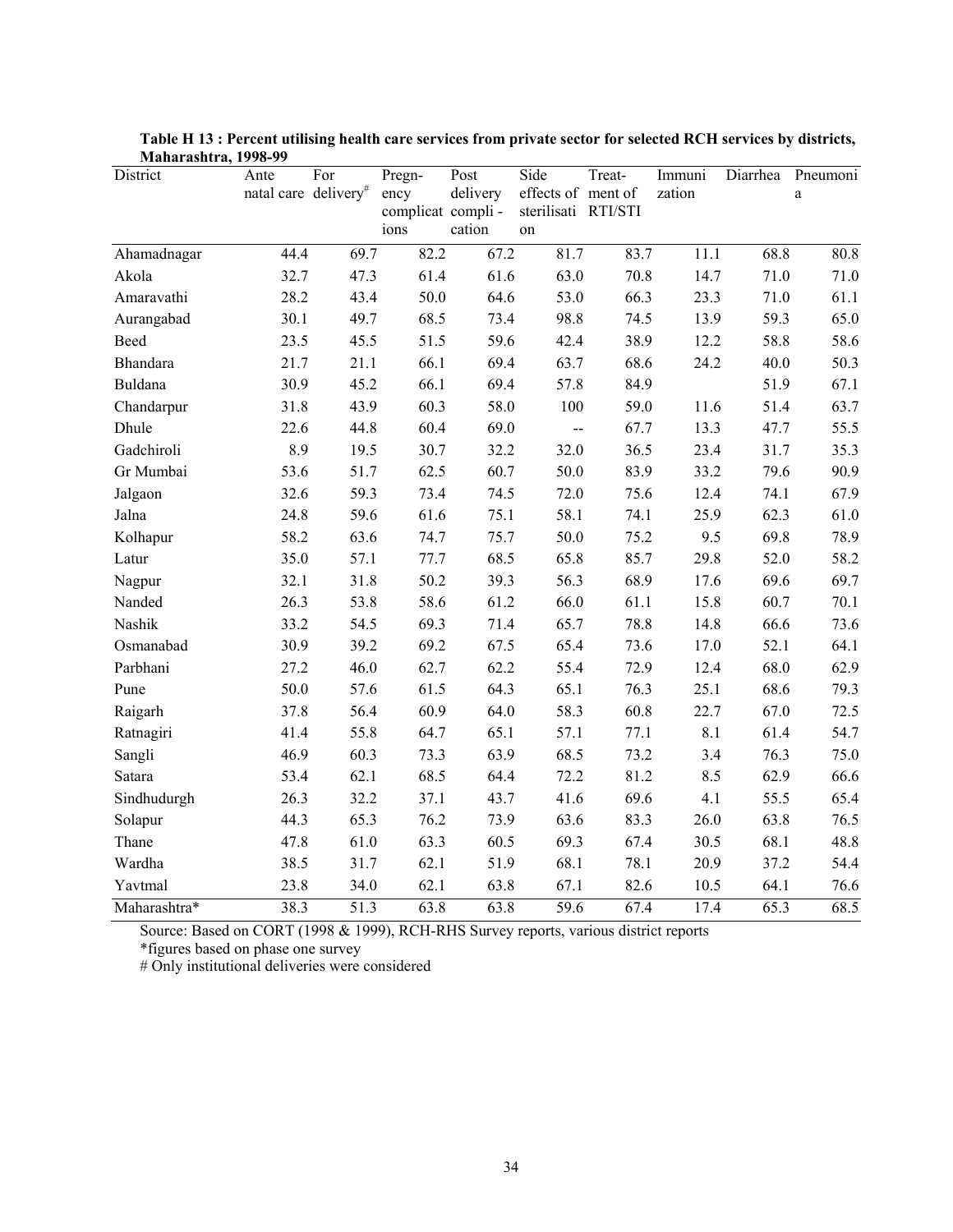**Table H 13 : Percent utilising health care services from private sector for selected RCH services by districts, Maharashtra, 1998-99**

| District | Ante natal care | For delivery# | Pregnency complications | Post delivery compli-cation | Side effects of sterilisation | Treat-ment of RTI/STI | Immunization | Diarrhea | Pneumonia |
|---|---|---|---|---|---|---|---|---|---|
| Ahamadnagar | 44.4 | 69.7 | 82.2 | 67.2 | 81.7 | 83.7 | 11.1 | 68.8 | 80.8 |
| Akola | 32.7 | 47.3 | 61.4 | 61.6 | 63.0 | 70.8 | 14.7 | 71.0 | 71.0 |
| Amaravathi | 28.2 | 43.4 | 50.0 | 64.6 | 53.0 | 66.3 | 23.3 | 71.0 | 61.1 |
| Aurangabad | 30.1 | 49.7 | 68.5 | 73.4 | 98.8 | 74.5 | 13.9 | 59.3 | 65.0 |
| Beed | 23.5 | 45.5 | 51.5 | 59.6 | 42.4 | 38.9 | 12.2 | 58.8 | 58.6 |
| Bhandara | 21.7 | 21.1 | 66.1 | 69.4 | 63.7 | 68.6 | 24.2 | 40.0 | 50.3 |
| Buldana | 30.9 | 45.2 | 66.1 | 69.4 | 57.8 | 84.9 | | 51.9 | 67.1 |
| Chandarpur | 31.8 | 43.9 | 60.3 | 58.0 | 100 | 59.0 | 11.6 | 51.4 | 63.7 |
| Dhule | 22.6 | 44.8 | 60.4 | 69.0 | -- | 67.7 | 13.3 | 47.7 | 55.5 |
| Gadchiroli | 8.9 | 19.5 | 30.7 | 32.2 | 32.0 | 36.5 | 23.4 | 31.7 | 35.3 |
| Gr Mumbai | 53.6 | 51.7 | 62.5 | 60.7 | 50.0 | 83.9 | 33.2 | 79.6 | 90.9 |
| Jalgaon | 32.6 | 59.3 | 73.4 | 74.5 | 72.0 | 75.6 | 12.4 | 74.1 | 67.9 |
| Jalna | 24.8 | 59.6 | 61.6 | 75.1 | 58.1 | 74.1 | 25.9 | 62.3 | 61.0 |
| Kolhapur | 58.2 | 63.6 | 74.7 | 75.7 | 50.0 | 75.2 | 9.5 | 69.8 | 78.9 |
| Latur | 35.0 | 57.1 | 77.7 | 68.5 | 65.8 | 85.7 | 29.8 | 52.0 | 58.2 |
| Nagpur | 32.1 | 31.8 | 50.2 | 39.3 | 56.3 | 68.9 | 17.6 | 69.6 | 69.7 |
| Nanded | 26.3 | 53.8 | 58.6 | 61.2 | 66.0 | 61.1 | 15.8 | 60.7 | 70.1 |
| Nashik | 33.2 | 54.5 | 69.3 | 71.4 | 65.7 | 78.8 | 14.8 | 66.6 | 73.6 |
| Osmanabad | 30.9 | 39.2 | 69.2 | 67.5 | 65.4 | 73.6 | 17.0 | 52.1 | 64.1 |
| Parbhani | 27.2 | 46.0 | 62.7 | 62.2 | 55.4 | 72.9 | 12.4 | 68.0 | 62.9 |
| Pune | 50.0 | 57.6 | 61.5 | 64.3 | 65.1 | 76.3 | 25.1 | 68.6 | 79.3 |
| Raigarh | 37.8 | 56.4 | 60.9 | 64.0 | 58.3 | 60.8 | 22.7 | 67.0 | 72.5 |
| Ratnagiri | 41.4 | 55.8 | 64.7 | 65.1 | 57.1 | 77.1 | 8.1 | 61.4 | 54.7 |
| Sangli | 46.9 | 60.3 | 73.3 | 63.9 | 68.5 | 73.2 | 3.4 | 76.3 | 75.0 |
| Satara | 53.4 | 62.1 | 68.5 | 64.4 | 72.2 | 81.2 | 8.5 | 62.9 | 66.6 |
| Sindhudurgh | 26.3 | 32.2 | 37.1 | 43.7 | 41.6 | 69.6 | 4.1 | 55.5 | 65.4 |
| Solapur | 44.3 | 65.3 | 76.2 | 73.9 | 63.6 | 83.3 | 26.0 | 63.8 | 76.5 |
| Thane | 47.8 | 61.0 | 63.3 | 60.5 | 69.3 | 67.4 | 30.5 | 68.1 | 48.8 |
| Wardha | 38.5 | 31.7 | 62.1 | 51.9 | 68.1 | 78.1 | 20.9 | 37.2 | 54.4 |
| Yavtmal | 23.8 | 34.0 | 62.1 | 63.8 | 67.1 | 82.6 | 10.5 | 64.1 | 76.6 |
| Maharashtra* | 38.3 | 51.3 | 63.8 | 63.8 | 59.6 | 67.4 | 17.4 | 65.3 | 68.5 |

Source: Based on CORT (1998 & 1999), RCH-RHS Survey reports, various district reports

*figures based on phase one survey

# Only institutional deliveries were considered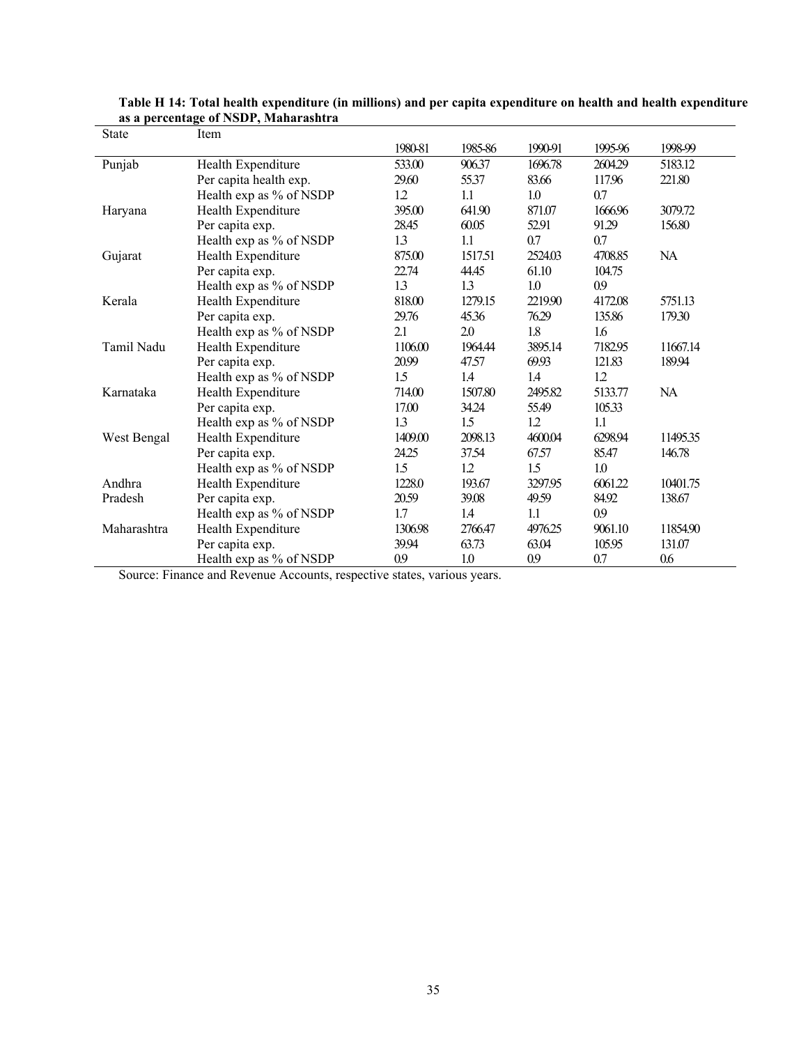**Table H 14: Total health expenditure (in millions) and per capita expenditure on health and health expenditure as a percentage of NSDP, Maharashtra**

| State | Item | 1980-81 | 1985-86 | 1990-91 | 1995-96 | 1998-99 |
|---|---|---|---|---|---|---|
| Punjab | Health Expenditure | 533.00 | 906.37 | 1696.78 | 2604.29 | 5183.12 |
| | Per capita health exp. | 29.60 | 55.37 | 83.66 | 117.96 | 221.80 |
| | Health exp as % of NSDP | 1.2 | 1.1 | 1.0 | 0.7 | |
| Haryana | Health Expenditure | 395.00 | 641.90 | 871.07 | 1666.96 | 3079.72 |
| | Per capita exp. | 28.45 | 60.05 | 52.91 | 91.29 | 156.80 |
| | Health exp as % of NSDP | 1.3 | 1.1 | 0.7 | 0.7 | |
| Gujarat | Health Expenditure | 875.00 | 1517.51 | 2524.03 | 4708.85 | NA |
| | Per capita exp. | 22.74 | 44.45 | 61.10 | 104.75 | |
| | Health exp as % of NSDP | 1.3 | 1.3 | 1.0 | 0.9 | |
| Kerala | Health Expenditure | 818.00 | 1279.15 | 2219.90 | 4172.08 | 5751.13 |
| | Per capita exp. | 29.76 | 45.36 | 76.29 | 135.86 | 179.30 |
| | Health exp as % of NSDP | 2.1 | 2.0 | 1.8 | 1.6 | |
| Tamil Nadu | Health Expenditure | 1106.00 | 1964.44 | 3895.14 | 7182.95 | 11667.14 |
| | Per capita exp. | 20.99 | 47.57 | 69.93 | 121.83 | 189.94 |
| | Health exp as % of NSDP | 1.5 | 1.4 | 1.4 | 1.2 | |
| Karnataka | Health Expenditure | 714.00 | 1507.80 | 2495.82 | 5133.77 | NA |
| | Per capita exp. | 17.00 | 34.24 | 55.49 | 105.33 | |
| | Health exp as % of NSDP | 1.3 | 1.5 | 1.2 | 1.1 | |
| West Bengal | Health Expenditure | 1409.00 | 2098.13 | 4600.04 | 6298.94 | 11495.35 |
| | Per capita exp. | 24.25 | 37.54 | 67.57 | 85.47 | 146.78 |
| | Health exp as % of NSDP | 1.5 | 1.2 | 1.5 | 1.0 | |
| Andhra Pradesh | Health Expenditure | 1228.0 | 193.67 | 3297.95 | 6061.22 | 10401.75 |
| | Per capita exp. | 20.59 | 39.08 | 49.59 | 84.92 | 138.67 |
| | Health exp as % of NSDP | 1.7 | 1.4 | 1.1 | 0.9 | |
| Maharashtra | Health Expenditure | 1306.98 | 2766.47 | 4976.25 | 9061.10 | 11854.90 |
| | Per capita exp. | 39.94 | 63.73 | 63.04 | 105.95 | 131.07 |
| | Health exp as % of NSDP | 0.9 | 1.0 | 0.9 | 0.7 | 0.6 |

Source: Finance and Revenue Accounts, respective states, various years.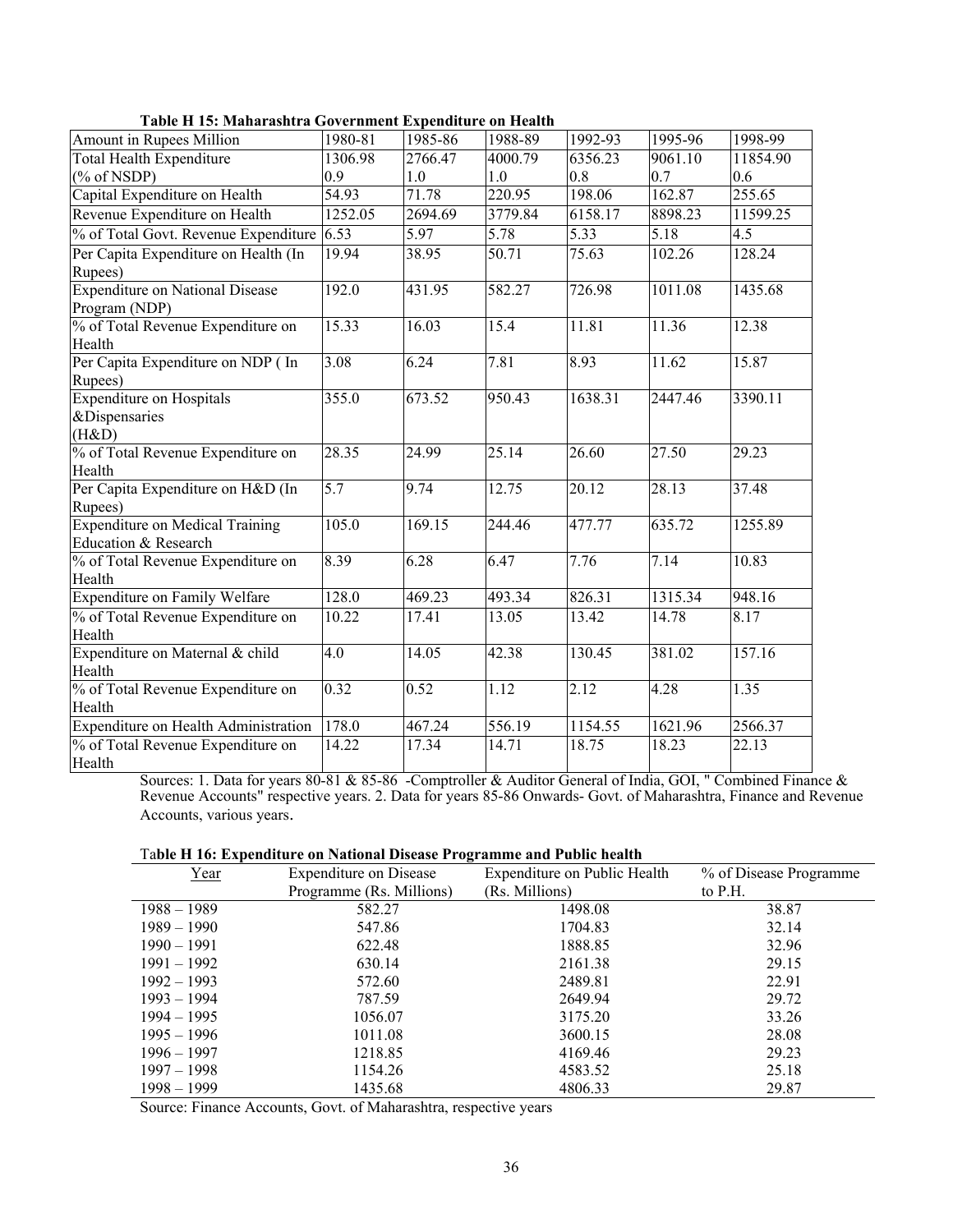**Table H 15: Maharashtra Government Expenditure on Health**

| Amount in Rupees Million | 1980-81 | 1985-86 | 1988-89 | 1992-93 | 1995-96 | 1998-99 |
|---|---|---|---|---|---|---|
| Total Health Expenditure (% of NSDP) | 1306.98 0.9 | 2766.47 1.0 | 4000.79 1.0 | 6356.23 0.8 | 9061.10 0.7 | 11854.90 0.6 |
| Capital Expenditure on Health | 54.93 | 71.78 | 220.95 | 198.06 | 162.87 | 255.65 |
| Revenue Expenditure on Health | 1252.05 | 2694.69 | 3779.84 | 6158.17 | 8898.23 | 11599.25 |
| % of Total Govt. Revenue Expenditure | 6.53 | 5.97 | 5.78 | 5.33 | 5.18 | 4.5 |
| Per Capita Expenditure on Health (In Rupees) | 19.94 | 38.95 | 50.71 | 75.63 | 102.26 | 128.24 |
| Expenditure on National Disease Program (NDP) | 192.0 | 431.95 | 582.27 | 726.98 | 1011.08 | 1435.68 |
| % of Total Revenue Expenditure on Health | 15.33 | 16.03 | 15.4 | 11.81 | 11.36 | 12.38 |
| Per Capita Expenditure on NDP ( In Rupees) | 3.08 | 6.24 | 7.81 | 8.93 | 11.62 | 15.87 |
| Expenditure on Hospitals &Dispensaries (H&D) | 355.0 | 673.52 | 950.43 | 1638.31 | 2447.46 | 3390.11 |
| % of Total Revenue Expenditure on Health | 28.35 | 24.99 | 25.14 | 26.60 | 27.50 | 29.23 |
| Per Capita Expenditure on H&D (In Rupees) | 5.7 | 9.74 | 12.75 | 20.12 | 28.13 | 37.48 |
| Expenditure on Medical Training Education & Research | 105.0 | 169.15 | 244.46 | 477.77 | 635.72 | 1255.89 |
| % of Total Revenue Expenditure on Health | 8.39 | 6.28 | 6.47 | 7.76 | 7.14 | 10.83 |
| Expenditure on Family Welfare | 128.0 | 469.23 | 493.34 | 826.31 | 1315.34 | 948.16 |
| % of Total Revenue Expenditure on Health | 10.22 | 17.41 | 13.05 | 13.42 | 14.78 | 8.17 |
| Expenditure on Maternal & child Health | 4.0 | 14.05 | 42.38 | 130.45 | 381.02 | 157.16 |
| % of Total Revenue Expenditure on Health | 0.32 | 0.52 | 1.12 | 2.12 | 4.28 | 1.35 |
| Expenditure on Health Administration | 178.0 | 467.24 | 556.19 | 1154.55 | 1621.96 | 2566.37 |
| % of Total Revenue Expenditure on Health | 14.22 | 17.34 | 14.71 | 18.75 | 18.23 | 22.13 |

Sources: 1. Data for years 80-81 & 85-86 -Comptroller & Auditor General of India, GOI, " Combined Finance & Revenue Accounts" respective years. 2. Data for years 85-86 Onwards- Govt. of Maharashtra, Finance and Revenue Accounts, various years.

**Table H 16: Expenditure on National Disease Programme and Public health**

| Year | Expenditure on Disease Programme (Rs. Millions) | Expenditure on Public Health (Rs. Millions) | % of Disease Programme to P.H. |
|---|---|---|---|
| 1988 – 1989 | 582.27 | 1498.08 | 38.87 |
| 1989 – 1990 | 547.86 | 1704.83 | 32.14 |
| 1990 – 1991 | 622.48 | 1888.85 | 32.96 |
| 1991 – 1992 | 630.14 | 2161.38 | 29.15 |
| 1992 – 1993 | 572.60 | 2489.81 | 22.91 |
| 1993 – 1994 | 787.59 | 2649.94 | 29.72 |
| 1994 – 1995 | 1056.07 | 3175.20 | 33.26 |
| 1995 – 1996 | 1011.08 | 3600.15 | 28.08 |
| 1996 – 1997 | 1218.85 | 4169.46 | 29.23 |
| 1997 – 1998 | 1154.26 | 4583.52 | 25.18 |
| 1998 – 1999 | 1435.68 | 4806.33 | 29.87 |

Source: Finance Accounts, Govt. of Maharashtra, respective years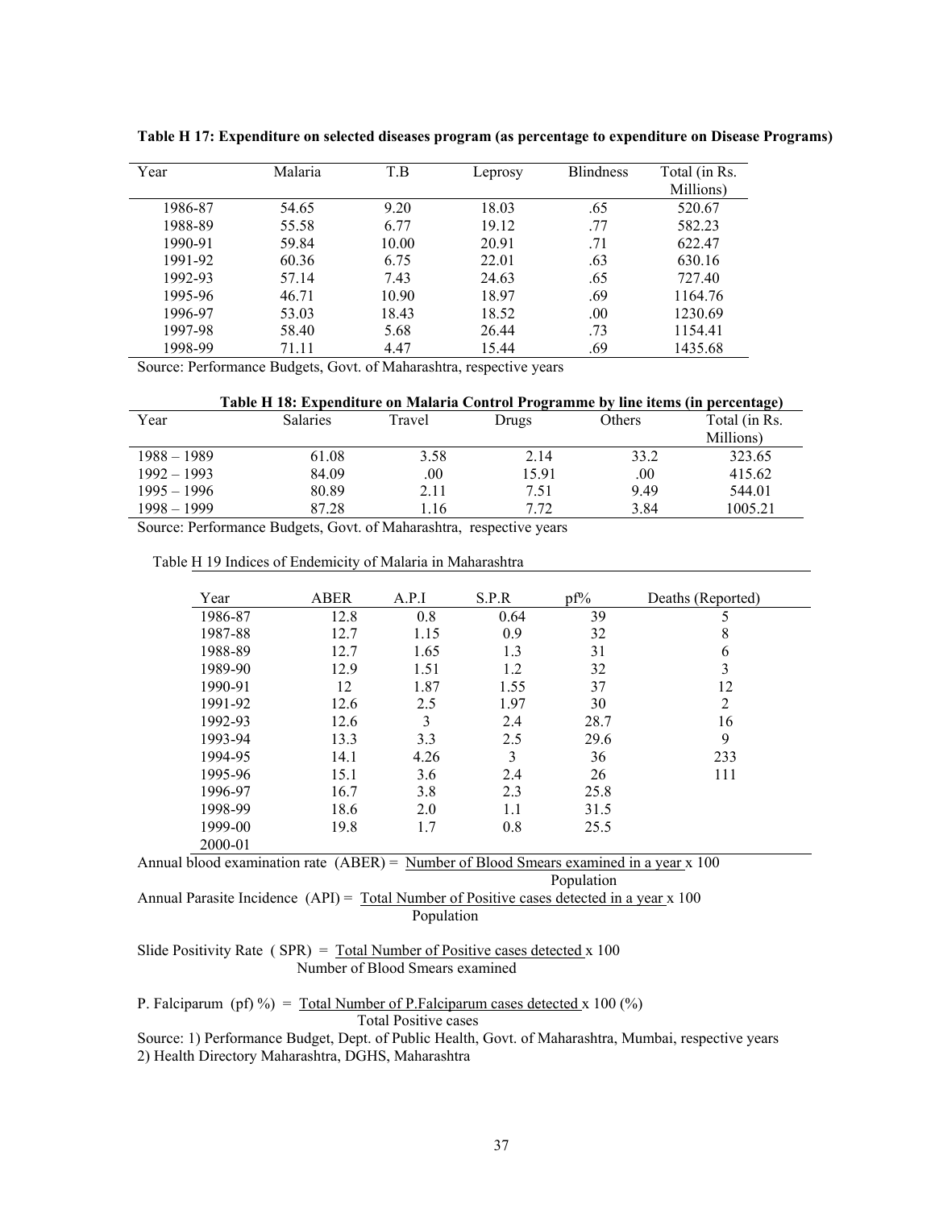**Table H 17: Expenditure on selected diseases program (as percentage to expenditure on Disease Programs)**

| Year | Malaria | T.B | Leprosy | Blindness | Total (in Rs. Millions) |
|---|---|---|---|---|---|
| 1986-87 | 54.65 | 9.20 | 18.03 | .65 | 520.67 |
| 1988-89 | 55.58 | 6.77 | 19.12 | .77 | 582.23 |
| 1990-91 | 59.84 | 10.00 | 20.91 | .71 | 622.47 |
| 1991-92 | 60.36 | 6.75 | 22.01 | .63 | 630.16 |
| 1992-93 | 57.14 | 7.43 | 24.63 | .65 | 727.40 |
| 1995-96 | 46.71 | 10.90 | 18.97 | .69 | 1164.76 |
| 1996-97 | 53.03 | 18.43 | 18.52 | .00 | 1230.69 |
| 1997-98 | 58.40 | 5.68 | 26.44 | .73 | 1154.41 |
| 1998-99 | 71.11 | 4.47 | 15.44 | .69 | 1435.68 |

Source: Performance Budgets, Govt. of Maharashtra, respective years

**Table H 18: Expenditure on Malaria Control Programme by line items (in percentage)**

| Year | Salaries | Travel | Drugs | Others | Total (in Rs. Millions) |
|---|---|---|---|---|---|
| 1988 – 1989 | 61.08 | 3.58 | 2.14 | 33.2 | 323.65 |
| 1992 – 1993 | 84.09 | .00 | 15.91 | .00 | 415.62 |
| 1995 – 1996 | 80.89 | 2.11 | 7.51 | 9.49 | 544.01 |
| 1998 – 1999 | 87.28 | 1.16 | 7.72 | 3.84 | 1005.21 |

Source: Performance Budgets, Govt. of Maharashtra, respective years

Table H 19 Indices of Endemicity of Malaria in Maharashtra

| Year | ABER | A.P.I | S.P.R | pf% | Deaths (Reported) |
|---|---|---|---|---|---|
| 1986-87 | 12.8 | 0.8 | 0.64 | 39 | 5 |
| 1987-88 | 12.7 | 1.15 | 0.9 | 32 | 8 |
| 1988-89 | 12.7 | 1.65 | 1.3 | 31 | 6 |
| 1989-90 | 12.9 | 1.51 | 1.2 | 32 | 3 |
| 1990-91 | 12 | 1.87 | 1.55 | 37 | 12 |
| 1991-92 | 12.6 | 2.5 | 1.97 | 30 | 2 |
| 1992-93 | 12.6 | 3 | 2.4 | 28.7 | 16 |
| 1993-94 | 13.3 | 3.3 | 2.5 | 29.6 | 9 |
| 1994-95 | 14.1 | 4.26 | 3 | 36 | 233 |
| 1995-96 | 15.1 | 3.6 | 2.4 | 26 | 111 |
| 1996-97 | 16.7 | 3.8 | 2.3 | 25.8 | |
| 1998-99 | 18.6 | 2.0 | 1.1 | 31.5 | |
| 1999-00 | 19.8 | 1.7 | 0.8 | 25.5 | |
| 2000-01 | | | | | |

Annual blood examination rate (ABER) = $\frac{\text{Number of Blood Smears examined in a year}}{\text{Population}} \times 100$

Annual Parasite Incidence (API) = $\frac{\text{Total Number of Positive cases detected in a year}}{\text{Population}} \times 100$

Slide Positivity Rate (SPR) = $\frac{\text{Total Number of Positive cases detected}}{\text{Number of Blood Smears examined}} \times 100$

P. Falciparum (pf) %) = $\frac{\text{Total Number of P.Falciparum cases detected}}{\text{Total Positive cases}} \times 100$ (%)

Source: 1) Performance Budget, Dept. of Public Health, Govt. of Maharashtra, Mumbai, respective years
2) Health Directory Maharashtra, DGHS, Maharashtra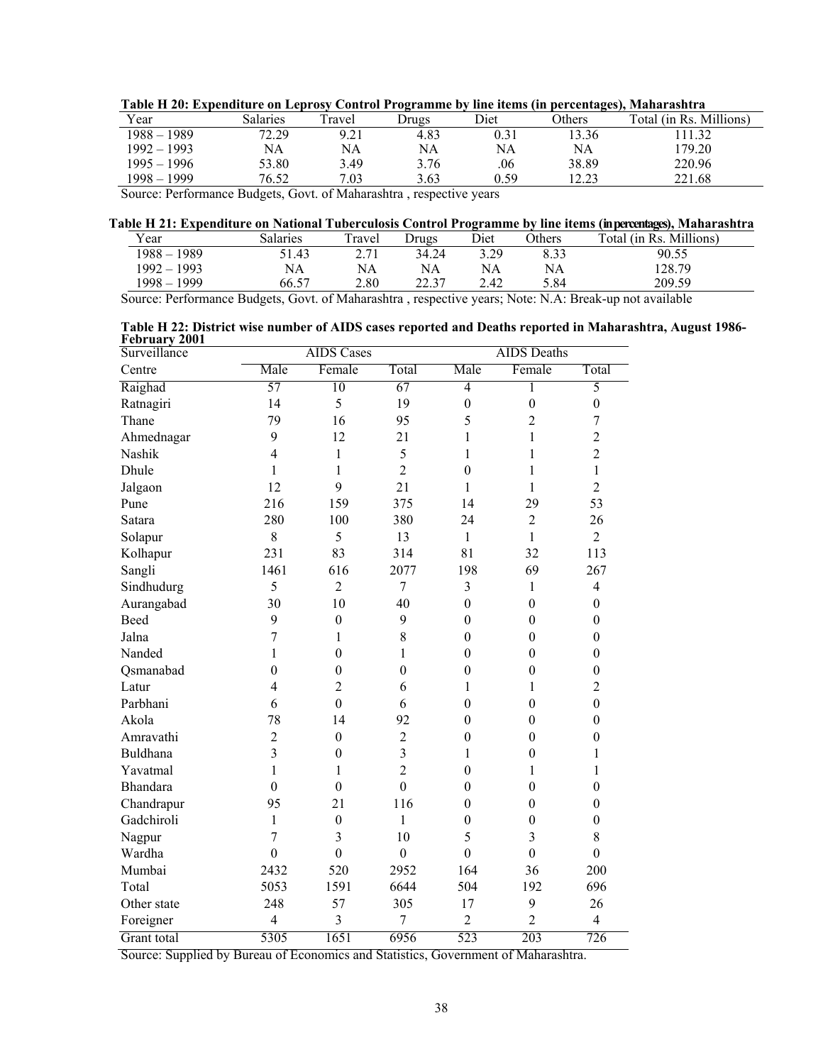**Table H 20: Expenditure on Leprosy Control Programme by line items (in percentages), Maharashtra**

| Year | Salaries | Travel | Drugs | Diet | Others | Total (in Rs. Millions) |
|---|---|---|---|---|---|---|
| 1988 – 1989 | 72.29 | 9.21 | 4.83 | 0.31 | 13.36 | 111.32 |
| 1992 – 1993 | NA | NA | NA | NA | NA | 179.20 |
| 1995 – 1996 | 53.80 | 3.49 | 3.76 | .06 | 38.89 | 220.96 |
| 1998 – 1999 | 76.52 | 7.03 | 3.63 | 0.59 | 12.23 | 221.68 |

Source: Performance Budgets, Govt. of Maharashtra , respective years

**Table H 21: Expenditure on National Tuberculosis Control Programme by line items (in percentages), Maharashtra**

| Year | Salaries | Travel | Drugs | Diet | Others | Total (in Rs. Millions) |
|---|---|---|---|---|---|---|
| 1988 – 1989 | 51.43 | 2.71 | 34.24 | 3.29 | 8.33 | 90.55 |
| 1992 – 1993 | NA | NA | NA | NA | NA | 128.79 |
| 1998 – 1999 | 66.57 | 2.80 | 22.37 | 2.42 | 5.84 | 209.59 |

Source: Performance Budgets, Govt. of Maharashtra , respective years; Note: N.A: Break-up not available

**Table H 22: District wise number of AIDS cases reported and Deaths reported in Maharashtra, August 1986-February 2001**

| Surveillance Centre | AIDS Cases | | | AIDS Deaths | | |
|---|---|---|---|---|---|---|
| | Male | Female | Total | Male | Female | Total |
| Raighad | 57 | 10 | 67 | 4 | 1 | 5 |
| Ratnagiri | 14 | 5 | 19 | 0 | 0 | 0 |
| Thane | 79 | 16 | 95 | 5 | 2 | 7 |
| Ahmednagar | 9 | 12 | 21 | 1 | 1 | 2 |
| Nashik | 4 | 1 | 5 | 1 | 1 | 2 |
| Dhule | 1 | 1 | 2 | 0 | 1 | 1 |
| Jalgaon | 12 | 9 | 21 | 1 | 1 | 2 |
| Pune | 216 | 159 | 375 | 14 | 29 | 53 |
| Satara | 280 | 100 | 380 | 24 | 2 | 26 |
| Solapur | 8 | 5 | 13 | 1 | 1 | 2 |
| Kolhapur | 231 | 83 | 314 | 81 | 32 | 113 |
| Sangli | 1461 | 616 | 2077 | 198 | 69 | 267 |
| Sindhudurg | 5 | 2 | 7 | 3 | 1 | 4 |
| Aurangabad | 30 | 10 | 40 | 0 | 0 | 0 |
| Beed | 9 | 0 | 9 | 0 | 0 | 0 |
| Jalna | 7 | 1 | 8 | 0 | 0 | 0 |
| Nanded | 1 | 0 | 1 | 0 | 0 | 0 |
| Qsmanabad | 0 | 0 | 0 | 0 | 0 | 0 |
| Latur | 4 | 2 | 6 | 1 | 1 | 2 |
| Parbhani | 6 | 0 | 6 | 0 | 0 | 0 |
| Akola | 78 | 14 | 92 | 0 | 0 | 0 |
| Amravathi | 2 | 0 | 2 | 0 | 0 | 0 |
| Buldhana | 3 | 0 | 3 | 1 | 0 | 1 |
| Yavatmal | 1 | 1 | 2 | 0 | 1 | 1 |
| Bhandara | 0 | 0 | 0 | 0 | 0 | 0 |
| Chandrapur | 95 | 21 | 116 | 0 | 0 | 0 |
| Gadchiroli | 1 | 0 | 1 | 0 | 0 | 0 |
| Nagpur | 7 | 3 | 10 | 5 | 3 | 8 |
| Wardha | 0 | 0 | 0 | 0 | 0 | 0 |
| Mumbai | 2432 | 520 | 2952 | 164 | 36 | 200 |
| Total | 5053 | 1591 | 6644 | 504 | 192 | 696 |
| Other state | 248 | 57 | 305 | 17 | 9 | 26 |
| Foreigner | 4 | 3 | 7 | 2 | 2 | 4 |
| Grant total | 5305 | 1651 | 6956 | 523 | 203 | 726 |

Source: Supplied by Bureau of Economics and Statistics, Government of Maharashtra.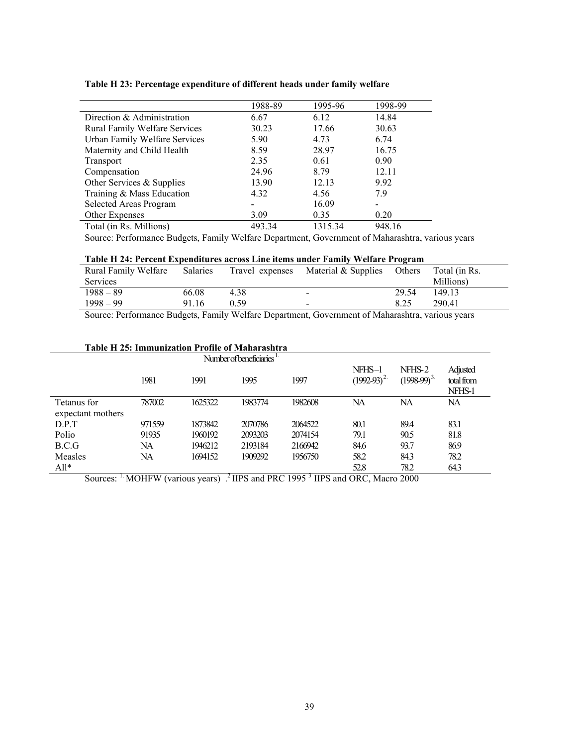**Table H 23: Percentage expenditure of different heads under family welfare**

| | 1988-89 | 1995-96 | 1998-99 |
|---|---|---|---|
| Direction & Administration | 6.67 | 6.12 | 14.84 |
| Rural Family Welfare Services | 30.23 | 17.66 | 30.63 |
| Urban Family Welfare Services | 5.90 | 4.73 | 6.74 |
| Maternity and Child Health | 8.59 | 28.97 | 16.75 |
| Transport | 2.35 | 0.61 | 0.90 |
| Compensation | 24.96 | 8.79 | 12.11 |
| Other Services & Supplies | 13.90 | 12.13 | 9.92 |
| Training & Mass Education | 4.32 | 4.56 | 7.9 |
| Selected Areas Program | - | 16.09 | - |
| Other Expenses | 3.09 | 0.35 | 0.20 |
| Total (in Rs. Millions) | 493.34 | 1315.34 | 948.16 |

Source: Performance Budgets, Family Welfare Department, Government of Maharashtra, various years

**Table H 24: Percent Expenditures across Line items under Family Welfare Program**

| Rural Family Welfare Services | Salaries | Travel expenses | Material & Supplies | Others | Total (in Rs. Millions) |
|---|---|---|---|---|---|
| 1988 – 89 | 66.08 | 4.38 | - | 29.54 | 149.13 |
| 1998 – 99 | 91.16 | 0.59 | - | 8.25 | 290.41 |

Source: Performance Budgets, Family Welfare Department, Government of Maharashtra, various years

**Table H 25: Immunization Profile of Maharashtra**

| | Number of beneficiaries [1] | | | | | | |
|---|---|---|---|---|---|---|---|
| | 1981 | 1991 | 1995 | 1997 | NFHS –1 (1992-93) [2] | NFHS-2 (1998-99) [3] | Adjusted total from NFHS-1 |
| Tetanus for expectant mothers | 787002 | 1625322 | 1983774 | 1982608 | NA | NA | NA |
| D.P.T | 971559 | 1873842 | 2070786 | 2064522 | 80.1 | 89.4 | 83.1 |
| Polio | 91935 | 1960192 | 2093203 | 2074154 | 79.1 | 90.5 | 81.8 |
| B.C.G | NA | 1946212 | 2193184 | 2166942 | 84.6 | 93.7 | 86.9 |
| Measles | NA | 1694152 | 1909292 | 1956750 | 58.2 | 84.3 | 78.2 |
| All* | | | | | 52.8 | 78.2 | 64.3 |

Sources: [1] MOHFW (various years) . [2] IIPS and PRC 1995 [3] IIPS and ORC, Macro 2000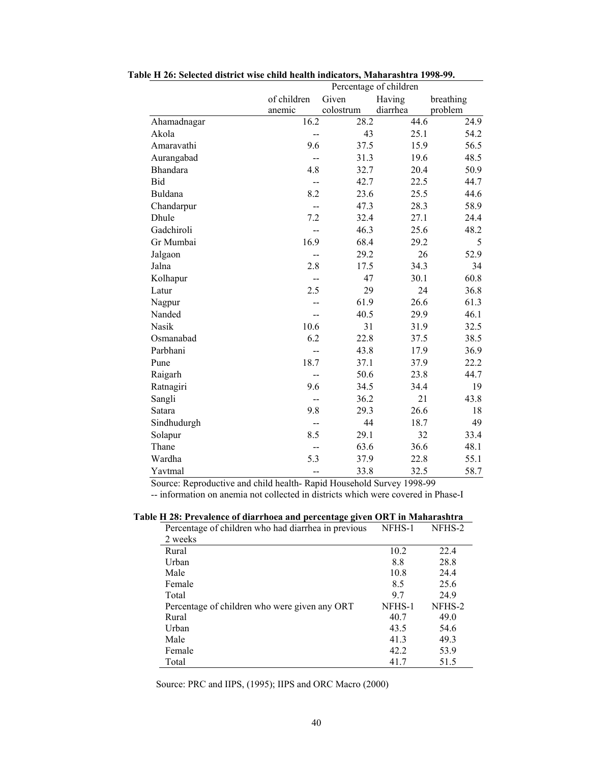**Table H 26: Selected district wise child health indicators, Maharashtra 1998-99.**

| | Percentage of children | | | |
|---|---|---|---|---|
| | of children anemic | Given colostrum | Having diarrhea | breathing problem |
| Ahamadnagar | 16.2 | 28.2 | 44.6 | 24.9 |
| Akola | -- | 43 | 25.1 | 54.2 |
| Amaravathi | 9.6 | 37.5 | 15.9 | 56.5 |
| Aurangabad | -- | 31.3 | 19.6 | 48.5 |
| Bhandara | 4.8 | 32.7 | 20.4 | 50.9 |
| Bid | -- | 42.7 | 22.5 | 44.7 |
| Buldana | 8.2 | 23.6 | 25.5 | 44.6 |
| Chandarpur | -- | 47.3 | 28.3 | 58.9 |
| Dhule | 7.2 | 32.4 | 27.1 | 24.4 |
| Gadchiroli | -- | 46.3 | 25.6 | 48.2 |
| Gr Mumbai | 16.9 | 68.4 | 29.2 | 5 |
| Jalgaon | -- | 29.2 | 26 | 52.9 |
| Jalna | 2.8 | 17.5 | 34.3 | 34 |
| Kolhapur | -- | 47 | 30.1 | 60.8 |
| Latur | 2.5 | 29 | 24 | 36.8 |
| Nagpur | -- | 61.9 | 26.6 | 61.3 |
| Nanded | -- | 40.5 | 29.9 | 46.1 |
| Nasik | 10.6 | 31 | 31.9 | 32.5 |
| Osmanabad | 6.2 | 22.8 | 37.5 | 38.5 |
| Parbhani | -- | 43.8 | 17.9 | 36.9 |
| Pune | 18.7 | 37.1 | 37.9 | 22.2 |
| Raigarh | -- | 50.6 | 23.8 | 44.7 |
| Ratnagiri | 9.6 | 34.5 | 34.4 | 19 |
| Sangli | -- | 36.2 | 21 | 43.8 |
| Satara | 9.8 | 29.3 | 26.6 | 18 |
| Sindhudurgh | -- | 44 | 18.7 | 49 |
| Solapur | 8.5 | 29.1 | 32 | 33.4 |
| Thane | -- | 63.6 | 36.6 | 48.1 |
| Wardha | 5.3 | 37.9 | 22.8 | 55.1 |
| Yavtmal | -- | 33.8 | 32.5 | 58.7 |

Source: Reproductive and child health- Rapid Household Survey 1998-99

-- information on anemia not collected in districts which were covered in Phase-I

**Table H 28: Prevalence of diarrhoea and percentage given ORT in Maharashtra**

| Percentage of children who had diarrhea in previous 2 weeks | NFHS-1 | NFHS-2 |
|---|---|---|
| Rural | 10.2 | 22.4 |
| Urban | 8.8 | 28.8 |
| Male | 10.8 | 24.4 |
| Female | 8.5 | 25.6 |
| Total | 9.7 | 24.9 |
| Percentage of children who were given any ORT | NFHS-1 | NFHS-2 |
| Rural | 40.7 | 49.0 |
| Urban | 43.5 | 54.6 |
| Male | 41.3 | 49.3 |
| Female | 42.2 | 53.9 |
| Total | 41.7 | 51.5 |

Source: PRC and IIPS, (1995); IIPS and ORC Macro (2000)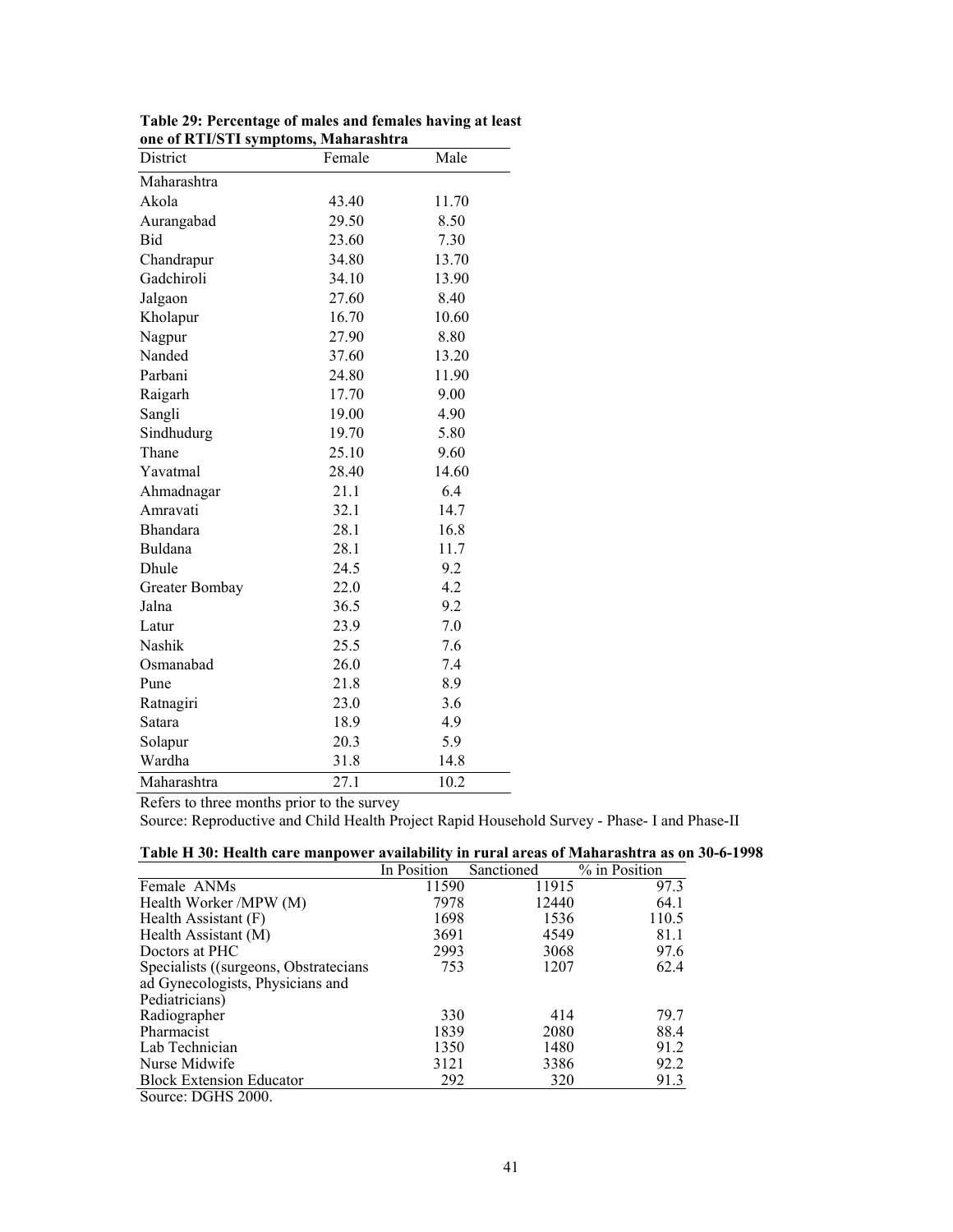**Table 29: Percentage of males and females having at least one of RTI/STI symptoms, Maharashtra**

| District | Female | Male |
|---|---|---|
| Maharashtra | | |
| Akola | 43.40 | 11.70 |
| Aurangabad | 29.50 | 8.50 |
| Bid | 23.60 | 7.30 |
| Chandrapur | 34.80 | 13.70 |
| Gadchiroli | 34.10 | 13.90 |
| Jalgaon | 27.60 | 8.40 |
| Kholapur | 16.70 | 10.60 |
| Nagpur | 27.90 | 8.80 |
| Nanded | 37.60 | 13.20 |
| Parbani | 24.80 | 11.90 |
| Raigarh | 17.70 | 9.00 |
| Sangli | 19.00 | 4.90 |
| Sindhudurg | 19.70 | 5.80 |
| Thane | 25.10 | 9.60 |
| Yavatmal | 28.40 | 14.60 |
| Ahmadnagar | 21.1 | 6.4 |
| Amravati | 32.1 | 14.7 |
| Bhandara | 28.1 | 16.8 |
| Buldana | 28.1 | 11.7 |
| Dhule | 24.5 | 9.2 |
| Greater Bombay | 22.0 | 4.2 |
| Jalna | 36.5 | 9.2 |
| Latur | 23.9 | 7.0 |
| Nashik | 25.5 | 7.6 |
| Osmanabad | 26.0 | 7.4 |
| Pune | 21.8 | 8.9 |
| Ratnagiri | 23.0 | 3.6 |
| Satara | 18.9 | 4.9 |
| Solapur | 20.3 | 5.9 |
| Wardha | 31.8 | 14.8 |
| Maharashtra | 27.1 | 10.2 |

Refers to three months prior to the survey

Source: Reproductive and Child Health Project Rapid Household Survey - Phase- I and Phase-II

**Table H 30: Health care manpower availability in rural areas of Maharashtra as on 30-6-1998**

| | In Position | Sanctioned | % in Position |
|---|---|---|---|
| Female ANMs | 11590 | 11915 | 97.3 |
| Health Worker /MPW (M) | 7978 | 12440 | 64.1 |
| Health Assistant (F) | 1698 | 1536 | 110.5 |
| Health Assistant (M) | 3691 | 4549 | 81.1 |
| Doctors at PHC | 2993 | 3068 | 97.6 |
| Specialists ((surgeons, Obstratecians ad Gynecologists, Physicians and Pediatricians) | 753 | 1207 | 62.4 |
| Radiographer | 330 | 414 | 79.7 |
| Pharmacist | 1839 | 2080 | 88.4 |
| Lab Technician | 1350 | 1480 | 91.2 |
| Nurse Midwife | 3121 | 3386 | 92.2 |
| Block Extension Educator | 292 | 320 | 91.3 |

Source: DGHS 2000.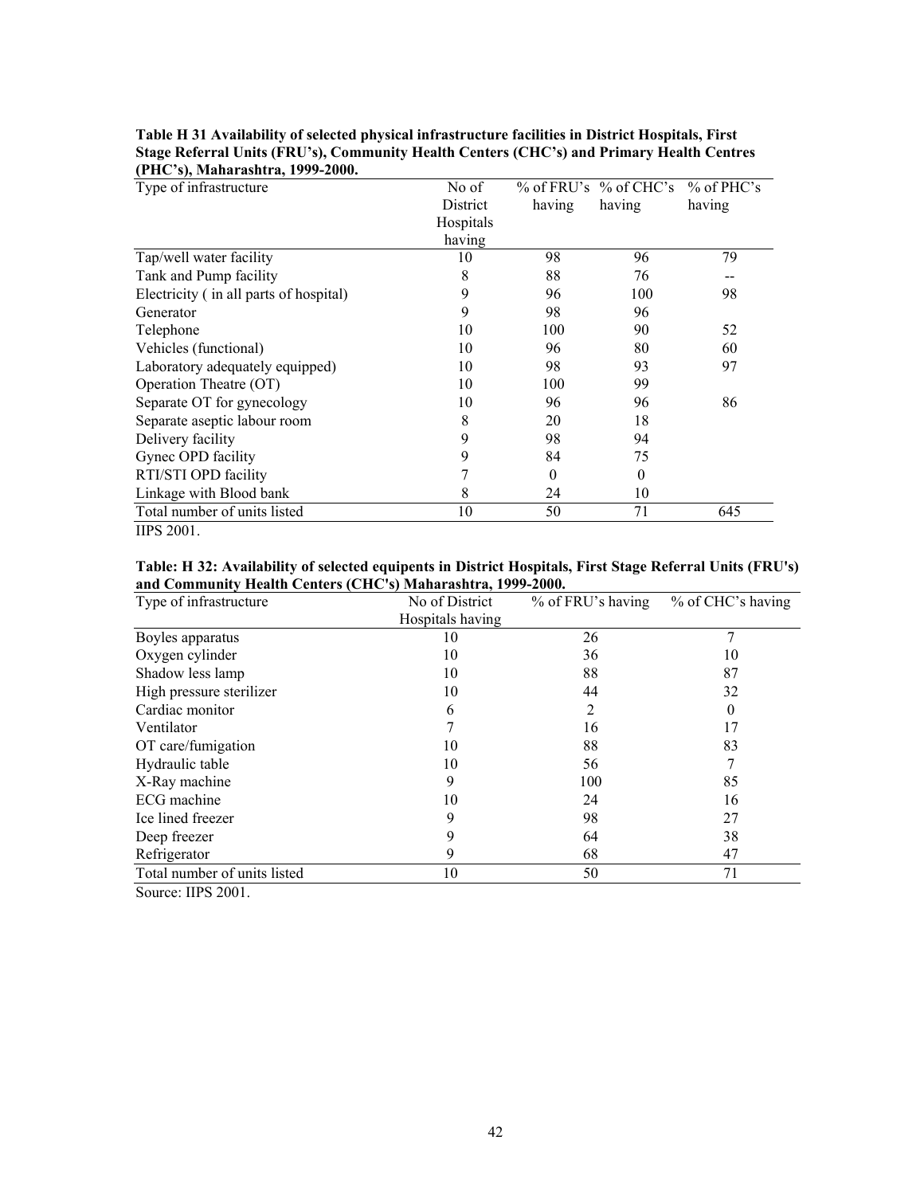**Table H 31 Availability of selected physical infrastructure facilities in District Hospitals, First Stage Referral Units (FRU's), Community Health Centers (CHC's) and Primary Health Centres (PHC's), Maharashtra, 1999-2000.**

| Type of infrastructure | No of District Hospitals having | % of FRU's having | % of CHC's having | % of PHC's having |
|---|---|---|---|---|
| Tap/well water facility | 10 | 98 | 96 | 79 |
| Tank and Pump facility | 8 | 88 | 76 | -- |
| Electricity ( in all parts of hospital) | 9 | 96 | 100 | 98 |
| Generator | 9 | 98 | 96 | |
| Telephone | 10 | 100 | 90 | 52 |
| Vehicles (functional) | 10 | 96 | 80 | 60 |
| Laboratory adequately equipped) | 10 | 98 | 93 | 97 |
| Operation Theatre (OT) | 10 | 100 | 99 | |
| Separate OT for gynecology | 10 | 96 | 96 | 86 |
| Separate aseptic labour room | 8 | 20 | 18 | |
| Delivery facility | 9 | 98 | 94 | |
| Gynec OPD facility | 9 | 84 | 75 | |
| RTI/STI OPD facility | 7 | 0 | 0 | |
| Linkage with Blood bank | 8 | 24 | 10 | |
| Total number of units listed | 10 | 50 | 71 | 645 |

IIPS 2001.

**Table: H 32: Availability of selected equipents in District Hospitals, First Stage Referral Units (FRU's) and Community Health Centers (CHC's) Maharashtra, 1999-2000.**

| Type of infrastructure | No of District Hospitals having | % of FRU's having | % of CHC's having |
|---|---|---|---|
| Boyles apparatus | 10 | 26 | 7 |
| Oxygen cylinder | 10 | 36 | 10 |
| Shadow less lamp | 10 | 88 | 87 |
| High pressure sterilizer | 10 | 44 | 32 |
| Cardiac monitor | 6 | 2 | 0 |
| Ventilator | 7 | 16 | 17 |
| OT care/fumigation | 10 | 88 | 83 |
| Hydraulic table | 10 | 56 | 7 |
| X-Ray machine | 9 | 100 | 85 |
| ECG machine | 10 | 24 | 16 |
| Ice lined freezer | 9 | 98 | 27 |
| Deep freezer | 9 | 64 | 38 |
| Refrigerator | 9 | 68 | 47 |
| Total number of units listed | 10 | 50 | 71 |

Source: IIPS 2001.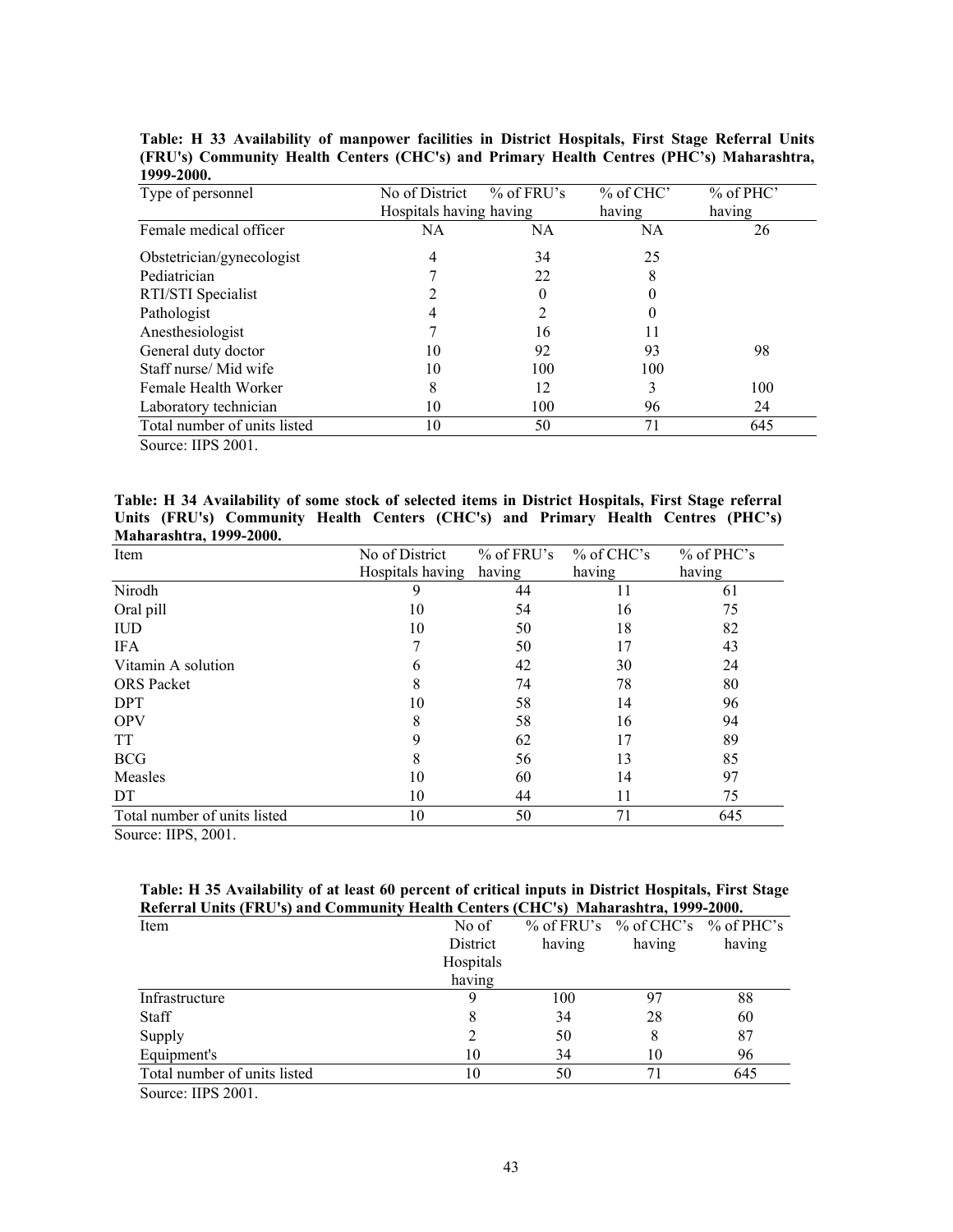**Table: H 33 Availability of manpower facilities in District Hospitals, First Stage Referral Units (FRU's) Community Health Centers (CHC's) and Primary Health Centres (PHC's) Maharashtra, 1999-2000.**

| Type of personnel | No of District Hospitals having | % of FRU's having | % of CHC' having | % of PHC' having |
|---|---|---|---|---|
| Female medical officer | NA | NA | NA | 26 |
| Obstetrician/gynecologist | 4 | 34 | 25 | |
| Pediatrician | 7 | 22 | 8 | |
| RTI/STI Specialist | 2 | 0 | 0 | |
| Pathologist | 4 | 2 | 0 | |
| Anesthesiologist | 7 | 16 | 11 | |
| General duty doctor | 10 | 92 | 93 | 98 |
| Staff nurse/ Mid wife | 10 | 100 | 100 | |
| Female Health Worker | 8 | 12 | 3 | 100 |
| Laboratory technician | 10 | 100 | 96 | 24 |
| Total number of units listed | 10 | 50 | 71 | 645 |

Source: IIPS 2001.

**Table: H 34 Availability of some stock of selected items in District Hospitals, First Stage referral Units (FRU's) Community Health Centers (CHC's) and Primary Health Centres (PHC's) Maharashtra, 1999-2000.**

| Item | No of District Hospitals having | % of FRU's having | % of CHC's having | % of PHC's having |
|---|---|---|---|---|
| Nirodh | 9 | 44 | 11 | 61 |
| Oral pill | 10 | 54 | 16 | 75 |
| IUD | 10 | 50 | 18 | 82 |
| IFA | 7 | 50 | 17 | 43 |
| Vitamin A solution | 6 | 42 | 30 | 24 |
| ORS Packet | 8 | 74 | 78 | 80 |
| DPT | 10 | 58 | 14 | 96 |
| OPV | 8 | 58 | 16 | 94 |
| TT | 9 | 62 | 17 | 89 |
| BCG | 8 | 56 | 13 | 85 |
| Measles | 10 | 60 | 14 | 97 |
| DT | 10 | 44 | 11 | 75 |
| Total number of units listed | 10 | 50 | 71 | 645 |

Source: IIPS, 2001.

**Table: H 35 Availability of at least 60 percent of critical inputs in District Hospitals, First Stage Referral Units (FRU's) and Community Health Centers (CHC's) Maharashtra, 1999-2000.**

| Item | No of District Hospitals having | % of FRU's having | % of CHC's having | % of PHC's having |
|---|---|---|---|---|
| Infrastructure | 9 | 100 | 97 | 88 |
| Staff | 8 | 34 | 28 | 60 |
| Supply | 2 | 50 | 8 | 87 |
| Equipment's | 10 | 34 | 10 | 96 |
| Total number of units listed | 10 | 50 | 71 | 645 |

Source: IIPS 2001.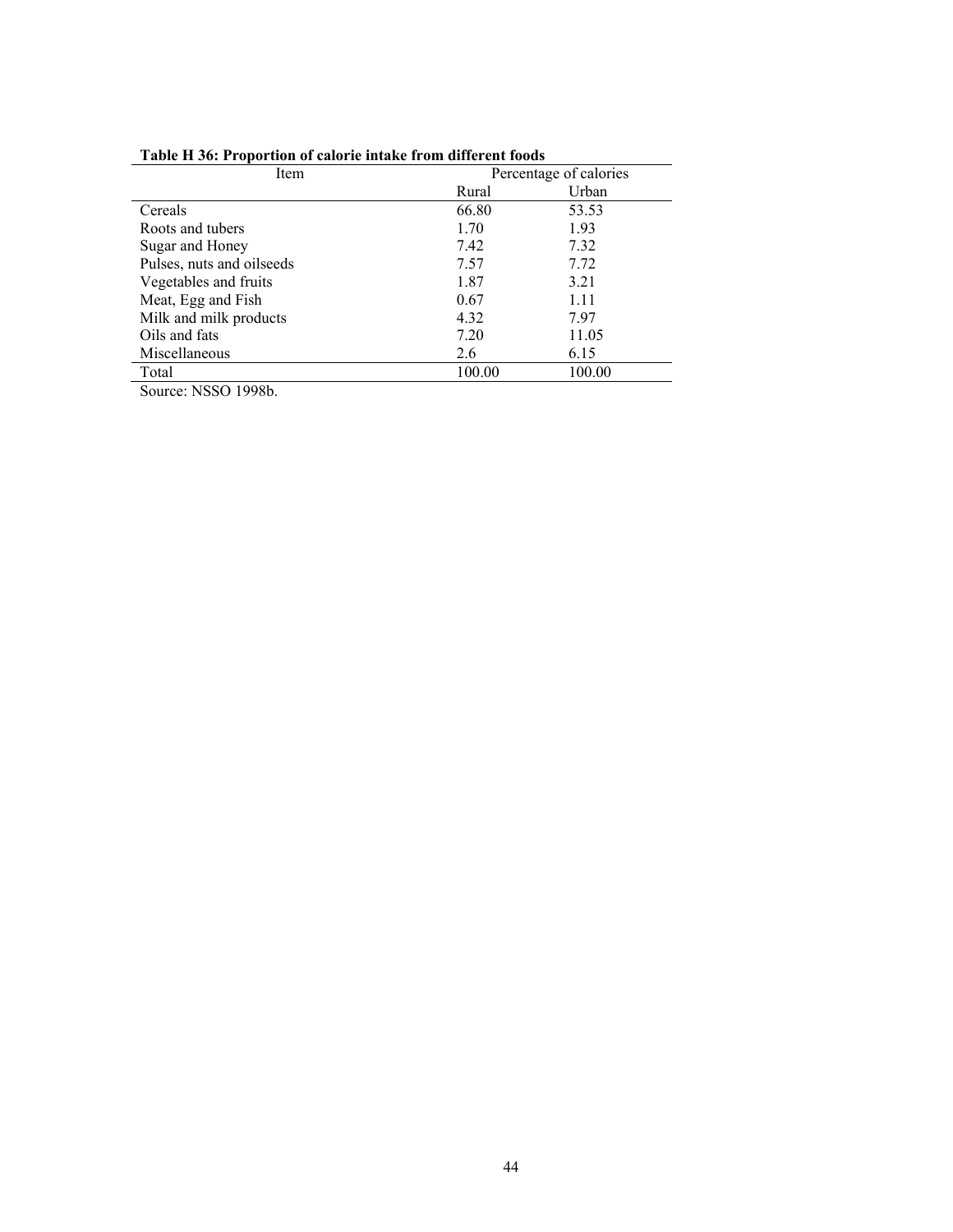**Table H 36: Proportion of calorie intake from different foods**

| Item | Percentage of calories | |
|---|---|---|
| | Rural | Urban |
| Cereals | 66.80 | 53.53 |
| Roots and tubers | 1.70 | 1.93 |
| Sugar and Honey | 7.42 | 7.32 |
| Pulses, nuts and oilseeds | 7.57 | 7.72 |
| Vegetables and fruits | 1.87 | 3.21 |
| Meat, Egg and Fish | 0.67 | 1.11 |
| Milk and milk products | 4.32 | 7.97 |
| Oils and fats | 7.20 | 11.05 |
| Miscellaneous | 2.6 | 6.15 |
| Total | 100.00 | 100.00 |

Source: NSSO 1998b.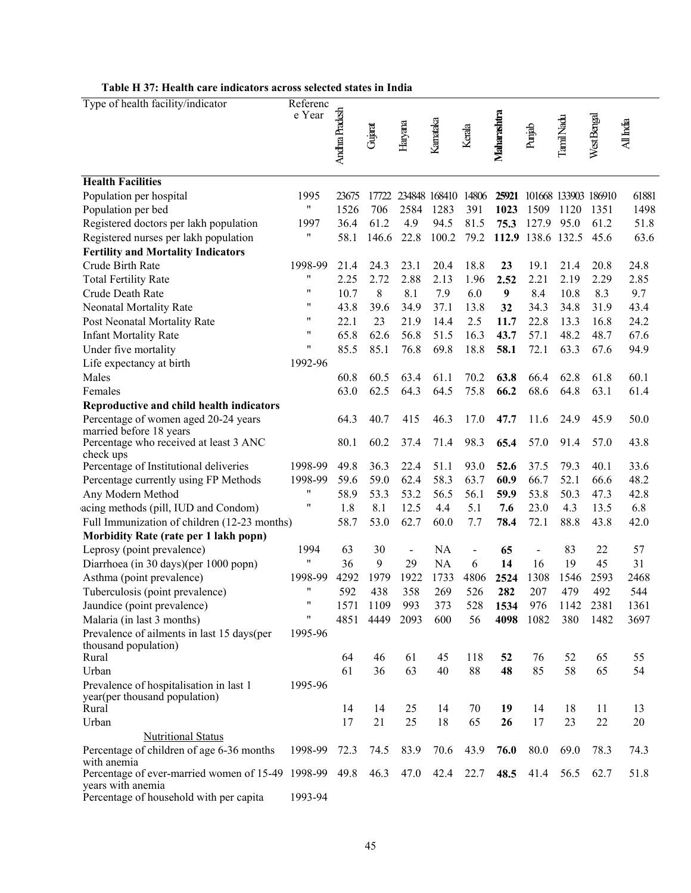**Table H 37: Health care indicators across selected states in India**

| Type of health facility/indicator | Reference Year | Andhra Pradesh | Gujarat | Haryana | Karnataka | Kerala | **Maharashtra** | Punjab | Tamil Nadu | West Bengal | All India |
|---|---|---|---|---|---|---|---|---|---|---|---|
| **Health Facilities** | | | | | | | | | | | |
| Population per hospital | 1995 | 23675 | 17722 | 234848 | 168410 | 14806 | **25921** | 101668 | 133903 | 186910 | 61881 |
| Population per bed | " | 1526 | 706 | 2584 | 1283 | 391 | **1023** | 1509 | 1120 | 1351 | 1498 |
| Registered doctors per lakh population | 1997 | 36.4 | 61.2 | 4.9 | 94.5 | 81.5 | **75.3** | 127.9 | 95.0 | 61.2 | 51.8 |
| Registered nurses per lakh population | " | 58.1 | 146.6 | 22.8 | 100.2 | 79.2 | **112.9** | 138.6 | 132.5 | 45.6 | 63.6 |
| **Fertility and Mortality Indicators** | | | | | | | | | | | |
| Crude Birth Rate | 1998-99 | 21.4 | 24.3 | 23.1 | 20.4 | 18.8 | **23** | 19.1 | 21.4 | 20.8 | 24.8 |
| Total Fertility Rate | " | 2.25 | 2.72 | 2.88 | 2.13 | 1.96 | **2.52** | 2.21 | 2.19 | 2.29 | 2.85 |
| Crude Death Rate | " | 10.7 | 8 | 8.1 | 7.9 | 6.0 | **9** | 8.4 | 10.8 | 8.3 | 9.7 |
| Neonatal Mortality Rate | " | 43.8 | 39.6 | 34.9 | 37.1 | 13.8 | **32** | 34.3 | 34.8 | 31.9 | 43.4 |
| Post Neonatal Mortality Rate | " | 22.1 | 23 | 21.9 | 14.4 | 2.5 | **11.7** | 22.8 | 13.3 | 16.8 | 24.2 |
| Infant Mortality Rate | " | 65.8 | 62.6 | 56.8 | 51.5 | 16.3 | **43.7** | 57.1 | 48.2 | 48.7 | 67.6 |
| Under five mortality | " | 85.5 | 85.1 | 76.8 | 69.8 | 18.8 | **58.1** | 72.1 | 63.3 | 67.6 | 94.9 |
| Life expectancy at birth | 1992-96 | | | | | | | | | | |
| Males | | 60.8 | 60.5 | 63.4 | 61.1 | 70.2 | **63.8** | 66.4 | 62.8 | 61.8 | 60.1 |
| Females | | 63.0 | 62.5 | 64.3 | 64.5 | 75.8 | **66.2** | 68.6 | 64.8 | 63.1 | 61.4 |
| **Reproductive and child health indicators** | | | | | | | | | | | |
| Percentage of women aged 20-24 years married before 18 years | | 64.3 | 40.7 | 415 | 46.3 | 17.0 | **47.7** | 11.6 | 24.9 | 45.9 | 50.0 |
| Percentage who received at least 3 ANC check ups | | 80.1 | 60.2 | 37.4 | 71.4 | 98.3 | **65.4** | 57.0 | 91.4 | 57.0 | 43.8 |
| Percentage of Institutional deliveries | 1998-99 | 49.8 | 36.3 | 22.4 | 51.1 | 93.0 | **52.6** | 37.5 | 79.3 | 40.1 | 33.6 |
| Percentage currently using FP Methods | 1998-99 | 59.6 | 59.0 | 62.4 | 58.3 | 63.7 | **60.9** | 66.7 | 52.1 | 66.6 | 48.2 |
| Any Modern Method | " | 58.9 | 53.3 | 53.2 | 56.5 | 56.1 | **59.9** | 53.8 | 50.3 | 47.3 | 42.8 |
| acing methods (pill, IUD and Condom) | " | 1.8 | 8.1 | 12.5 | 4.4 | 5.1 | **7.6** | 23.0 | 4.3 | 13.5 | 6.8 |
| Full Immunization of children (12-23 months) | | 58.7 | 53.0 | 62.7 | 60.0 | 7.7 | **78.4** | 72.1 | 88.8 | 43.8 | 42.0 |
| **Morbidity Rate (rate per 1 lakh popn)** | | | | | | | | | | | |
| Leprosy (point prevalence) | 1994 | 63 | 30 | - | NA | - | **65** | - | 83 | 22 | 57 |
| Diarrhoea (in 30 days)(per 1000 popn) | " | 36 | 9 | 29 | NA | 6 | **14** | 16 | 19 | 45 | 31 |
| Asthma (point prevalence) | 1998-99 | 4292 | 1979 | 1922 | 1733 | 4806 | **2524** | 1308 | 1546 | 2593 | 2468 |
| Tuberculosis (point prevalence) | " | 592 | 438 | 358 | 269 | 526 | **282** | 207 | 479 | 492 | 544 |
| Jaundice (point prevalence) | " | 1571 | 1109 | 993 | 373 | 528 | **1534** | 976 | 1142 | 2381 | 1361 |
| Malaria (in last 3 months) | " | 4851 | 4449 | 2093 | 600 | 56 | **4098** | 1082 | 380 | 1482 | 3697 |
| Prevalence of ailments in last 15 days(per thousand population) | 1995-96 | | | | | | | | | | |
| Rural | | 64 | 46 | 61 | 45 | 118 | **52** | 76 | 52 | 65 | 55 |
| Urban | | 61 | 36 | 63 | 40 | 88 | **48** | 85 | 58 | 65 | 54 |
| Prevalence of hospitalisation in last 1 year(per thousand population) | 1995-96 | | | | | | | | | | |
| Rural | | 14 | 14 | 25 | 14 | 70 | **19** | 14 | 18 | 11 | 13 |
| Urban | | 17 | 21 | 25 | 18 | 65 | **26** | 17 | 23 | 22 | 20 |
| Nutritional Status | | | | | | | | | | | |
| Percentage of children of age 6-36 months with anemia | 1998-99 | 72.3 | 74.5 | 83.9 | 70.6 | 43.9 | **76.0** | 80.0 | 69.0 | 78.3 | 74.3 |
| Percentage of ever-married women of 15-49 years with anemia | 1998-99 | 49.8 | 46.3 | 47.0 | 42.4 | 22.7 | **48.5** | 41.4 | 56.5 | 62.7 | 51.8 |
| Percentage of household with per capita | 1993-94 | | | | | | | | | | |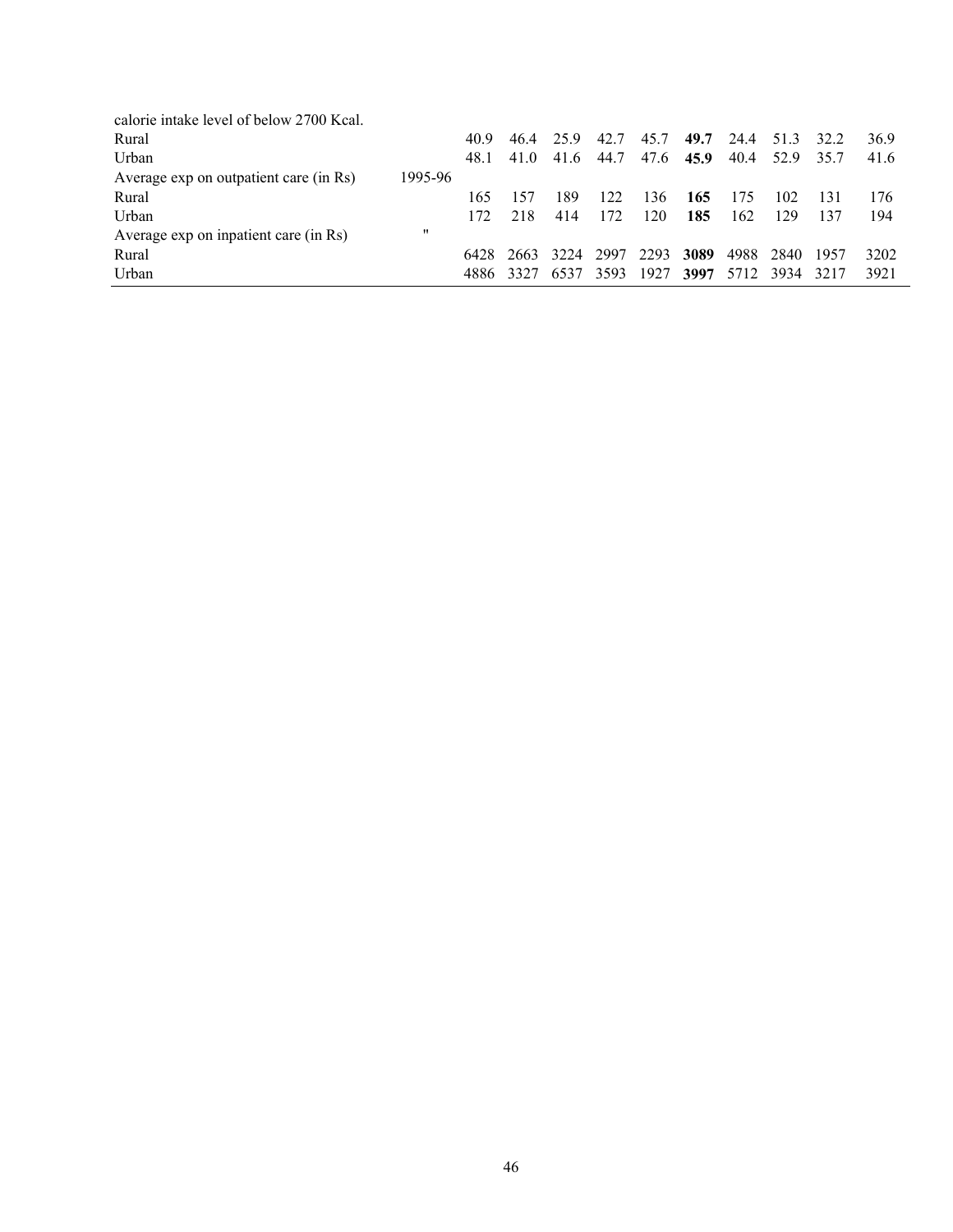| | | | | | | | | | | | |
|---|---|---|---|---|---|---|---|---|---|---|---|
| calorie intake level of below 2700 Kcal. | | | | | | | | | | | |
| Rural | | 40.9 | 46.4 | 25.9 | 42.7 | 45.7 | **49.7** | 24.4 | 51.3 | 32.2 | 36.9 |
| Urban | | 48.1 | 41.0 | 41.6 | 44.7 | 47.6 | **45.9** | 40.4 | 52.9 | 35.7 | 41.6 |
| Average exp on outpatient care (in Rs) | 1995-96 | | | | | | | | | | |
| Rural | | 165 | 157 | 189 | 122 | 136 | **165** | 175 | 102 | 131 | 176 |
| Urban | | 172 | 218 | 414 | 172 | 120 | **185** | 162 | 129 | 137 | 194 |
| Average exp on inpatient care (in Rs) | " | | | | | | | | | | |
| Rural | | 6428 | 2663 | 3224 | 2997 | 2293 | **3089** | 4988 | 2840 | 1957 | 3202 |
| Urban | | 4886 | 3327 | 6537 | 3593 | 1927 | **3997** | 5712 | 3934 | 3217 | 3921 |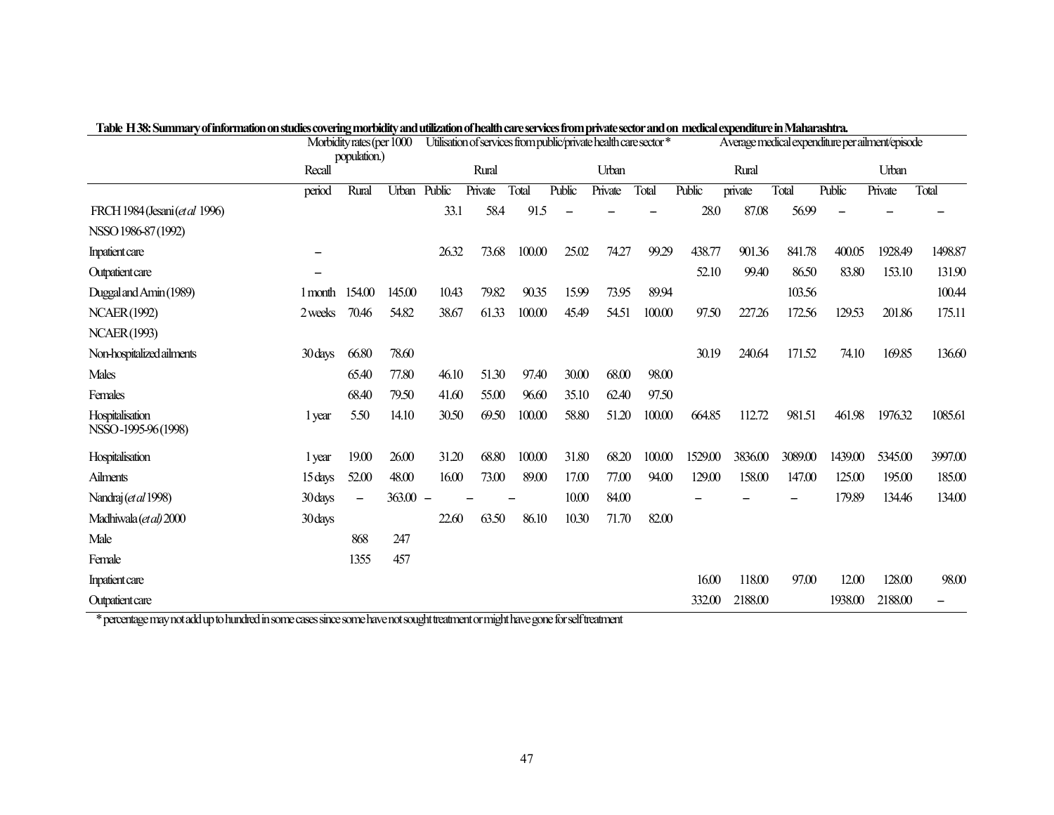**Table H 38: Summary of information on studies covering morbidity and utilization of health care services from private sector and on medical expenditure in Maharashtra.**

| | Recall | Morbidity rates (per 1000 population.) | | Utilisation of services from public/private health care sector * | | | | | | Average medical expenditure per ailment/episode | | | | | |
|---|---|---|---|---|---|---|---|---|---|---|---|---|---|---|---|
| | | | | Rural | | | Urban | | | Rural | | | Urban | | |
| | period | Rural | Urban | Public | Private | Total | Public | Private | Total | Public | private | Total | Public | Private | Total |
| FRCH 1984 (Jesani (*et al* 1996) | | | | 33.1 | 58.4 | 91.5 | – | – | – | 28.0 | 87.08 | 56.99 | – | – | – |
| NSSO 1986-87 (1992) | | | | | | | | | | | | | | | |
| Inpatient care | – | | | 26.32 | 73.68 | 100.00 | 25.02 | 74.27 | 99.29 | 438.77 | 901.36 | 841.78 | 400.05 | 1928.49 | 1498.87 |
| Outpatient care | – | | | | | | | | | 52.10 | 99.40 | 86.50 | 83.80 | 153.10 | 131.90 |
| Duggal and Amin (1989) | 1 month | 154.00 | 145.00 | 10.43 | 79.82 | 90.35 | 15.99 | 73.95 | 89.94 | | | 103.56 | | | 100.44 |
| NCAER (1992) | 2 weeks | 70.46 | 54.82 | 38.67 | 61.33 | 100.00 | 45.49 | 54.51 | 100.00 | 97.50 | 227.26 | 172.56 | 129.53 | 201.86 | 175.11 |
| NCAER (1993) | | | | | | | | | | | | | | | |
| Non-hospitalized ailments | 30 days | 66.80 | 78.60 | | | | | | | 30.19 | 240.64 | 171.52 | 74.10 | 169.85 | 136.60 |
| Males | | 65.40 | 77.80 | 46.10 | 51.30 | 97.40 | 30.00 | 68.00 | 98.00 | | | | | | |
| Females | | 68.40 | 79.50 | 41.60 | 55.00 | 96.60 | 35.10 | 62.40 | 97.50 | | | | | | |
| Hospitalisation | 1 year | 5.50 | 14.10 | 30.50 | 69.50 | 100.00 | 58.80 | 51.20 | 100.00 | 664.85 | 112.72 | 981.51 | 461.98 | 1976.32 | 1085.61 |
| NSSO-1995-96 (1998) | | | | | | | | | | | | | | | |
| Hospitalisation | 1 year | 19.00 | 26.00 | 31.20 | 68.80 | 100.00 | 31.80 | 68.20 | 100.00 | 1529.00 | 3836.00 | 3089.00 | 1439.00 | 5345.00 | 3997.00 |
| Ailments | 15 days | 52.00 | 48.00 | 16.00 | 73.00 | 89.00 | 17.00 | 77.00 | 94.00 | 129.00 | 158.00 | 147.00 | 125.00 | 195.00 | 185.00 |
| Nandraj (*et al* 1998) | 30 days | – | 363.00 | – | – | – | 10.00 | 84.00 | | – | – | – | 179.89 | 134.46 | 134.00 |
| Madhiwala (*et al*) 2000 | 30 days | | | 22.60 | 63.50 | 86.10 | 10.30 | 71.70 | 82.00 | | | | | | |
| Male | | 868 | 247 | | | | | | | | | | | | |
| Female | | 1355 | 457 | | | | | | | | | | | | |
| Inpatient care | | | | | | | | | | 16.00 | 118.00 | 97.00 | 12.00 | 128.00 | 98.00 |
| Outpatient care | | | | | | | | | | 332.00 | 2188.00 | | 1938.00 | 2188.00 | – |

* percentage may not add up to hundred in some cases since some have not sought treatment or might have gone for self treatment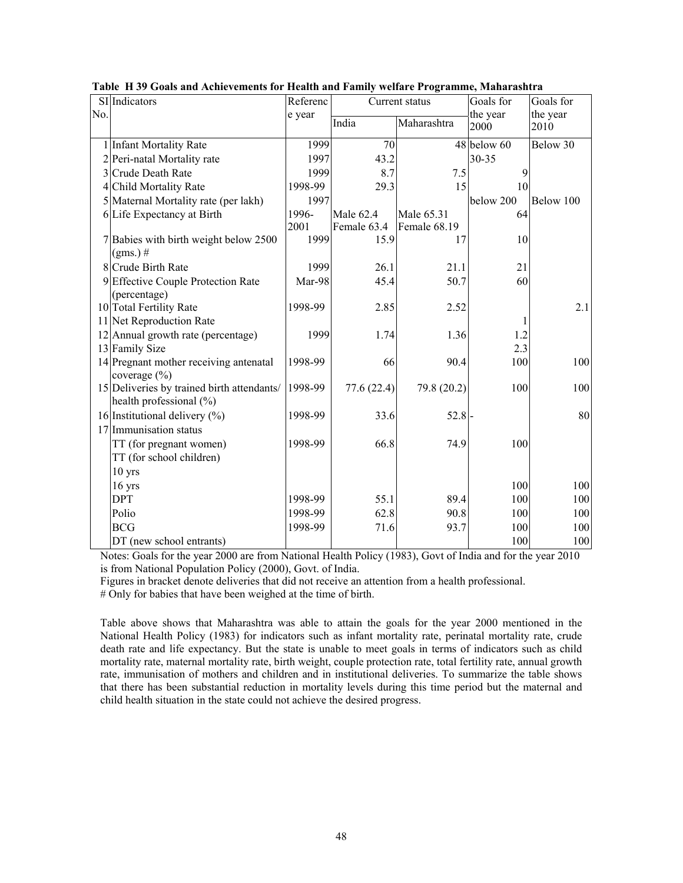**Table H 39 Goals and Achievements for Health and Family welfare Programme, Maharashtra**

| Sl No. | Indicators | Reference year | Current status | | Goals for the year 2000 | Goals for the year 2010 |
|---|---|---|---|---|---|---|
| | | | India | Maharashtra | | |
| 1 | Infant Mortality Rate | 1999 | 70 | 48 | below 60 | Below 30 |
| 2 | Peri-natal Mortality rate | 1997 | 43.2 | | 30-35 | |
| 3 | Crude Death Rate | 1999 | 8.7 | 7.5 | 9 | |
| 4 | Child Mortality Rate | 1998-99 | 29.3 | 15 | 10 | |
| 5 | Maternal Mortality rate (per lakh) | 1997 | | | below 200 | Below 100 |
| 6 | Life Expectancy at Birth | 1996-2001 | Male 62.4 Female 63.4 | Male 65.31 Female 68.19 | 64 | |
| 7 | Babies with birth weight below 2500 (gms.) # | 1999 | 15.9 | 17 | 10 | |
| 8 | Crude Birth Rate | 1999 | 26.1 | 21.1 | 21 | |
| 9 | Effective Couple Protection Rate (percentage) | Mar-98 | 45.4 | 50.7 | 60 | |
| 10 | Total Fertility Rate | 1998-99 | 2.85 | 2.52 | | 2.1 |
| 11 | Net Reproduction Rate | | | | 1 | |
| 12 | Annual growth rate (percentage) | 1999 | 1.74 | 1.36 | 1.2 | |
| 13 | Family Size | | | | 2.3 | |
| 14 | Pregnant mother receiving antenatal coverage (%) | 1998-99 | 66 | 90.4 | 100 | 100 |
| 15 | Deliveries by trained birth attendants/ health professional (%) | 1998-99 | 77.6 (22.4) | 79.8 (20.2) | 100 | 100 |
| 16 | Institutional delivery (%) | 1998-99 | 33.6 | 52.8 | - | 80 |
| 17 | Immunisation status | | | | | |
| | TT (for pregnant women) | 1998-99 | 66.8 | 74.9 | 100 | |
| | TT (for school children) | | | | | |
| | 10 yrs | | | | | |
| | 16 yrs | | | | 100 | 100 |
| | DPT | 1998-99 | 55.1 | 89.4 | 100 | 100 |
| | Polio | 1998-99 | 62.8 | 90.8 | 100 | 100 |
| | BCG | 1998-99 | 71.6 | 93.7 | 100 | 100 |
| | DT (new school entrants) | | | | 100 | 100 |

Notes: Goals for the year 2000 are from National Health Policy (1983), Govt of India and for the year 2010 is from National Population Policy (2000), Govt. of India.

Figures in bracket denote deliveries that did not receive an attention from a health professional.

# Only for babies that have been weighed at the time of birth.

Table above shows that Maharashtra was able to attain the goals for the year 2000 mentioned in the National Health Policy (1983) for indicators such as infant mortality rate, perinatal mortality rate, crude death rate and life expectancy. But the state is unable to meet goals in terms of indicators such as child mortality rate, maternal mortality rate, birth weight, couple protection rate, total fertility rate, annual growth rate, immunisation of mothers and children and in institutional deliveries. To summarize the table shows that there has been substantial reduction in mortality levels during this time period but the maternal and child health situation in the state could not achieve the desired progress.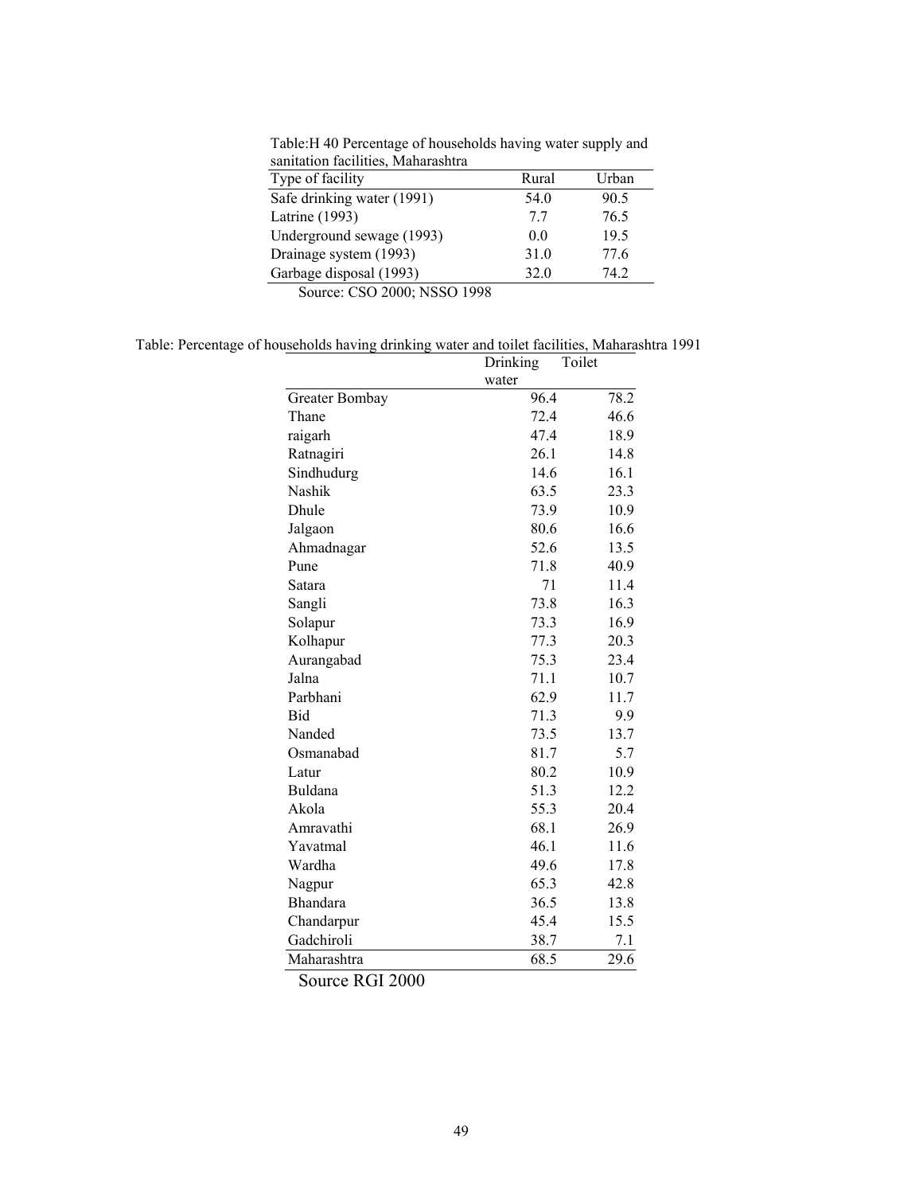Table:H 40 Percentage of households having water supply and sanitation facilities, Maharashtra

| Type of facility | Rural | Urban |
|---|---|---|
| Safe drinking water (1991) | 54.0 | 90.5 |
| Latrine (1993) | 7.7 | 76.5 |
| Underground sewage (1993) | 0.0 | 19.5 |
| Drainage system (1993) | 31.0 | 77.6 |
| Garbage disposal (1993) | 32.0 | 74.2 |

Source: CSO 2000; NSSO 1998

Table: Percentage of households having drinking water and toilet facilities, Maharashtra 1991

| | Drinking water | Toilet |
|---|---|---|
| Greater Bombay | 96.4 | 78.2 |
| Thane | 72.4 | 46.6 |
| raigarh | 47.4 | 18.9 |
| Ratnagiri | 26.1 | 14.8 |
| Sindhudurg | 14.6 | 16.1 |
| Nashik | 63.5 | 23.3 |
| Dhule | 73.9 | 10.9 |
| Jalgaon | 80.6 | 16.6 |
| Ahmadnagar | 52.6 | 13.5 |
| Pune | 71.8 | 40.9 |
| Satara | 71 | 11.4 |
| Sangli | 73.8 | 16.3 |
| Solapur | 73.3 | 16.9 |
| Kolhapur | 77.3 | 20.3 |
| Aurangabad | 75.3 | 23.4 |
| Jalna | 71.1 | 10.7 |
| Parbhani | 62.9 | 11.7 |
| Bid | 71.3 | 9.9 |
| Nanded | 73.5 | 13.7 |
| Osmanabad | 81.7 | 5.7 |
| Latur | 80.2 | 10.9 |
| Buldana | 51.3 | 12.2 |
| Akola | 55.3 | 20.4 |
| Amravathi | 68.1 | 26.9 |
| Yavatmal | 46.1 | 11.6 |
| Wardha | 49.6 | 17.8 |
| Nagpur | 65.3 | 42.8 |
| Bhandara | 36.5 | 13.8 |
| Chandarpur | 45.4 | 15.5 |
| Gadchiroli | 38.7 | 7.1 |
| Maharashtra | 68.5 | 29.6 |

Source RGI 2000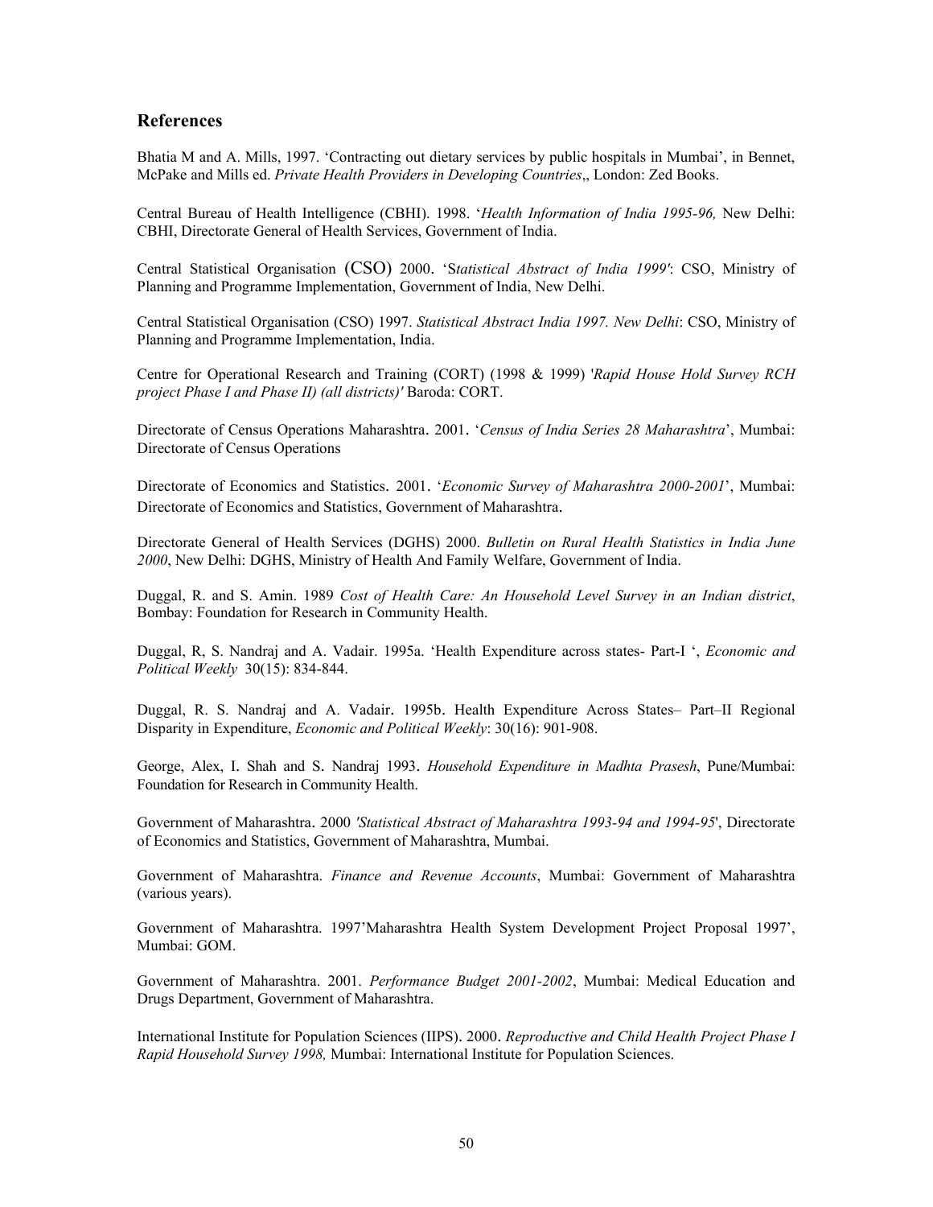## References

Bhatia M and A. Mills, 1997. 'Contracting out dietary services by public hospitals in Mumbai', in Bennet, McPake and Mills ed. *Private Health Providers in Developing Countries*,, London: Zed Books.

Central Bureau of Health Intelligence (CBHI). 1998. '*Health Information of India 1995-96,* New Delhi: CBHI, Directorate General of Health Services, Government of India.

Central Statistical Organisation (CSO) 2000. 'S*tatistical Abstract of India 1999'*: CSO, Ministry of Planning and Programme Implementation, Government of India, New Delhi.

Central Statistical Organisation (CSO) 1997. *Statistical Abstract India 1997. New Delhi*: CSO, Ministry of Planning and Programme Implementation, India.

Centre for Operational Research and Training (CORT) (1998 & 1999) '*Rapid House Hold Survey RCH project Phase I and Phase II) (all districts)'* Baroda: CORT.

Directorate of Census Operations Maharashtra. 2001. '*Census of India Series 28 Maharashtra*', Mumbai: Directorate of Census Operations

Directorate of Economics and Statistics. 2001. '*Economic Survey of Maharashtra 2000-2001*', Mumbai: Directorate of Economics and Statistics, Government of Maharashtra.

Directorate General of Health Services (DGHS) 2000. *Bulletin on Rural Health Statistics in India June 2000*, New Delhi: DGHS, Ministry of Health And Family Welfare, Government of India.

Duggal, R. and S. Amin. 1989 *Cost of Health Care: An Household Level Survey in an Indian district*, Bombay: Foundation for Research in Community Health.

Duggal, R, S. Nandraj and A. Vadair. 1995a. 'Health Expenditure across states- Part-I ', *Economic and Political Weekly* 30(15): 834-844.

Duggal, R. S. Nandraj and A. Vadair. 1995b. Health Expenditure Across States– Part–II Regional Disparity in Expenditure, *Economic and Political Weekly*: 30(16): 901-908.

George, Alex, I. Shah and S. Nandraj 1993. *Household Expenditure in Madhta Prasesh*, Pune/Mumbai: Foundation for Research in Community Health.

Government of Maharashtra. 2000 *'Statistical Abstract of Maharashtra 1993-94 and 1994-95*', Directorate of Economics and Statistics, Government of Maharashtra, Mumbai.

Government of Maharashtra. *Finance and Revenue Accounts*, Mumbai: Government of Maharashtra (various years).

Government of Maharashtra. 1997'Maharashtra Health System Development Project Proposal 1997', Mumbai: GOM.

Government of Maharashtra. 2001. *Performance Budget 2001-2002*, Mumbai: Medical Education and Drugs Department, Government of Maharashtra.

International Institute for Population Sciences (IIPS). 2000. *Reproductive and Child Health Project Phase I Rapid Household Survey 1998,* Mumbai: International Institute for Population Sciences.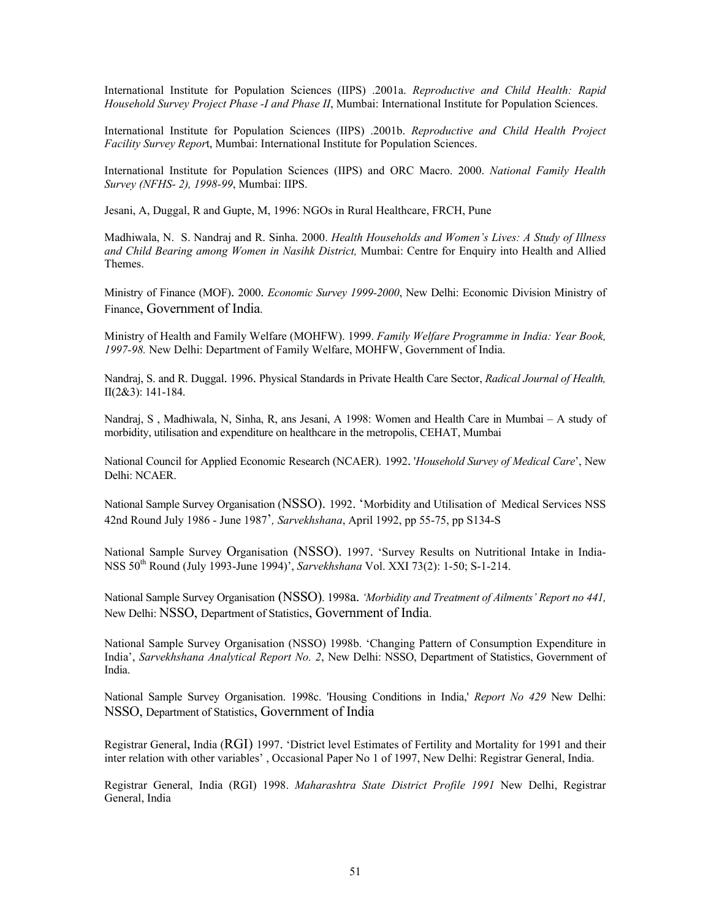International Institute for Population Sciences (IIPS) .2001a. *Reproductive and Child Health: Rapid Household Survey Project Phase -I and Phase II*, Mumbai: International Institute for Population Sciences.

International Institute for Population Sciences (IIPS) .2001b. *Reproductive and Child Health Project Facility Survey Repor*t, Mumbai: International Institute for Population Sciences.

International Institute for Population Sciences (IIPS) and ORC Macro. 2000. *National Family Health Survey (NFHS- 2), 1998-99*, Mumbai: IIPS.

Jesani, A, Duggal, R and Gupte, M, 1996: NGOs in Rural Healthcare, FRCH, Pune

Madhiwala, N. S. Nandraj and R. Sinha. 2000. *Health Households and Women's Lives: A Study of Illness and Child Bearing among Women in Nasihk District,* Mumbai: Centre for Enquiry into Health and Allied Themes.

Ministry of Finance (MOF). 2000. *Economic Survey 1999-2000*, New Delhi: Economic Division Ministry of Finance, Government of India.

Ministry of Health and Family Welfare (MOHFW). 1999. *Family Welfare Programme in India: Year Book, 1997-98.* New Delhi: Department of Family Welfare, MOHFW, Government of India.

Nandraj, S. and R. Duggal. 1996. Physical Standards in Private Health Care Sector, *Radical Journal of Health,* II(2&3): 141-184.

Nandraj, S , Madhiwala, N, Sinha, R, ans Jesani, A 1998: Women and Health Care in Mumbai – A study of morbidity, utilisation and expenditure on healthcare in the metropolis, CEHAT, Mumbai

National Council for Applied Economic Research (NCAER). 1992. '*Household Survey of Medical Care*', New Delhi: NCAER.

National Sample Survey Organisation (NSSO). 1992. 'Morbidity and Utilisation of Medical Services NSS 42nd Round July 1986 - June 1987', *Sarvekhshana*, April 1992, pp 55-75, pp S134-S

National Sample Survey Organisation (NSSO). 1997. 'Survey Results on Nutritional Intake in India-NSS 50th Round (July 1993-June 1994)', *Sarvekhshana* Vol. XXI 73(2): 1-50; S-1-214.

National Sample Survey Organisation (NSSO). 1998a. *'Morbidity and Treatment of Ailments' Report no 441,* New Delhi: NSSO, Department of Statistics, Government of India.

National Sample Survey Organisation (NSSO) 1998b. 'Changing Pattern of Consumption Expenditure in India', *Sarvekhshana Analytical Report No. 2*, New Delhi: NSSO, Department of Statistics, Government of India.

National Sample Survey Organisation. 1998c. 'Housing Conditions in India,' *Report No 429* New Delhi: NSSO, Department of Statistics, Government of India

Registrar General, India (RGI) 1997. 'District level Estimates of Fertility and Mortality for 1991 and their inter relation with other variables' , Occasional Paper No 1 of 1997, New Delhi: Registrar General, India.

Registrar General, India (RGI) 1998. *Maharashtra State District Profile 1991* New Delhi, Registrar General, India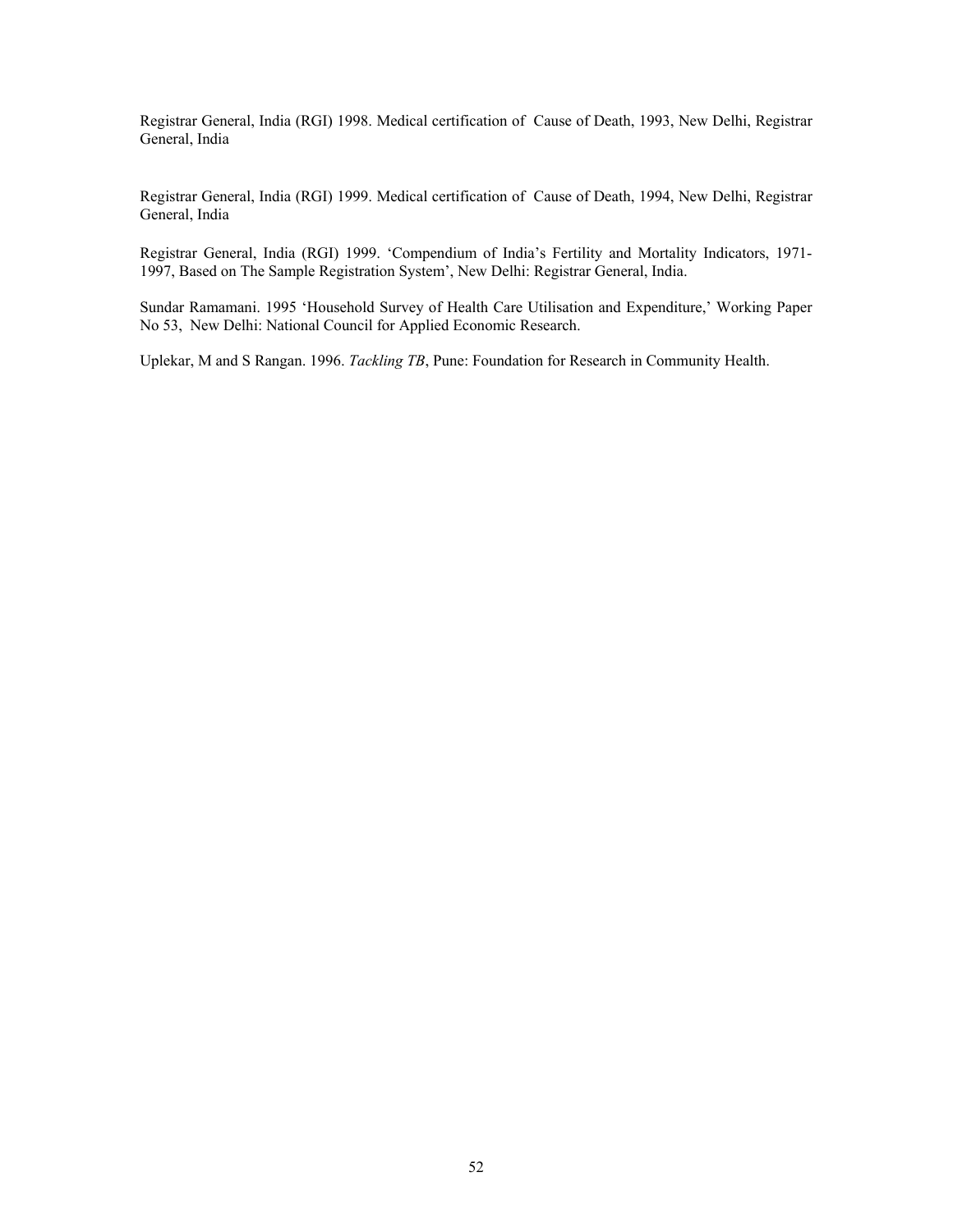Registrar General, India (RGI) 1998. Medical certification of Cause of Death, 1993, New Delhi, Registrar General, India

Registrar General, India (RGI) 1999. Medical certification of Cause of Death, 1994, New Delhi, Registrar General, India

Registrar General, India (RGI) 1999. 'Compendium of India's Fertility and Mortality Indicators, 1971-1997, Based on The Sample Registration System', New Delhi: Registrar General, India.

Sundar Ramamani. 1995 'Household Survey of Health Care Utilisation and Expenditure,' Working Paper No 53, New Delhi: National Council for Applied Economic Research.

Uplekar, M and S Rangan. 1996. *Tackling TB*, Pune: Foundation for Research in Community Health.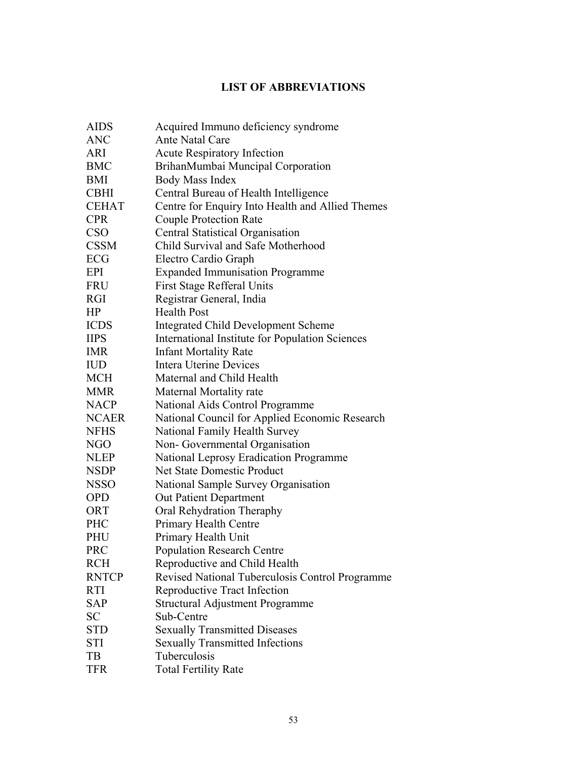# LIST OF ABBREVIATIONS

| | |
|---|---|
| AIDS | Acquired Immuno deficiency syndrome |
| ANC | Ante Natal Care |
| ARI | Acute Respiratory Infection |
| BMC | BrihanMumbai Muncipal Corporation |
| BMI | Body Mass Index |
| CBHI | Central Bureau of Health Intelligence |
| CEHAT | Centre for Enquiry Into Health and Allied Themes |
| CPR | Couple Protection Rate |
| CSO | Central Statistical Organisation |
| CSSM | Child Survival and Safe Motherhood |
| ECG | Electro Cardio Graph |
| EPI | Expanded Immunisation Programme |
| FRU | First Stage Refferal Units |
| RGI | Registrar General, India |
| HP | Health Post |
| ICDS | Integrated Child Development Scheme |
| IIPS | International Institute for Population Sciences |
| IMR | Infant Mortality Rate |
| IUD | Intera Uterine Devices |
| MCH | Maternal and Child Health |
| MMR | Maternal Mortality rate |
| NACP | National Aids Control Programme |
| NCAER | National Council for Applied Economic Research |
| NFHS | National Family Health Survey |
| NGO | Non- Governmental Organisation |
| NLEP | National Leprosy Eradication Programme |
| NSDP | Net State Domestic Product |
| NSSO | National Sample Survey Organisation |
| OPD | Out Patient Department |
| ORT | Oral Rehydration Theraphy |
| PHC | Primary Health Centre |
| PHU | Primary Health Unit |
| PRC | Population Research Centre |
| RCH | Reproductive and Child Health |
| RNTCP | Revised National Tuberculosis Control Programme |
| RTI | Reproductive Tract Infection |
| SAP | Structural Adjustment Programme |
| SC | Sub-Centre |
| STD | Sexually Transmitted Diseases |
| STI | Sexually Transmitted Infections |
| TB | Tuberculosis |
| TFR | Total Fertility Rate |